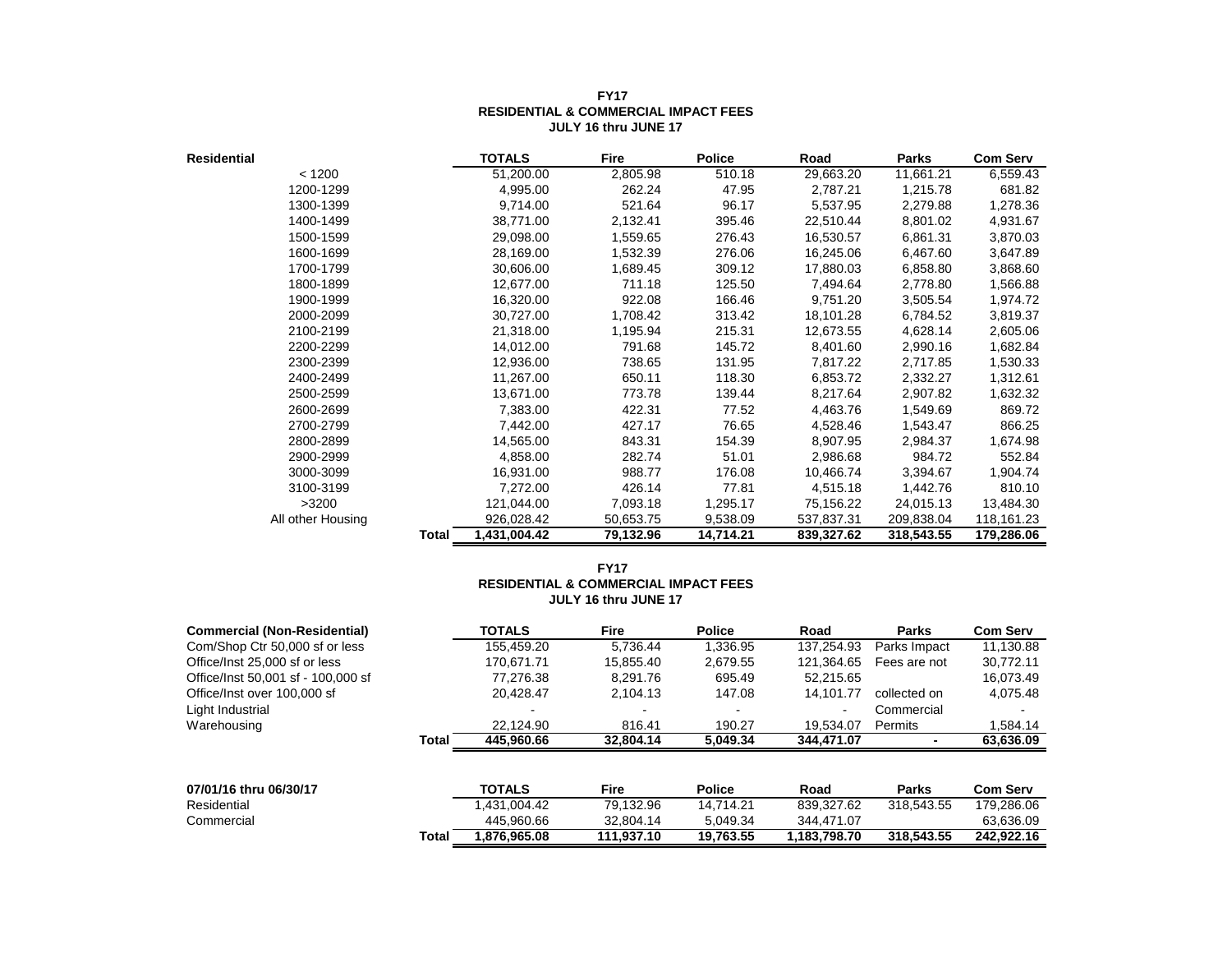**FY17**
**RESIDENTIAL & COMMERCIAL IMPACT FEES**
**JULY 16 thru JUNE 17**

| Residential | | TOTALS | Fire | Police | Road | Parks | Com Serv |
|---|---|---|---|---|---|---|---|
| < 1200 | | 51,200.00 | 2,805.98 | 510.18 | 29,663.20 | 11,661.21 | 6,559.43 |
| 1200-1299 | | 4,995.00 | 262.24 | 47.95 | 2,787.21 | 1,215.78 | 681.82 |
| 1300-1399 | | 9,714.00 | 521.64 | 96.17 | 5,537.95 | 2,279.88 | 1,278.36 |
| 1400-1499 | | 38,771.00 | 2,132.41 | 395.46 | 22,510.44 | 8,801.02 | 4,931.67 |
| 1500-1599 | | 29,098.00 | 1,559.65 | 276.43 | 16,530.57 | 6,861.31 | 3,870.03 |
| 1600-1699 | | 28,169.00 | 1,532.39 | 276.06 | 16,245.06 | 6,467.60 | 3,647.89 |
| 1700-1799 | | 30,606.00 | 1,689.45 | 309.12 | 17,880.03 | 6,858.80 | 3,868.60 |
| 1800-1899 | | 12,677.00 | 711.18 | 125.50 | 7,494.64 | 2,778.80 | 1,566.88 |
| 1900-1999 | | 16,320.00 | 922.08 | 166.46 | 9,751.20 | 3,505.54 | 1,974.72 |
| 2000-2099 | | 30,727.00 | 1,708.42 | 313.42 | 18,101.28 | 6,784.52 | 3,819.37 |
| 2100-2199 | | 21,318.00 | 1,195.94 | 215.31 | 12,673.55 | 4,628.14 | 2,605.06 |
| 2200-2299 | | 14,012.00 | 791.68 | 145.72 | 8,401.60 | 2,990.16 | 1,682.84 |
| 2300-2399 | | 12,936.00 | 738.65 | 131.95 | 7,817.22 | 2,717.85 | 1,530.33 |
| 2400-2499 | | 11,267.00 | 650.11 | 118.30 | 6,853.72 | 2,332.27 | 1,312.61 |
| 2500-2599 | | 13,671.00 | 773.78 | 139.44 | 8,217.64 | 2,907.82 | 1,632.32 |
| 2600-2699 | | 7,383.00 | 422.31 | 77.52 | 4,463.76 | 1,549.69 | 869.72 |
| 2700-2799 | | 7,442.00 | 427.17 | 76.65 | 4,528.46 | 1,543.47 | 866.25 |
| 2800-2899 | | 14,565.00 | 843.31 | 154.39 | 8,907.95 | 2,984.37 | 1,674.98 |
| 2900-2999 | | 4,858.00 | 282.74 | 51.01 | 2,986.68 | 984.72 | 552.84 |
| 3000-3099 | | 16,931.00 | 988.77 | 176.08 | 10,466.74 | 3,394.67 | 1,904.74 |
| 3100-3199 | | 7,272.00 | 426.14 | 77.81 | 4,515.18 | 1,442.76 | 810.10 |
| >3200 | | 121,044.00 | 7,093.18 | 1,295.17 | 75,156.22 | 24,015.13 | 13,484.30 |
| All other Housing | | 926,028.42 | 50,653.75 | 9,538.09 | 537,837.31 | 209,838.04 | 118,161.23 |
| | **Total** | **1,431,004.42** | **79,132.96** | **14,714.21** | **839,327.62** | **318,543.55** | **179,286.06** |

**FY17**
**RESIDENTIAL & COMMERCIAL IMPACT FEES**
**JULY 16 thru JUNE 17**

| Commercial (Non-Residential) | | TOTALS | Fire | Police | Road | Parks | Com Serv |
|---|---|---|---|---|---|---|---|
| Com/Shop Ctr 50,000 sf or less | | 155,459.20 | 5,736.44 | 1,336.95 | 137,254.93 | Parks Impact | 11,130.88 |
| Office/Inst 25,000 sf or less | | 170,671.71 | 15,855.40 | 2,679.55 | 121,364.65 | Fees are not | 30,772.11 |
| Office/Inst 50,001 sf - 100,000 sf | | 77,276.38 | 8,291.76 | 695.49 | 52,215.65 | | 16,073.49 |
| Office/Inst over 100,000 sf | | 20,428.47 | 2,104.13 | 147.08 | 14,101.77 | collected on | 4,075.48 |
| Light Industrial | | - | - | - | - | Commercial | - |
| Warehousing | | 22,124.90 | 816.41 | 190.27 | 19,534.07 | Permits | 1,584.14 |
| | **Total** | **445,960.66** | **32,804.14** | **5,049.34** | **344,471.07** | **-** | **63,636.09** |

| 07/01/16 thru 06/30/17 | | TOTALS | Fire | Police | Road | Parks | Com Serv |
|---|---|---|---|---|---|---|---|
| Residential | | 1,431,004.42 | 79,132.96 | 14,714.21 | 839,327.62 | 318,543.55 | 179,286.06 |
| Commercial | | 445,960.66 | 32,804.14 | 5,049.34 | 344,471.07 | | 63,636.09 |
| | **Total** | **1,876,965.08** | **111,937.10** | **19,763.55** | **1,183,798.70** | **318,543.55** | **242,922.16** |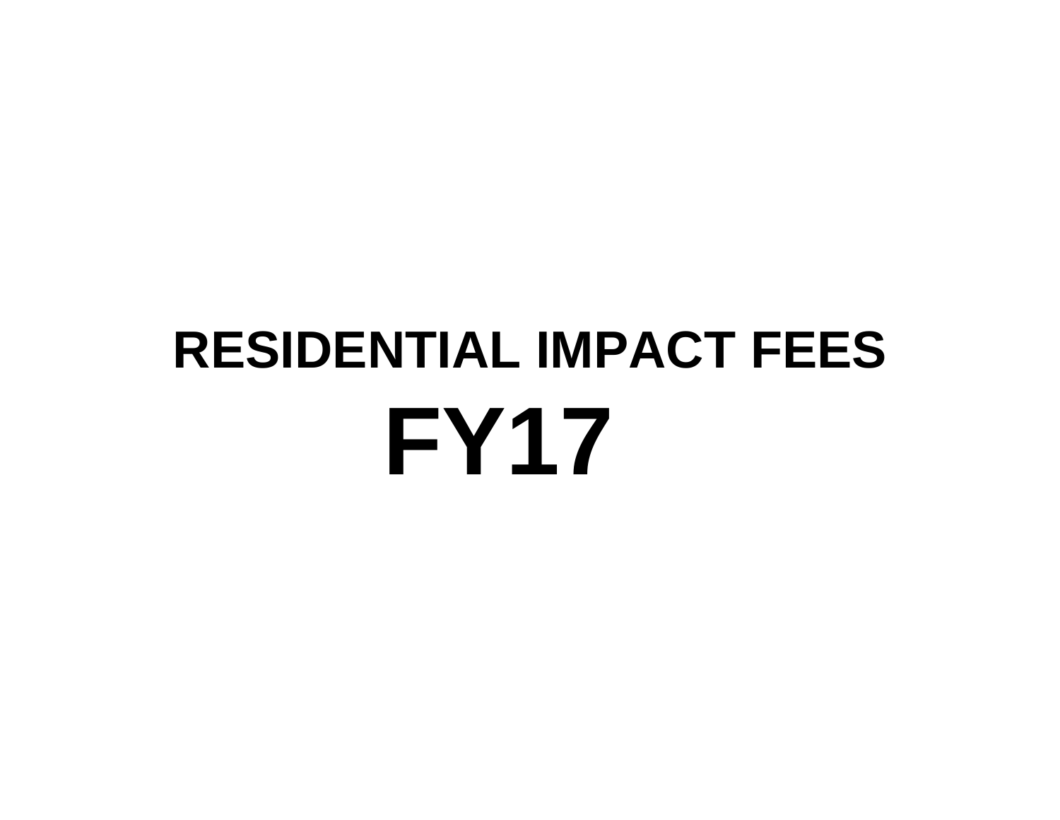# RESIDENTIAL IMPACT FEES

# FY17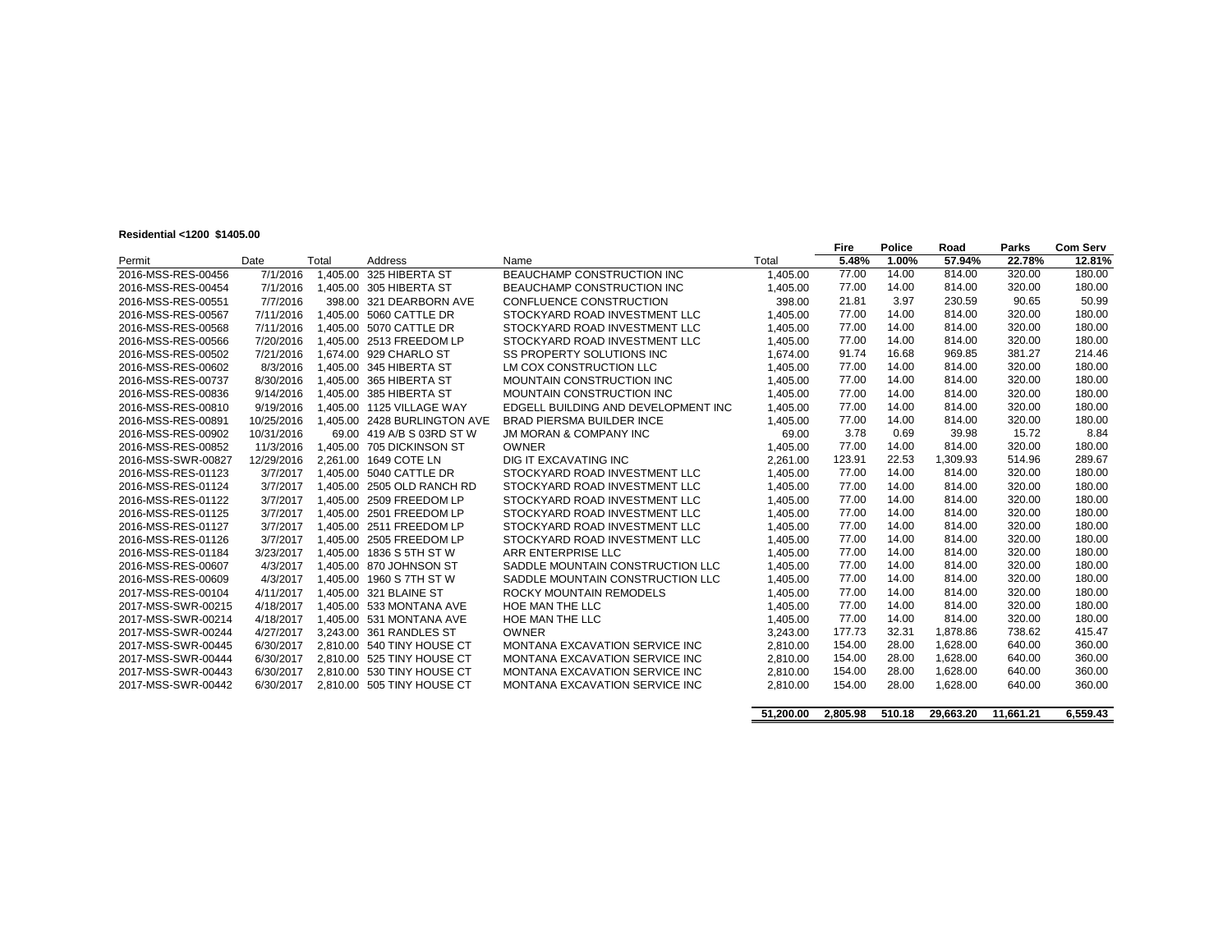**Residential <1200 $1405.00**

| Permit | Date | Total | Address | Name | Total | Fire | Police | Road | Parks | Com Serv |
|---|---|---|---|---|---|---|---|---|---|---|
| | | | | | | 5.48% | 1.00% | 57.94% | 22.78% | 12.81% |
| 2016-MSS-RES-00456 | 7/1/2016 | 1,405.00 | 325 HIBERTA ST | BEAUCHAMP CONSTRUCTION INC | 1,405.00 | 77.00 | 14.00 | 814.00 | 320.00 | 180.00 |
| 2016-MSS-RES-00454 | 7/1/2016 | 1,405.00 | 305 HIBERTA ST | BEAUCHAMP CONSTRUCTION INC | 1,405.00 | 77.00 | 14.00 | 814.00 | 320.00 | 180.00 |
| 2016-MSS-RES-00551 | 7/7/2016 | 398.00 | 321 DEARBORN AVE | CONFLUENCE CONSTRUCTION | 398.00 | 21.81 | 3.97 | 230.59 | 90.65 | 50.99 |
| 2016-MSS-RES-00567 | 7/11/2016 | 1,405.00 | 5060 CATTLE DR | STOCKYARD ROAD INVESTMENT LLC | 1,405.00 | 77.00 | 14.00 | 814.00 | 320.00 | 180.00 |
| 2016-MSS-RES-00568 | 7/11/2016 | 1,405.00 | 5070 CATTLE DR | STOCKYARD ROAD INVESTMENT LLC | 1,405.00 | 77.00 | 14.00 | 814.00 | 320.00 | 180.00 |
| 2016-MSS-RES-00566 | 7/20/2016 | 1,405.00 | 2513 FREEDOM LP | STOCKYARD ROAD INVESTMENT LLC | 1,405.00 | 77.00 | 14.00 | 814.00 | 320.00 | 180.00 |
| 2016-MSS-RES-00502 | 7/21/2016 | 1,674.00 | 929 CHARLO ST | SS PROPERTY SOLUTIONS INC | 1,674.00 | 91.74 | 16.68 | 969.85 | 381.27 | 214.46 |
| 2016-MSS-RES-00602 | 8/3/2016 | 1,405.00 | 345 HIBERTA ST | LM COX CONSTRUCTION LLC | 1,405.00 | 77.00 | 14.00 | 814.00 | 320.00 | 180.00 |
| 2016-MSS-RES-00737 | 8/30/2016 | 1,405.00 | 365 HIBERTA ST | MOUNTAIN CONSTRUCTION INC | 1,405.00 | 77.00 | 14.00 | 814.00 | 320.00 | 180.00 |
| 2016-MSS-RES-00836 | 9/14/2016 | 1,405.00 | 385 HIBERTA ST | MOUNTAIN CONSTRUCTION INC | 1,405.00 | 77.00 | 14.00 | 814.00 | 320.00 | 180.00 |
| 2016-MSS-RES-00810 | 9/19/2016 | 1,405.00 | 1125 VILLAGE WAY | EDGELL BUILDING AND DEVELOPMENT INC | 1,405.00 | 77.00 | 14.00 | 814.00 | 320.00 | 180.00 |
| 2016-MSS-RES-00891 | 10/25/2016 | 1,405.00 | 2428 BURLINGTON AVE | BRAD PIERSMA BUILDER INCE | 1,405.00 | 77.00 | 14.00 | 814.00 | 320.00 | 180.00 |
| 2016-MSS-RES-00902 | 10/31/2016 | 69.00 | 419 A/B S 03RD ST W | JM MORAN & COMPANY INC | 69.00 | 3.78 | 0.69 | 39.98 | 15.72 | 8.84 |
| 2016-MSS-RES-00852 | 11/3/2016 | 1,405.00 | 705 DICKINSON ST | OWNER | 1,405.00 | 77.00 | 14.00 | 814.00 | 320.00 | 180.00 |
| 2016-MSS-SWR-00827 | 12/29/2016 | 2,261.00 | 1649 COTE LN | DIG IT EXCAVATING INC | 2,261.00 | 123.91 | 22.53 | 1,309.93 | 514.96 | 289.67 |
| 2016-MSS-RES-01123 | 3/7/2017 | 1,405.00 | 5040 CATTLE DR | STOCKYARD ROAD INVESTMENT LLC | 1,405.00 | 77.00 | 14.00 | 814.00 | 320.00 | 180.00 |
| 2016-MSS-RES-01124 | 3/7/2017 | 1,405.00 | 2505 OLD RANCH RD | STOCKYARD ROAD INVESTMENT LLC | 1,405.00 | 77.00 | 14.00 | 814.00 | 320.00 | 180.00 |
| 2016-MSS-RES-01122 | 3/7/2017 | 1,405.00 | 2509 FREEDOM LP | STOCKYARD ROAD INVESTMENT LLC | 1,405.00 | 77.00 | 14.00 | 814.00 | 320.00 | 180.00 |
| 2016-MSS-RES-01125 | 3/7/2017 | 1,405.00 | 2501 FREEDOM LP | STOCKYARD ROAD INVESTMENT LLC | 1,405.00 | 77.00 | 14.00 | 814.00 | 320.00 | 180.00 |
| 2016-MSS-RES-01127 | 3/7/2017 | 1,405.00 | 2511 FREEDOM LP | STOCKYARD ROAD INVESTMENT LLC | 1,405.00 | 77.00 | 14.00 | 814.00 | 320.00 | 180.00 |
| 2016-MSS-RES-01126 | 3/7/2017 | 1,405.00 | 2505 FREEDOM LP | STOCKYARD ROAD INVESTMENT LLC | 1,405.00 | 77.00 | 14.00 | 814.00 | 320.00 | 180.00 |
| 2016-MSS-RES-01184 | 3/23/2017 | 1,405.00 | 1836 S 5TH ST W | ARR ENTERPRISE LLC | 1,405.00 | 77.00 | 14.00 | 814.00 | 320.00 | 180.00 |
| 2016-MSS-RES-00607 | 4/3/2017 | 1,405.00 | 870 JOHNSON ST | SADDLE MOUNTAIN CONSTRUCTION LLC | 1,405.00 | 77.00 | 14.00 | 814.00 | 320.00 | 180.00 |
| 2016-MSS-RES-00609 | 4/3/2017 | 1,405.00 | 1960 S 7TH ST W | SADDLE MOUNTAIN CONSTRUCTION LLC | 1,405.00 | 77.00 | 14.00 | 814.00 | 320.00 | 180.00 |
| 2017-MSS-RES-00104 | 4/11/2017 | 1,405.00 | 321 BLAINE ST | ROCKY MOUNTAIN REMODELS | 1,405.00 | 77.00 | 14.00 | 814.00 | 320.00 | 180.00 |
| 2017-MSS-SWR-00215 | 4/18/2017 | 1,405.00 | 533 MONTANA AVE | HOE MAN THE LLC | 1,405.00 | 77.00 | 14.00 | 814.00 | 320.00 | 180.00 |
| 2017-MSS-SWR-00214 | 4/18/2017 | 1,405.00 | 531 MONTANA AVE | HOE MAN THE LLC | 1,405.00 | 77.00 | 14.00 | 814.00 | 320.00 | 180.00 |
| 2017-MSS-SWR-00244 | 4/27/2017 | 3,243.00 | 361 RANDLES ST | OWNER | 3,243.00 | 177.73 | 32.31 | 1,878.86 | 738.62 | 415.47 |
| 2017-MSS-SWR-00445 | 6/30/2017 | 2,810.00 | 540 TINY HOUSE CT | MONTANA EXCAVATION SERVICE INC | 2,810.00 | 154.00 | 28.00 | 1,628.00 | 640.00 | 360.00 |
| 2017-MSS-SWR-00444 | 6/30/2017 | 2,810.00 | 525 TINY HOUSE CT | MONTANA EXCAVATION SERVICE INC | 2,810.00 | 154.00 | 28.00 | 1,628.00 | 640.00 | 360.00 |
| 2017-MSS-SWR-00443 | 6/30/2017 | 2,810.00 | 530 TINY HOUSE CT | MONTANA EXCAVATION SERVICE INC | 2,810.00 | 154.00 | 28.00 | 1,628.00 | 640.00 | 360.00 |
| 2017-MSS-SWR-00442 | 6/30/2017 | 2,810.00 | 505 TINY HOUSE CT | MONTANA EXCAVATION SERVICE INC | 2,810.00 | 154.00 | 28.00 | 1,628.00 | 640.00 | 360.00 |
| | | | | | **51,200.00** | **2,805.98** | **510.18** | **29,663.20** | **11,661.21** | **6,559.43** |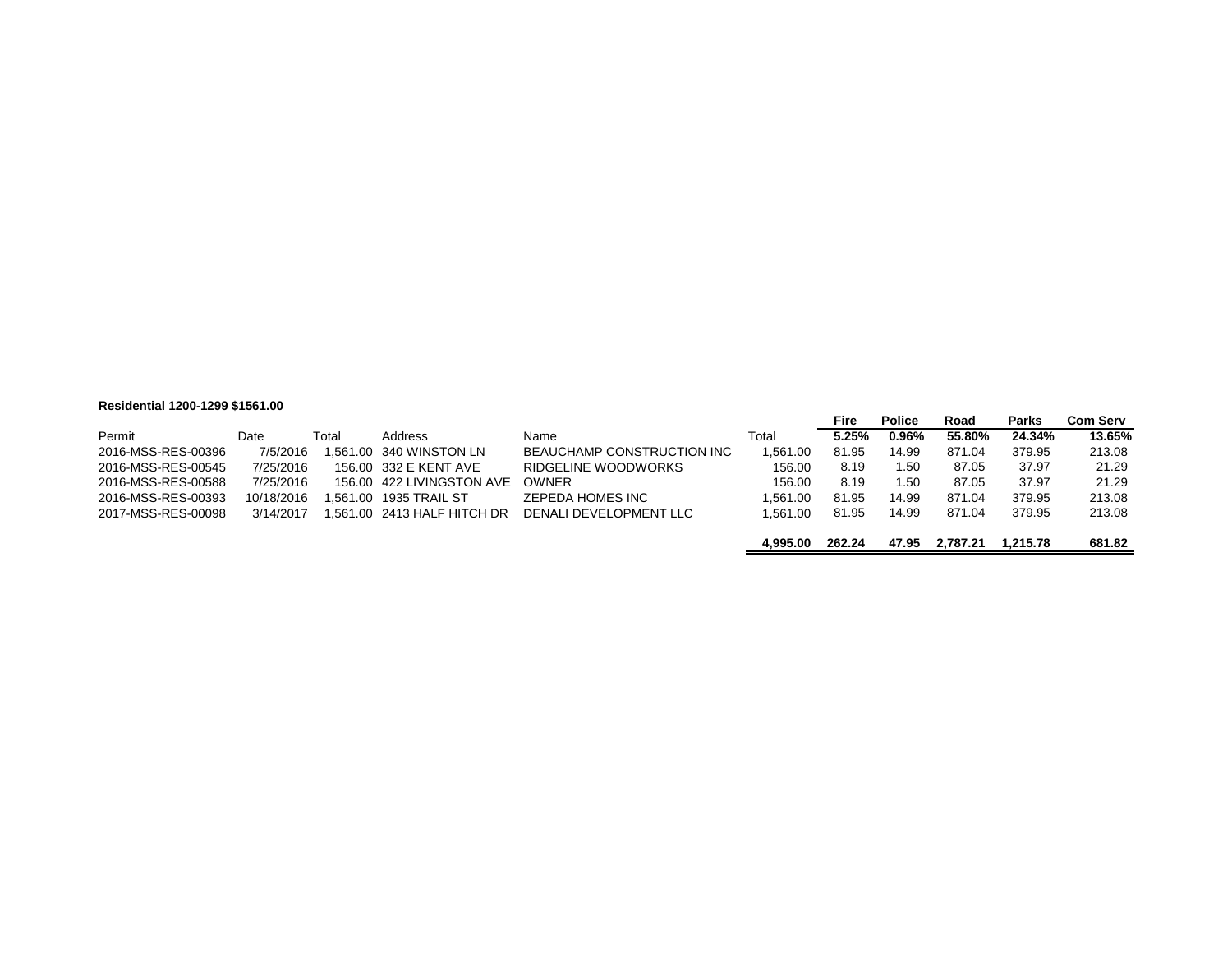**Residential 1200-1299 $1561.00**

| Permit | Date | Total | Address | Name | Total | Fire<br>5.25% | Police<br>0.96% | Road<br>55.80% | Parks<br>24.34% | Com Serv<br>13.65% |
|---|---|---|---|---|---|---|---|---|---|---|
| 2016-MSS-RES-00396 | 7/5/2016 | 1,561.00 | 340 WINSTON LN | BEAUCHAMP CONSTRUCTION INC | 1,561.00 | 81.95 | 14.99 | 871.04 | 379.95 | 213.08 |
| 2016-MSS-RES-00545 | 7/25/2016 | 156.00 | 332 E KENT AVE | RIDGELINE WOODWORKS | 156.00 | 8.19 | 1.50 | 87.05 | 37.97 | 21.29 |
| 2016-MSS-RES-00588 | 7/25/2016 | 156.00 | 422 LIVINGSTON AVE | OWNER | 156.00 | 8.19 | 1.50 | 87.05 | 37.97 | 21.29 |
| 2016-MSS-RES-00393 | 10/18/2016 | 1,561.00 | 1935 TRAIL ST | ZEPEDA HOMES INC | 1,561.00 | 81.95 | 14.99 | 871.04 | 379.95 | 213.08 |
| 2017-MSS-RES-00098 | 3/14/2017 | 1,561.00 | 2413 HALF HITCH DR | DENALI DEVELOPMENT LLC | 1,561.00 | 81.95 | 14.99 | 871.04 | 379.95 | 213.08 |
| | | | | | **4,995.00** | **262.24** | **47.95** | **2,787.21** | **1,215.78** | **681.82** |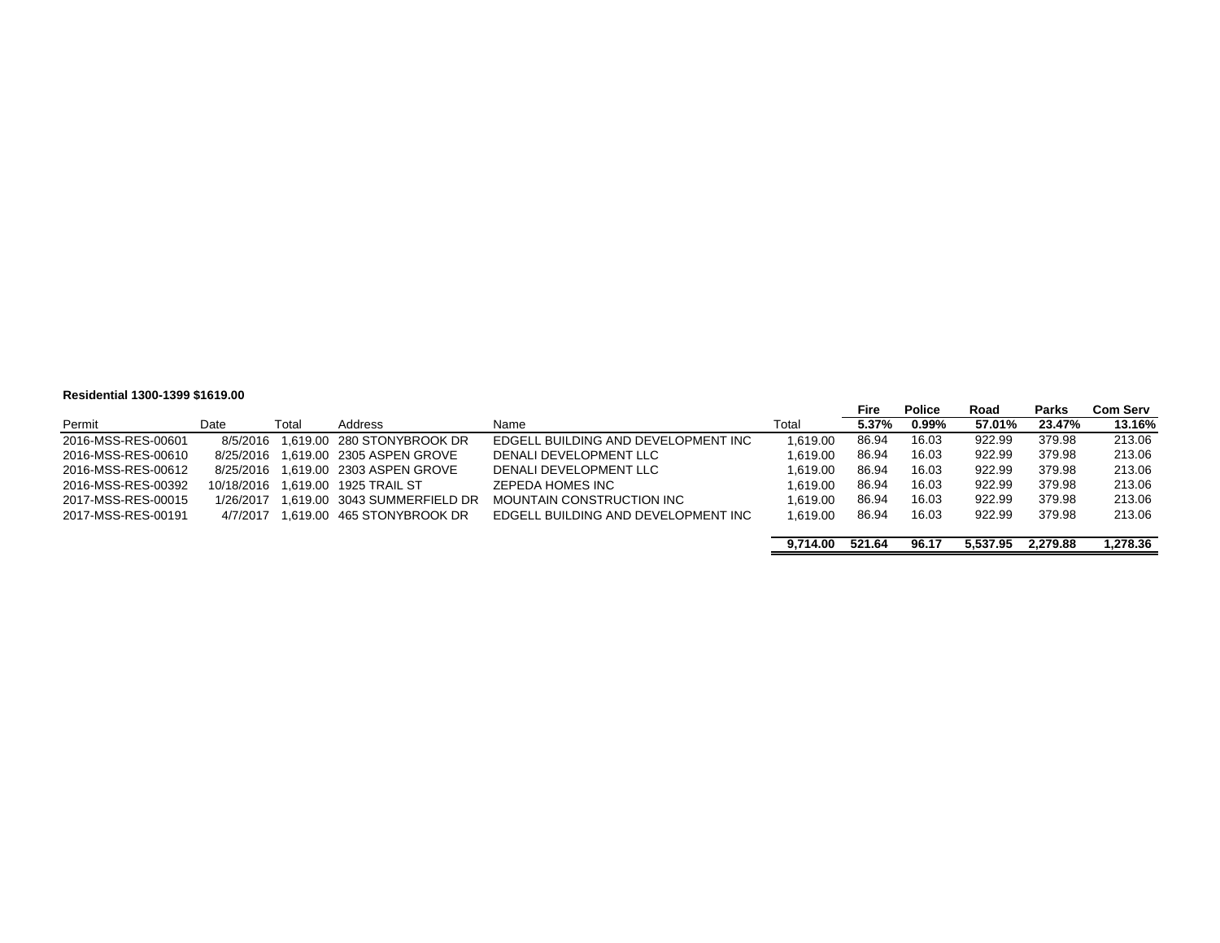**Residential 1300-1399 $1619.00**

| Permit | Date | Total | Address | Name | Total | Fire<br>5.37% | Police<br>0.99% | Road<br>57.01% | Parks<br>23.47% | Com Serv<br>13.16% |
|---|---|---|---|---|---|---|---|---|---|---|
| 2016-MSS-RES-00601 | 8/5/2016 | 1,619.00 | 280 STONYBROOK DR | EDGELL BUILDING AND DEVELOPMENT INC | 1,619.00 | 86.94 | 16.03 | 922.99 | 379.98 | 213.06 |
| 2016-MSS-RES-00610 | 8/25/2016 | 1,619.00 | 2305 ASPEN GROVE | DENALI DEVELOPMENT LLC | 1,619.00 | 86.94 | 16.03 | 922.99 | 379.98 | 213.06 |
| 2016-MSS-RES-00612 | 8/25/2016 | 1,619.00 | 2303 ASPEN GROVE | DENALI DEVELOPMENT LLC | 1,619.00 | 86.94 | 16.03 | 922.99 | 379.98 | 213.06 |
| 2016-MSS-RES-00392 | 10/18/2016 | 1,619.00 | 1925 TRAIL ST | ZEPEDA HOMES INC | 1,619.00 | 86.94 | 16.03 | 922.99 | 379.98 | 213.06 |
| 2017-MSS-RES-00015 | 1/26/2017 | 1,619.00 | 3043 SUMMERFIELD DR | MOUNTAIN CONSTRUCTION INC | 1,619.00 | 86.94 | 16.03 | 922.99 | 379.98 | 213.06 |
| 2017-MSS-RES-00191 | 4/7/2017 | 1,619.00 | 465 STONYBROOK DR | EDGELL BUILDING AND DEVELOPMENT INC | 1,619.00 | 86.94 | 16.03 | 922.99 | 379.98 | 213.06 |
| | | | | | **9,714.00** | **521.64** | **96.17** | **5,537.95** | **2,279.88** | **1,278.36** |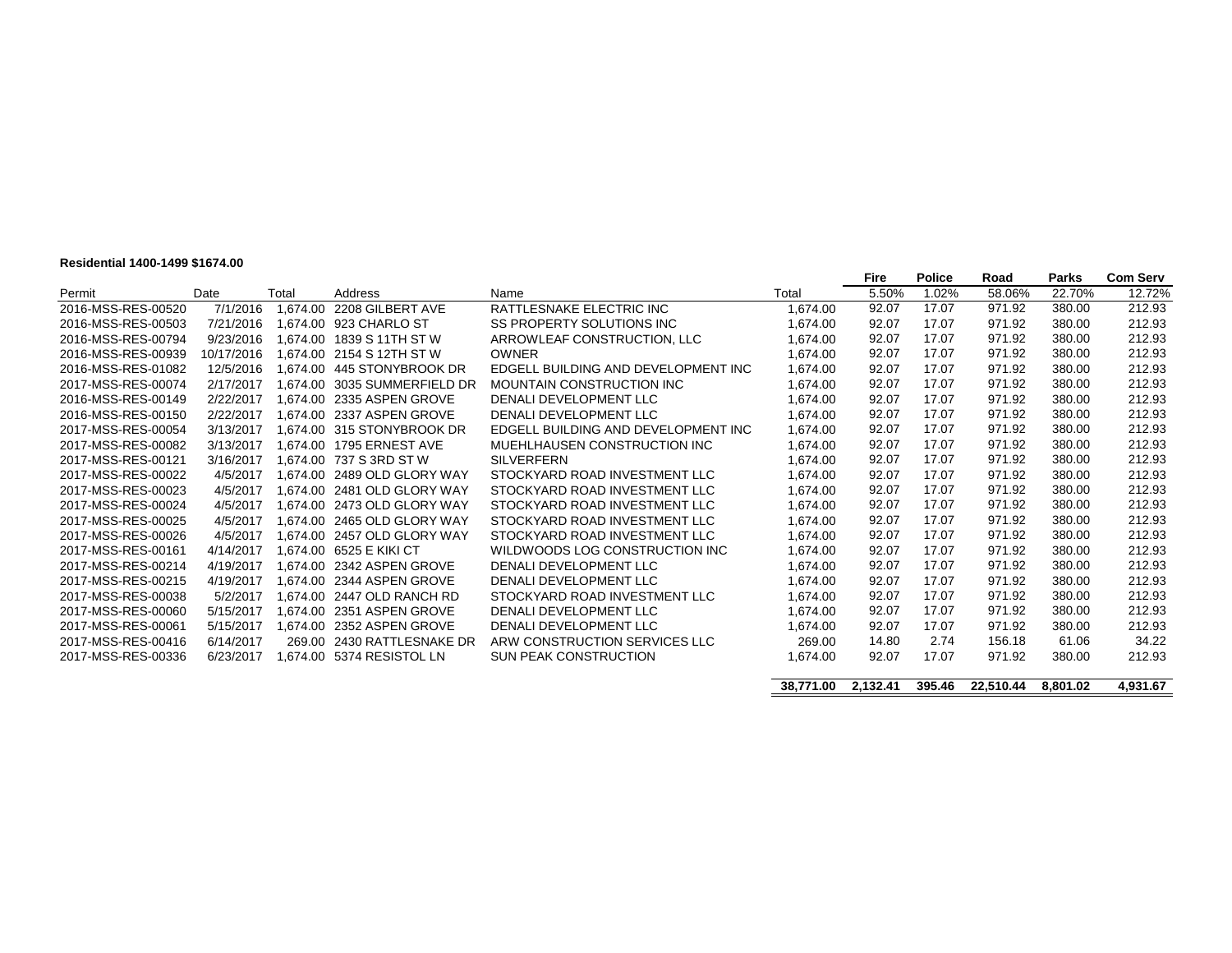**Residential 1400-1499 $1674.00**

| | | | | | | Fire | Police | Road | Parks | Com Serv |
|---|---|---|---|---|---|---|---|---|---|---|
| Permit | Date | Total | Address | Name | Total | 5.50% | 1.02% | 58.06% | 22.70% | 12.72% |
| 2016-MSS-RES-00520 | 7/1/2016 | 1,674.00 | 2208 GILBERT AVE | RATTLESNAKE ELECTRIC INC | 1,674.00 | 92.07 | 17.07 | 971.92 | 380.00 | 212.93 |
| 2016-MSS-RES-00503 | 7/21/2016 | 1,674.00 | 923 CHARLO ST | SS PROPERTY SOLUTIONS INC | 1,674.00 | 92.07 | 17.07 | 971.92 | 380.00 | 212.93 |
| 2016-MSS-RES-00794 | 9/23/2016 | 1,674.00 | 1839 S 11TH ST W | ARROWLEAF CONSTRUCTION, LLC | 1,674.00 | 92.07 | 17.07 | 971.92 | 380.00 | 212.93 |
| 2016-MSS-RES-00939 | 10/17/2016 | 1,674.00 | 2154 S 12TH ST W | OWNER | 1,674.00 | 92.07 | 17.07 | 971.92 | 380.00 | 212.93 |
| 2016-MSS-RES-01082 | 12/5/2016 | 1,674.00 | 445 STONYBROOK DR | EDGELL BUILDING AND DEVELOPMENT INC | 1,674.00 | 92.07 | 17.07 | 971.92 | 380.00 | 212.93 |
| 2017-MSS-RES-00074 | 2/17/2017 | 1,674.00 | 3035 SUMMERFIELD DR | MOUNTAIN CONSTRUCTION INC | 1,674.00 | 92.07 | 17.07 | 971.92 | 380.00 | 212.93 |
| 2016-MSS-RES-00149 | 2/22/2017 | 1,674.00 | 2335 ASPEN GROVE | DENALI DEVELOPMENT LLC | 1,674.00 | 92.07 | 17.07 | 971.92 | 380.00 | 212.93 |
| 2016-MSS-RES-00150 | 2/22/2017 | 1,674.00 | 2337 ASPEN GROVE | DENALI DEVELOPMENT LLC | 1,674.00 | 92.07 | 17.07 | 971.92 | 380.00 | 212.93 |
| 2017-MSS-RES-00054 | 3/13/2017 | 1,674.00 | 315 STONYBROOK DR | EDGELL BUILDING AND DEVELOPMENT INC | 1,674.00 | 92.07 | 17.07 | 971.92 | 380.00 | 212.93 |
| 2017-MSS-RES-00082 | 3/13/2017 | 1,674.00 | 1795 ERNEST AVE | MUEHLHAUSEN CONSTRUCTION INC | 1,674.00 | 92.07 | 17.07 | 971.92 | 380.00 | 212.93 |
| 2017-MSS-RES-00121 | 3/16/2017 | 1,674.00 | 737 S 3RD ST W | SILVERFERN | 1,674.00 | 92.07 | 17.07 | 971.92 | 380.00 | 212.93 |
| 2017-MSS-RES-00022 | 4/5/2017 | 1,674.00 | 2489 OLD GLORY WAY | STOCKYARD ROAD INVESTMENT LLC | 1,674.00 | 92.07 | 17.07 | 971.92 | 380.00 | 212.93 |
| 2017-MSS-RES-00023 | 4/5/2017 | 1,674.00 | 2481 OLD GLORY WAY | STOCKYARD ROAD INVESTMENT LLC | 1,674.00 | 92.07 | 17.07 | 971.92 | 380.00 | 212.93 |
| 2017-MSS-RES-00024 | 4/5/2017 | 1,674.00 | 2473 OLD GLORY WAY | STOCKYARD ROAD INVESTMENT LLC | 1,674.00 | 92.07 | 17.07 | 971.92 | 380.00 | 212.93 |
| 2017-MSS-RES-00025 | 4/5/2017 | 1,674.00 | 2465 OLD GLORY WAY | STOCKYARD ROAD INVESTMENT LLC | 1,674.00 | 92.07 | 17.07 | 971.92 | 380.00 | 212.93 |
| 2017-MSS-RES-00026 | 4/5/2017 | 1,674.00 | 2457 OLD GLORY WAY | STOCKYARD ROAD INVESTMENT LLC | 1,674.00 | 92.07 | 17.07 | 971.92 | 380.00 | 212.93 |
| 2017-MSS-RES-00161 | 4/14/2017 | 1,674.00 | 6525 E KIKI CT | WILDWOODS LOG CONSTRUCTION INC | 1,674.00 | 92.07 | 17.07 | 971.92 | 380.00 | 212.93 |
| 2017-MSS-RES-00214 | 4/19/2017 | 1,674.00 | 2342 ASPEN GROVE | DENALI DEVELOPMENT LLC | 1,674.00 | 92.07 | 17.07 | 971.92 | 380.00 | 212.93 |
| 2017-MSS-RES-00215 | 4/19/2017 | 1,674.00 | 2344 ASPEN GROVE | DENALI DEVELOPMENT LLC | 1,674.00 | 92.07 | 17.07 | 971.92 | 380.00 | 212.93 |
| 2017-MSS-RES-00038 | 5/2/2017 | 1,674.00 | 2447 OLD RANCH RD | STOCKYARD ROAD INVESTMENT LLC | 1,674.00 | 92.07 | 17.07 | 971.92 | 380.00 | 212.93 |
| 2017-MSS-RES-00060 | 5/15/2017 | 1,674.00 | 2351 ASPEN GROVE | DENALI DEVELOPMENT LLC | 1,674.00 | 92.07 | 17.07 | 971.92 | 380.00 | 212.93 |
| 2017-MSS-RES-00061 | 5/15/2017 | 1,674.00 | 2352 ASPEN GROVE | DENALI DEVELOPMENT LLC | 1,674.00 | 92.07 | 17.07 | 971.92 | 380.00 | 212.93 |
| 2017-MSS-RES-00416 | 6/14/2017 | 269.00 | 2430 RATTLESNAKE DR | ARW CONSTRUCTION SERVICES LLC | 269.00 | 14.80 | 2.74 | 156.18 | 61.06 | 34.22 |
| 2017-MSS-RES-00336 | 6/23/2017 | 1,674.00 | 5374 RESISTOL LN | SUN PEAK CONSTRUCTION | 1,674.00 | 92.07 | 17.07 | 971.92 | 380.00 | 212.93 |
| | | | | | **38,771.00** | **2,132.41** | **395.46** | **22,510.44** | **8,801.02** | **4,931.67** |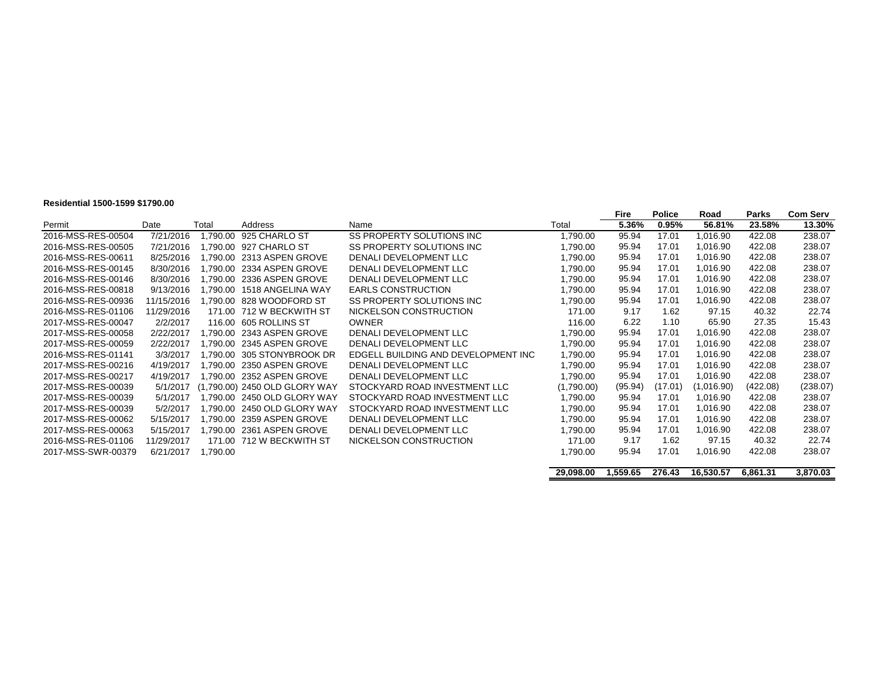**Residential 1500-1599 $1790.00**

| Permit | Date | Total | Address | Name | Total | Fire 5.36% | Police 0.95% | Road 56.81% | Parks 23.58% | Com Serv 13.30% |
|---|---|---|---|---|---|---|---|---|---|---|
| 2016-MSS-RES-00504 | 7/21/2016 | 1,790.00 | 925 CHARLO ST | SS PROPERTY SOLUTIONS INC | 1,790.00 | 95.94 | 17.01 | 1,016.90 | 422.08 | 238.07 |
| 2016-MSS-RES-00505 | 7/21/2016 | 1,790.00 | 927 CHARLO ST | SS PROPERTY SOLUTIONS INC | 1,790.00 | 95.94 | 17.01 | 1,016.90 | 422.08 | 238.07 |
| 2016-MSS-RES-00611 | 8/25/2016 | 1,790.00 | 2313 ASPEN GROVE | DENALI DEVELOPMENT LLC | 1,790.00 | 95.94 | 17.01 | 1,016.90 | 422.08 | 238.07 |
| 2016-MSS-RES-00145 | 8/30/2016 | 1,790.00 | 2334 ASPEN GROVE | DENALI DEVELOPMENT LLC | 1,790.00 | 95.94 | 17.01 | 1,016.90 | 422.08 | 238.07 |
| 2016-MSS-RES-00146 | 8/30/2016 | 1,790.00 | 2336 ASPEN GROVE | DENALI DEVELOPMENT LLC | 1,790.00 | 95.94 | 17.01 | 1,016.90 | 422.08 | 238.07 |
| 2016-MSS-RES-00818 | 9/13/2016 | 1,790.00 | 1518 ANGELINA WAY | EARLS CONSTRUCTION | 1,790.00 | 95.94 | 17.01 | 1,016.90 | 422.08 | 238.07 |
| 2016-MSS-RES-00936 | 11/15/2016 | 1,790.00 | 828 WOODFORD ST | SS PROPERTY SOLUTIONS INC | 1,790.00 | 95.94 | 17.01 | 1,016.90 | 422.08 | 238.07 |
| 2016-MSS-RES-01106 | 11/29/2016 | 171.00 | 712 W BECKWITH ST | NICKELSON CONSTRUCTION | 171.00 | 9.17 | 1.62 | 97.15 | 40.32 | 22.74 |
| 2017-MSS-RES-00047 | 2/2/2017 | 116.00 | 605 ROLLINS ST | OWNER | 116.00 | 6.22 | 1.10 | 65.90 | 27.35 | 15.43 |
| 2017-MSS-RES-00058 | 2/22/2017 | 1,790.00 | 2343 ASPEN GROVE | DENALI DEVELOPMENT LLC | 1,790.00 | 95.94 | 17.01 | 1,016.90 | 422.08 | 238.07 |
| 2017-MSS-RES-00059 | 2/22/2017 | 1,790.00 | 2345 ASPEN GROVE | DENALI DEVELOPMENT LLC | 1,790.00 | 95.94 | 17.01 | 1,016.90 | 422.08 | 238.07 |
| 2016-MSS-RES-01141 | 3/3/2017 | 1,790.00 | 305 STONYBROOK DR | EDGELL BUILDING AND DEVELOPMENT INC | 1,790.00 | 95.94 | 17.01 | 1,016.90 | 422.08 | 238.07 |
| 2017-MSS-RES-00216 | 4/19/2017 | 1,790.00 | 2350 ASPEN GROVE | DENALI DEVELOPMENT LLC | 1,790.00 | 95.94 | 17.01 | 1,016.90 | 422.08 | 238.07 |
| 2017-MSS-RES-00217 | 4/19/2017 | 1,790.00 | 2352 ASPEN GROVE | DENALI DEVELOPMENT LLC | 1,790.00 | 95.94 | 17.01 | 1,016.90 | 422.08 | 238.07 |
| 2017-MSS-RES-00039 | 5/1/2017 | (1,790.00) | 2450 OLD GLORY WAY | STOCKYARD ROAD INVESTMENT LLC | (1,790.00) | (95.94) | (17.01) | (1,016.90) | (422.08) | (238.07) |
| 2017-MSS-RES-00039 | 5/1/2017 | 1,790.00 | 2450 OLD GLORY WAY | STOCKYARD ROAD INVESTMENT LLC | 1,790.00 | 95.94 | 17.01 | 1,016.90 | 422.08 | 238.07 |
| 2017-MSS-RES-00039 | 5/2/2017 | 1,790.00 | 2450 OLD GLORY WAY | STOCKYARD ROAD INVESTMENT LLC | 1,790.00 | 95.94 | 17.01 | 1,016.90 | 422.08 | 238.07 |
| 2017-MSS-RES-00062 | 5/15/2017 | 1,790.00 | 2359 ASPEN GROVE | DENALI DEVELOPMENT LLC | 1,790.00 | 95.94 | 17.01 | 1,016.90 | 422.08 | 238.07 |
| 2017-MSS-RES-00063 | 5/15/2017 | 1,790.00 | 2361 ASPEN GROVE | DENALI DEVELOPMENT LLC | 1,790.00 | 95.94 | 17.01 | 1,016.90 | 422.08 | 238.07 |
| 2016-MSS-RES-01106 | 11/29/2017 | 171.00 | 712 W BECKWITH ST | NICKELSON CONSTRUCTION | 171.00 | 9.17 | 1.62 | 97.15 | 40.32 | 22.74 |
| 2017-MSS-SWR-00379 | 6/21/2017 | 1,790.00 | | | 1,790.00 | 95.94 | 17.01 | 1,016.90 | 422.08 | 238.07 |
| | | | | | **29,098.00** | **1,559.65** | **276.43** | **16,530.57** | **6,861.31** | **3,870.03** |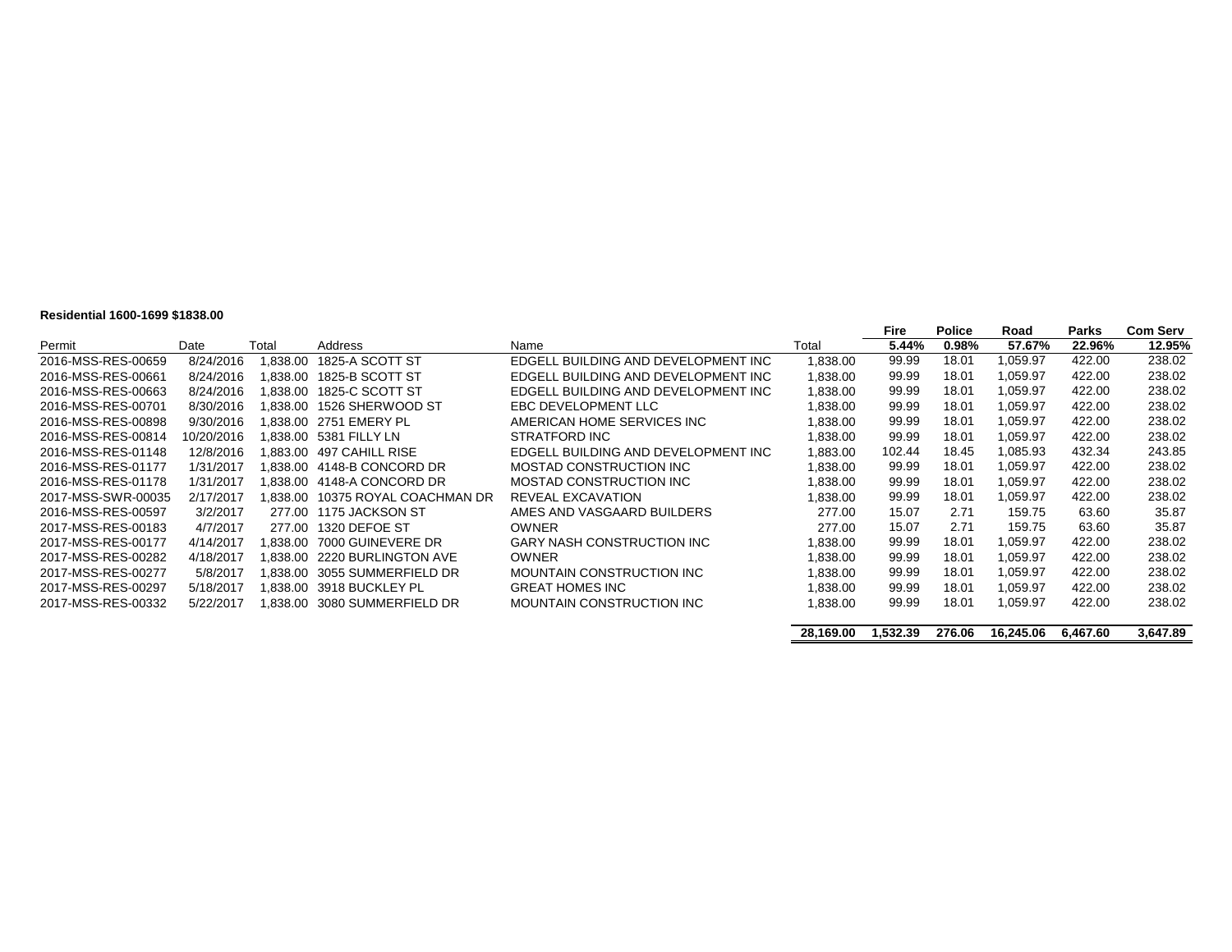**Residential 1600-1699 $1838.00**

| Permit | Date | Total | Address | Name | Total | Fire<br>5.44% | Police<br>0.98% | Road<br>57.67% | Parks<br>22.96% | Com Serv<br>12.95% |
|---|---|---|---|---|---|---|---|---|---|---|
| 2016-MSS-RES-00659 | 8/24/2016 | 1,838.00 | 1825-A SCOTT ST | EDGELL BUILDING AND DEVELOPMENT INC | 1,838.00 | 99.99 | 18.01 | 1,059.97 | 422.00 | 238.02 |
| 2016-MSS-RES-00661 | 8/24/2016 | 1,838.00 | 1825-B SCOTT ST | EDGELL BUILDING AND DEVELOPMENT INC | 1,838.00 | 99.99 | 18.01 | 1,059.97 | 422.00 | 238.02 |
| 2016-MSS-RES-00663 | 8/24/2016 | 1,838.00 | 1825-C SCOTT ST | EDGELL BUILDING AND DEVELOPMENT INC | 1,838.00 | 99.99 | 18.01 | 1,059.97 | 422.00 | 238.02 |
| 2016-MSS-RES-00701 | 8/30/2016 | 1,838.00 | 1526 SHERWOOD ST | EBC DEVELOPMENT LLC | 1,838.00 | 99.99 | 18.01 | 1,059.97 | 422.00 | 238.02 |
| 2016-MSS-RES-00898 | 9/30/2016 | 1,838.00 | 2751 EMERY PL | AMERICAN HOME SERVICES INC | 1,838.00 | 99.99 | 18.01 | 1,059.97 | 422.00 | 238.02 |
| 2016-MSS-RES-00814 | 10/20/2016 | 1,838.00 | 5381 FILLY LN | STRATFORD INC | 1,838.00 | 99.99 | 18.01 | 1,059.97 | 422.00 | 238.02 |
| 2016-MSS-RES-01148 | 12/8/2016 | 1,883.00 | 497 CAHILL RISE | EDGELL BUILDING AND DEVELOPMENT INC | 1,883.00 | 102.44 | 18.45 | 1,085.93 | 432.34 | 243.85 |
| 2016-MSS-RES-01177 | 1/31/2017 | 1,838.00 | 4148-B CONCORD DR | MOSTAD CONSTRUCTION INC | 1,838.00 | 99.99 | 18.01 | 1,059.97 | 422.00 | 238.02 |
| 2016-MSS-RES-01178 | 1/31/2017 | 1,838.00 | 4148-A CONCORD DR | MOSTAD CONSTRUCTION INC | 1,838.00 | 99.99 | 18.01 | 1,059.97 | 422.00 | 238.02 |
| 2017-MSS-SWR-00035 | 2/17/2017 | 1,838.00 | 10375 ROYAL COACHMAN DR | REVEAL EXCAVATION | 1,838.00 | 99.99 | 18.01 | 1,059.97 | 422.00 | 238.02 |
| 2016-MSS-RES-00597 | 3/2/2017 | 277.00 | 1175 JACKSON ST | AMES AND VASGAARD BUILDERS | 277.00 | 15.07 | 2.71 | 159.75 | 63.60 | 35.87 |
| 2017-MSS-RES-00183 | 4/7/2017 | 277.00 | 1320 DEFOE ST | OWNER | 277.00 | 15.07 | 2.71 | 159.75 | 63.60 | 35.87 |
| 2017-MSS-RES-00177 | 4/14/2017 | 1,838.00 | 7000 GUINEVERE DR | GARY NASH CONSTRUCTION INC | 1,838.00 | 99.99 | 18.01 | 1,059.97 | 422.00 | 238.02 |
| 2017-MSS-RES-00282 | 4/18/2017 | 1,838.00 | 2220 BURLINGTON AVE | OWNER | 1,838.00 | 99.99 | 18.01 | 1,059.97 | 422.00 | 238.02 |
| 2017-MSS-RES-00277 | 5/8/2017 | 1,838.00 | 3055 SUMMERFIELD DR | MOUNTAIN CONSTRUCTION INC | 1,838.00 | 99.99 | 18.01 | 1,059.97 | 422.00 | 238.02 |
| 2017-MSS-RES-00297 | 5/18/2017 | 1,838.00 | 3918 BUCKLEY PL | GREAT HOMES INC | 1,838.00 | 99.99 | 18.01 | 1,059.97 | 422.00 | 238.02 |
| 2017-MSS-RES-00332 | 5/22/2017 | 1,838.00 | 3080 SUMMERFIELD DR | MOUNTAIN CONSTRUCTION INC | 1,838.00 | 99.99 | 18.01 | 1,059.97 | 422.00 | 238.02 |
| | | | | | **28,169.00** | **1,532.39** | **276.06** | **16,245.06** | **6,467.60** | **3,647.89** |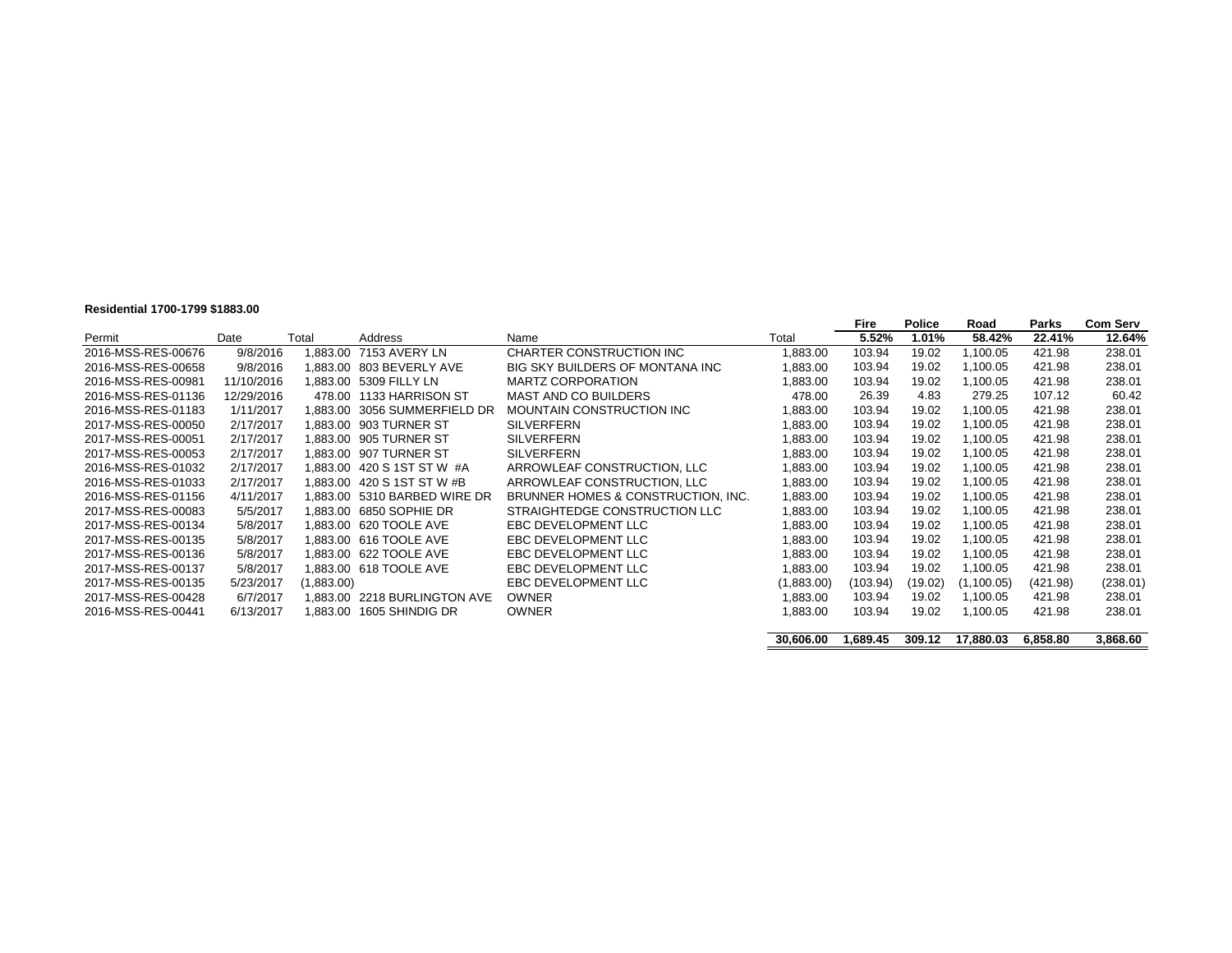**Residential 1700-1799 $1883.00**

| Permit | Date | Total | Address | Name | Total | Fire<br>5.52% | Police<br>1.01% | Road<br>58.42% | Parks<br>22.41% | Com Serv<br>12.64% |
|---|---|---|---|---|---|---|---|---|---|---|
| 2016-MSS-RES-00676 | 9/8/2016 | 1,883.00 | 7153 AVERY LN | CHARTER CONSTRUCTION INC | 1,883.00 | 103.94 | 19.02 | 1,100.05 | 421.98 | 238.01 |
| 2016-MSS-RES-00658 | 9/8/2016 | 1,883.00 | 803 BEVERLY AVE | BIG SKY BUILDERS OF MONTANA INC | 1,883.00 | 103.94 | 19.02 | 1,100.05 | 421.98 | 238.01 |
| 2016-MSS-RES-00981 | 11/10/2016 | 1,883.00 | 5309 FILLY LN | MARTZ CORPORATION | 1,883.00 | 103.94 | 19.02 | 1,100.05 | 421.98 | 238.01 |
| 2016-MSS-RES-01136 | 12/29/2016 | 478.00 | 1133 HARRISON ST | MAST AND CO BUILDERS | 478.00 | 26.39 | 4.83 | 279.25 | 107.12 | 60.42 |
| 2016-MSS-RES-01183 | 1/11/2017 | 1,883.00 | 3056 SUMMERFIELD DR | MOUNTAIN CONSTRUCTION INC | 1,883.00 | 103.94 | 19.02 | 1,100.05 | 421.98 | 238.01 |
| 2017-MSS-RES-00050 | 2/17/2017 | 1,883.00 | 903 TURNER ST | SILVERFERN | 1,883.00 | 103.94 | 19.02 | 1,100.05 | 421.98 | 238.01 |
| 2017-MSS-RES-00051 | 2/17/2017 | 1,883.00 | 905 TURNER ST | SILVERFERN | 1,883.00 | 103.94 | 19.02 | 1,100.05 | 421.98 | 238.01 |
| 2017-MSS-RES-00053 | 2/17/2017 | 1,883.00 | 907 TURNER ST | SILVERFERN | 1,883.00 | 103.94 | 19.02 | 1,100.05 | 421.98 | 238.01 |
| 2016-MSS-RES-01032 | 2/17/2017 | 1,883.00 | 420 S 1ST ST W #A | ARROWLEAF CONSTRUCTION, LLC | 1,883.00 | 103.94 | 19.02 | 1,100.05 | 421.98 | 238.01 |
| 2016-MSS-RES-01033 | 2/17/2017 | 1,883.00 | 420 S 1ST ST W #B | ARROWLEAF CONSTRUCTION, LLC | 1,883.00 | 103.94 | 19.02 | 1,100.05 | 421.98 | 238.01 |
| 2016-MSS-RES-01156 | 4/11/2017 | 1,883.00 | 5310 BARBED WIRE DR | BRUNNER HOMES & CONSTRUCTION, INC. | 1,883.00 | 103.94 | 19.02 | 1,100.05 | 421.98 | 238.01 |
| 2017-MSS-RES-00083 | 5/5/2017 | 1,883.00 | 6850 SOPHIE DR | STRAIGHTEDGE CONSTRUCTION LLC | 1,883.00 | 103.94 | 19.02 | 1,100.05 | 421.98 | 238.01 |
| 2017-MSS-RES-00134 | 5/8/2017 | 1,883.00 | 620 TOOLE AVE | EBC DEVELOPMENT LLC | 1,883.00 | 103.94 | 19.02 | 1,100.05 | 421.98 | 238.01 |
| 2017-MSS-RES-00135 | 5/8/2017 | 1,883.00 | 616 TOOLE AVE | EBC DEVELOPMENT LLC | 1,883.00 | 103.94 | 19.02 | 1,100.05 | 421.98 | 238.01 |
| 2017-MSS-RES-00136 | 5/8/2017 | 1,883.00 | 622 TOOLE AVE | EBC DEVELOPMENT LLC | 1,883.00 | 103.94 | 19.02 | 1,100.05 | 421.98 | 238.01 |
| 2017-MSS-RES-00137 | 5/8/2017 | 1,883.00 | 618 TOOLE AVE | EBC DEVELOPMENT LLC | 1,883.00 | 103.94 | 19.02 | 1,100.05 | 421.98 | 238.01 |
| 2017-MSS-RES-00135 | 5/23/2017 | (1,883.00) | | EBC DEVELOPMENT LLC | (1,883.00) | (103.94) | (19.02) | (1,100.05) | (421.98) | (238.01) |
| 2017-MSS-RES-00428 | 6/7/2017 | 1,883.00 | 2218 BURLINGTON AVE | OWNER | 1,883.00 | 103.94 | 19.02 | 1,100.05 | 421.98 | 238.01 |
| 2016-MSS-RES-00441 | 6/13/2017 | 1,883.00 | 1605 SHINDIG DR | OWNER | 1,883.00 | 103.94 | 19.02 | 1,100.05 | 421.98 | 238.01 |
| | | | | | **30,606.00** | **1,689.45** | **309.12** | **17,880.03** | **6,858.80** | **3,868.60** |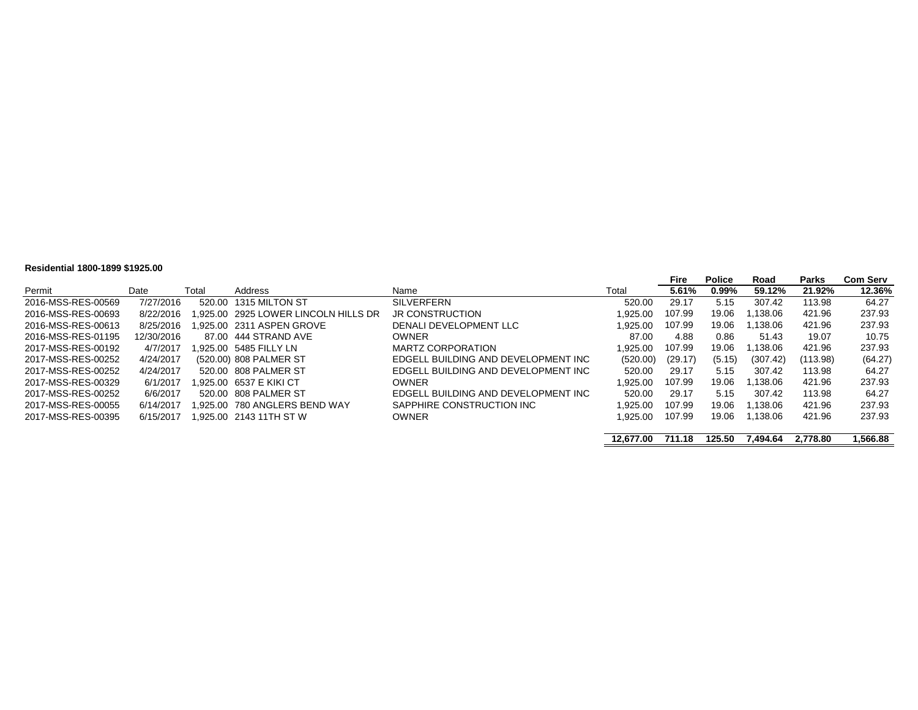**Residential 1800-1899 $1925.00**

| Permit | Date | Total | Address | Name | Total | Fire 5.61% | Police 0.99% | Road 59.12% | Parks 21.92% | Com Serv 12.36% |
|---|---|---|---|---|---|---|---|---|---|---|
| 2016-MSS-RES-00569 | 7/27/2016 | 520.00 | 1315 MILTON ST | SILVERFERN | 520.00 | 29.17 | 5.15 | 307.42 | 113.98 | 64.27 |
| 2016-MSS-RES-00693 | 8/22/2016 | 1,925.00 | 2925 LOWER LINCOLN HILLS DR | JR CONSTRUCTION | 1,925.00 | 107.99 | 19.06 | 1,138.06 | 421.96 | 237.93 |
| 2016-MSS-RES-00613 | 8/25/2016 | 1,925.00 | 2311 ASPEN GROVE | DENALI DEVELOPMENT LLC | 1,925.00 | 107.99 | 19.06 | 1,138.06 | 421.96 | 237.93 |
| 2016-MSS-RES-01195 | 12/30/2016 | 87.00 | 444 STRAND AVE | OWNER | 87.00 | 4.88 | 0.86 | 51.43 | 19.07 | 10.75 |
| 2017-MSS-RES-00192 | 4/7/2017 | 1,925.00 | 5485 FILLY LN | MARTZ CORPORATION | 1,925.00 | 107.99 | 19.06 | 1,138.06 | 421.96 | 237.93 |
| 2017-MSS-RES-00252 | 4/24/2017 | (520.00) | 808 PALMER ST | EDGELL BUILDING AND DEVELOPMENT INC | (520.00) | (29.17) | (5.15) | (307.42) | (113.98) | (64.27) |
| 2017-MSS-RES-00252 | 4/24/2017 | 520.00 | 808 PALMER ST | EDGELL BUILDING AND DEVELOPMENT INC | 520.00 | 29.17 | 5.15 | 307.42 | 113.98 | 64.27 |
| 2017-MSS-RES-00329 | 6/1/2017 | 1,925.00 | 6537 E KIKI CT | OWNER | 1,925.00 | 107.99 | 19.06 | 1,138.06 | 421.96 | 237.93 |
| 2017-MSS-RES-00252 | 6/6/2017 | 520.00 | 808 PALMER ST | EDGELL BUILDING AND DEVELOPMENT INC | 520.00 | 29.17 | 5.15 | 307.42 | 113.98 | 64.27 |
| 2017-MSS-RES-00055 | 6/14/2017 | 1,925.00 | 780 ANGLERS BEND WAY | SAPPHIRE CONSTRUCTION INC | 1,925.00 | 107.99 | 19.06 | 1,138.06 | 421.96 | 237.93 |
| 2017-MSS-RES-00395 | 6/15/2017 | 1,925.00 | 2143 11TH ST W | OWNER | 1,925.00 | 107.99 | 19.06 | 1,138.06 | 421.96 | 237.93 |
| | | | | | **12,677.00** | **711.18** | **125.50** | **7,494.64** | **2,778.80** | **1,566.88** |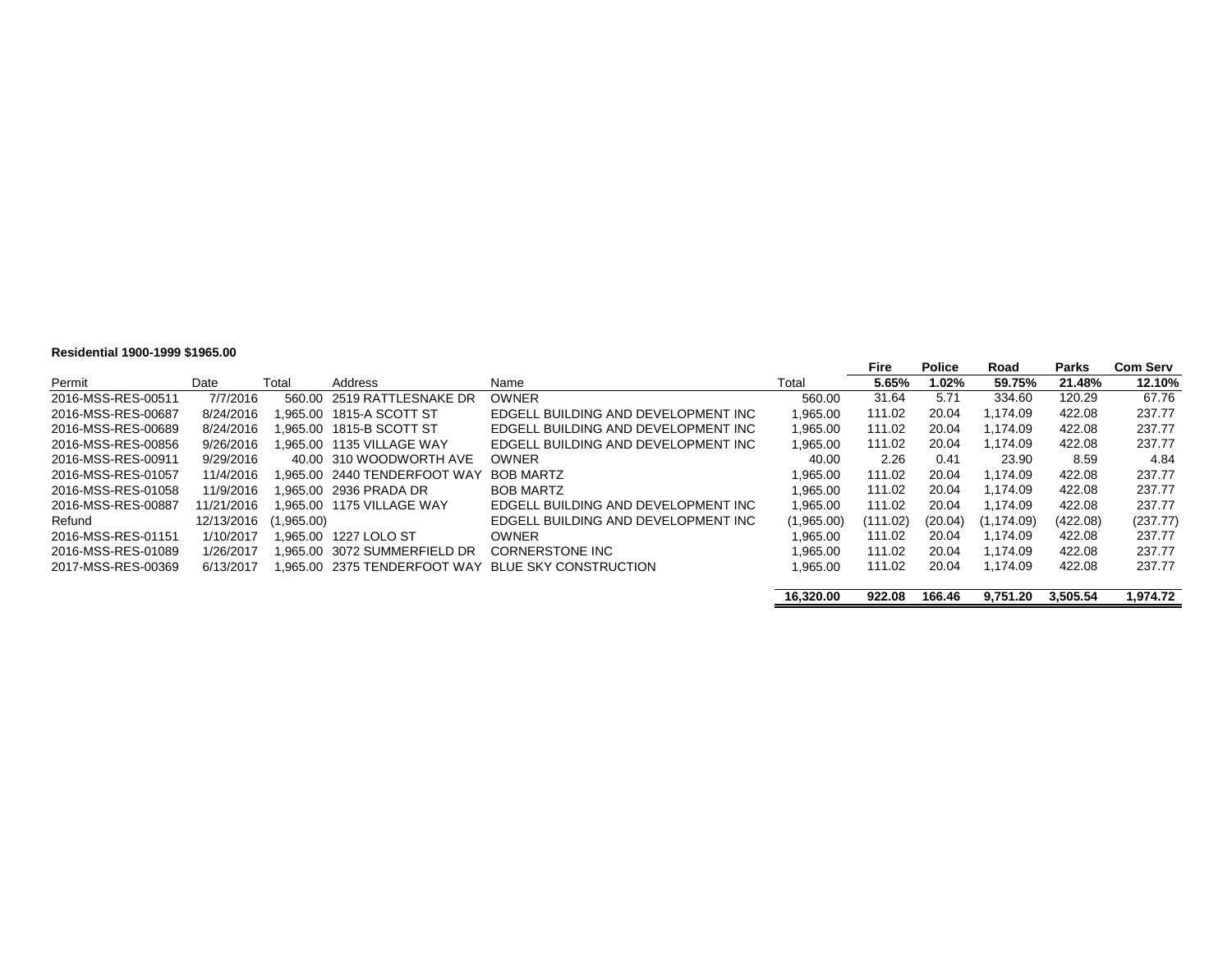**Residential 1900-1999 $1965.00**

| Permit | Date | Total | Address | Name | Total | Fire<br>5.65% | Police<br>1.02% | Road<br>59.75% | Parks<br>21.48% | Com Serv<br>12.10% |
|---|---|---|---|---|---|---|---|---|---|---|
| 2016-MSS-RES-00511 | 7/7/2016 | 560.00 | 2519 RATTLESNAKE DR | OWNER | 560.00 | 31.64 | 5.71 | 334.60 | 120.29 | 67.76 |
| 2016-MSS-RES-00687 | 8/24/2016 | 1,965.00 | 1815-A SCOTT ST | EDGELL BUILDING AND DEVELOPMENT INC | 1,965.00 | 111.02 | 20.04 | 1,174.09 | 422.08 | 237.77 |
| 2016-MSS-RES-00689 | 8/24/2016 | 1,965.00 | 1815-B SCOTT ST | EDGELL BUILDING AND DEVELOPMENT INC | 1,965.00 | 111.02 | 20.04 | 1,174.09 | 422.08 | 237.77 |
| 2016-MSS-RES-00856 | 9/26/2016 | 1,965.00 | 1135 VILLAGE WAY | EDGELL BUILDING AND DEVELOPMENT INC | 1,965.00 | 111.02 | 20.04 | 1,174.09 | 422.08 | 237.77 |
| 2016-MSS-RES-00911 | 9/29/2016 | 40.00 | 310 WOODWORTH AVE | OWNER | 40.00 | 2.26 | 0.41 | 23.90 | 8.59 | 4.84 |
| 2016-MSS-RES-01057 | 11/4/2016 | 1,965.00 | 2440 TENDERFOOT WAY | BOB MARTZ | 1,965.00 | 111.02 | 20.04 | 1,174.09 | 422.08 | 237.77 |
| 2016-MSS-RES-01058 | 11/9/2016 | 1,965.00 | 2936 PRADA DR | BOB MARTZ | 1,965.00 | 111.02 | 20.04 | 1,174.09 | 422.08 | 237.77 |
| 2016-MSS-RES-00887 | 11/21/2016 | 1,965.00 | 1175 VILLAGE WAY | EDGELL BUILDING AND DEVELOPMENT INC | 1,965.00 | 111.02 | 20.04 | 1,174.09 | 422.08 | 237.77 |
| Refund | 12/13/2016 | (1,965.00) | | EDGELL BUILDING AND DEVELOPMENT INC | (1,965.00) | (111.02) | (20.04) | (1,174.09) | (422.08) | (237.77) |
| 2016-MSS-RES-01151 | 1/10/2017 | 1,965.00 | 1227 LOLO ST | OWNER | 1,965.00 | 111.02 | 20.04 | 1,174.09 | 422.08 | 237.77 |
| 2016-MSS-RES-01089 | 1/26/2017 | 1,965.00 | 3072 SUMMERFIELD DR | CORNERSTONE INC | 1,965.00 | 111.02 | 20.04 | 1,174.09 | 422.08 | 237.77 |
| 2017-MSS-RES-00369 | 6/13/2017 | 1,965.00 | 2375 TENDERFOOT WAY | BLUE SKY CONSTRUCTION | 1,965.00 | 111.02 | 20.04 | 1,174.09 | 422.08 | 237.77 |
| | | | | | **16,320.00** | **922.08** | **166.46** | **9,751.20** | **3,505.54** | **1,974.72** |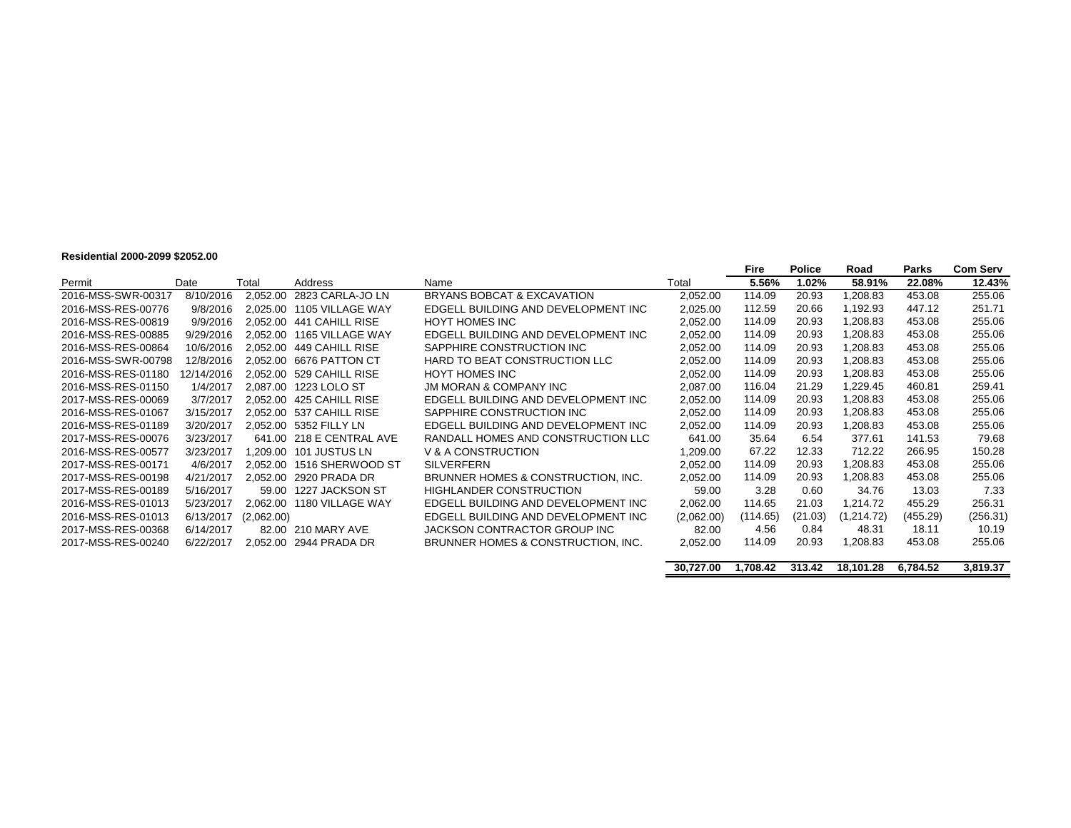**Residential 2000-2099 $2052.00**

| Permit | Date | Total | Address | Name | Total | Fire | Police | Road | Parks | Com Serv |
|---|---|---|---|---|---|---|---|---|---|---|
| | | | | | | **5.56%** | **1.02%** | **58.91%** | **22.08%** | **12.43%** |
| 2016-MSS-SWR-00317 | 8/10/2016 | 2,052.00 | 2823 CARLA-JO LN | BRYANS BOBCAT & EXCAVATION | 2,052.00 | 114.09 | 20.93 | 1,208.83 | 453.08 | 255.06 |
| 2016-MSS-RES-00776 | 9/8/2016 | 2,025.00 | 1105 VILLAGE WAY | EDGELL BUILDING AND DEVELOPMENT INC | 2,025.00 | 112.59 | 20.66 | 1,192.93 | 447.12 | 251.71 |
| 2016-MSS-RES-00819 | 9/9/2016 | 2,052.00 | 441 CAHILL RISE | HOYT HOMES INC | 2,052.00 | 114.09 | 20.93 | 1,208.83 | 453.08 | 255.06 |
| 2016-MSS-RES-00885 | 9/29/2016 | 2,052.00 | 1165 VILLAGE WAY | EDGELL BUILDING AND DEVELOPMENT INC | 2,052.00 | 114.09 | 20.93 | 1,208.83 | 453.08 | 255.06 |
| 2016-MSS-RES-00864 | 10/6/2016 | 2,052.00 | 449 CAHILL RISE | SAPPHIRE CONSTRUCTION INC | 2,052.00 | 114.09 | 20.93 | 1,208.83 | 453.08 | 255.06 |
| 2016-MSS-SWR-00798 | 12/8/2016 | 2,052.00 | 6676 PATTON CT | HARD TO BEAT CONSTRUCTION LLC | 2,052.00 | 114.09 | 20.93 | 1,208.83 | 453.08 | 255.06 |
| 2016-MSS-RES-01180 | 12/14/2016 | 2,052.00 | 529 CAHILL RISE | HOYT HOMES INC | 2,052.00 | 114.09 | 20.93 | 1,208.83 | 453.08 | 255.06 |
| 2016-MSS-RES-01150 | 1/4/2017 | 2,087.00 | 1223 LOLO ST | JM MORAN & COMPANY INC | 2,087.00 | 116.04 | 21.29 | 1,229.45 | 460.81 | 259.41 |
| 2017-MSS-RES-00069 | 3/7/2017 | 2,052.00 | 425 CAHILL RISE | EDGELL BUILDING AND DEVELOPMENT INC | 2,052.00 | 114.09 | 20.93 | 1,208.83 | 453.08 | 255.06 |
| 2016-MSS-RES-01067 | 3/15/2017 | 2,052.00 | 537 CAHILL RISE | SAPPHIRE CONSTRUCTION INC | 2,052.00 | 114.09 | 20.93 | 1,208.83 | 453.08 | 255.06 |
| 2016-MSS-RES-01189 | 3/20/2017 | 2,052.00 | 5352 FILLY LN | EDGELL BUILDING AND DEVELOPMENT INC | 2,052.00 | 114.09 | 20.93 | 1,208.83 | 453.08 | 255.06 |
| 2017-MSS-RES-00076 | 3/23/2017 | 641.00 | 218 E CENTRAL AVE | RANDALL HOMES AND CONSTRUCTION LLC | 641.00 | 35.64 | 6.54 | 377.61 | 141.53 | 79.68 |
| 2016-MSS-RES-00577 | 3/23/2017 | 1,209.00 | 101 JUSTUS LN | V & A CONSTRUCTION | 1,209.00 | 67.22 | 12.33 | 712.22 | 266.95 | 150.28 |
| 2017-MSS-RES-00171 | 4/6/2017 | 2,052.00 | 1516 SHERWOOD ST | SILVERFERN | 2,052.00 | 114.09 | 20.93 | 1,208.83 | 453.08 | 255.06 |
| 2017-MSS-RES-00198 | 4/21/2017 | 2,052.00 | 2920 PRADA DR | BRUNNER HOMES & CONSTRUCTION, INC. | 2,052.00 | 114.09 | 20.93 | 1,208.83 | 453.08 | 255.06 |
| 2017-MSS-RES-00189 | 5/16/2017 | 59.00 | 1227 JACKSON ST | HIGHLANDER CONSTRUCTION | 59.00 | 3.28 | 0.60 | 34.76 | 13.03 | 7.33 |
| 2016-MSS-RES-01013 | 5/23/2017 | 2,062.00 | 1180 VILLAGE WAY | EDGELL BUILDING AND DEVELOPMENT INC | 2,062.00 | 114.65 | 21.03 | 1,214.72 | 455.29 | 256.31 |
| 2016-MSS-RES-01013 | 6/13/2017 | (2,062.00) | | EDGELL BUILDING AND DEVELOPMENT INC | (2,062.00) | (114.65) | (21.03) | (1,214.72) | (455.29) | (256.31) |
| 2017-MSS-RES-00368 | 6/14/2017 | 82.00 | 210 MARY AVE | JACKSON CONTRACTOR GROUP INC | 82.00 | 4.56 | 0.84 | 48.31 | 18.11 | 10.19 |
| 2017-MSS-RES-00240 | 6/22/2017 | 2,052.00 | 2944 PRADA DR | BRUNNER HOMES & CONSTRUCTION, INC. | 2,052.00 | 114.09 | 20.93 | 1,208.83 | 453.08 | 255.06 |
| | | | | | **30,727.00** | **1,708.42** | **313.42** | **18,101.28** | **6,784.52** | **3,819.37** |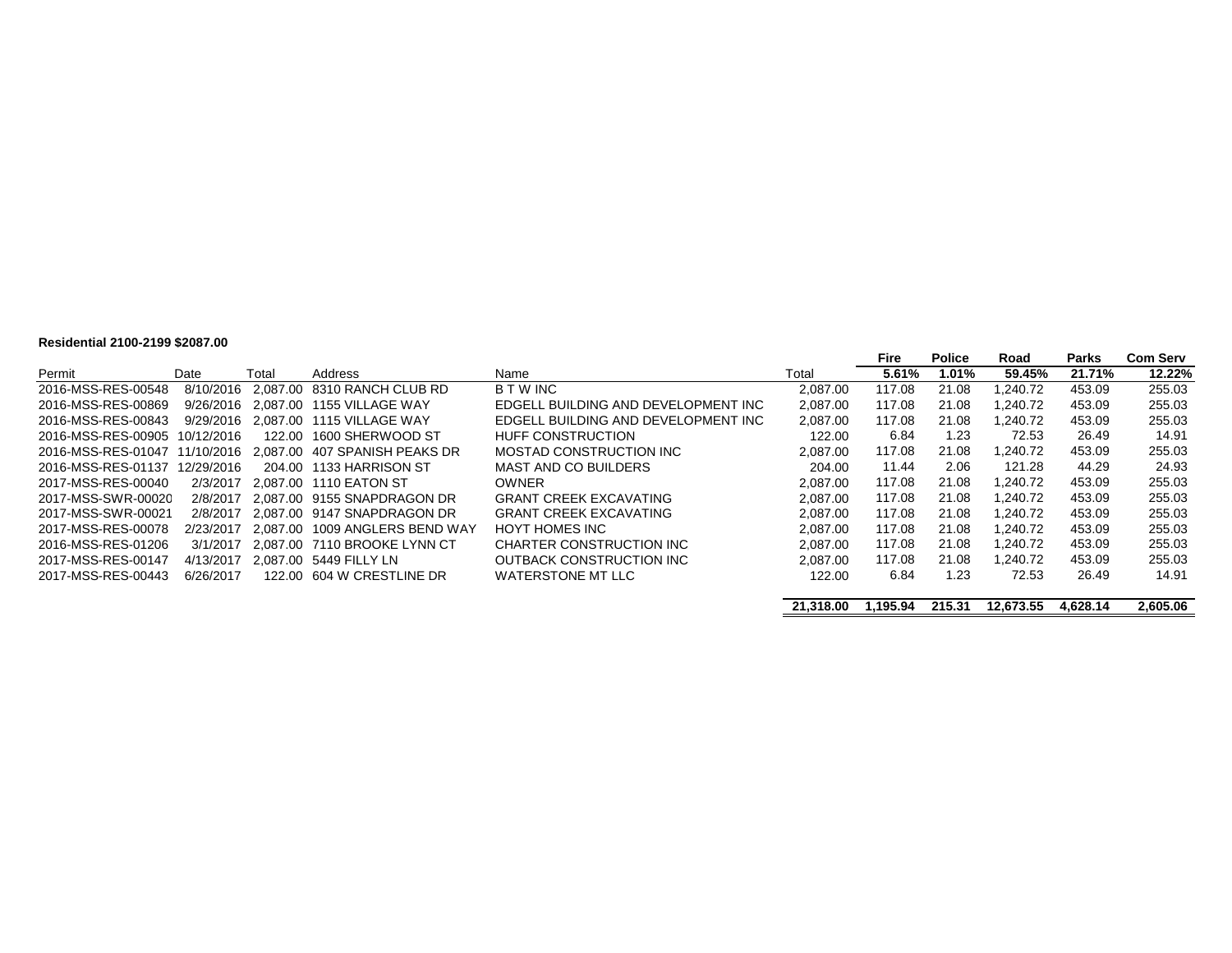**Residential 2100-2199 $2087.00**

| Permit | Date | Total | Address | Name | Total | Fire | Police | Road | Parks | Com Serv |
|---|---|---|---|---|---|---|---|---|---|---|
| | | | | | | **5.61%** | **1.01%** | **59.45%** | **21.71%** | **12.22%** |
| 2016-MSS-RES-00548 | 8/10/2016 | 2,087.00 | 8310 RANCH CLUB RD | B T W INC | 2,087.00 | 117.08 | 21.08 | 1,240.72 | 453.09 | 255.03 |
| 2016-MSS-RES-00869 | 9/26/2016 | 2,087.00 | 1155 VILLAGE WAY | EDGELL BUILDING AND DEVELOPMENT INC | 2,087.00 | 117.08 | 21.08 | 1,240.72 | 453.09 | 255.03 |
| 2016-MSS-RES-00843 | 9/29/2016 | 2,087.00 | 1115 VILLAGE WAY | EDGELL BUILDING AND DEVELOPMENT INC | 2,087.00 | 117.08 | 21.08 | 1,240.72 | 453.09 | 255.03 |
| 2016-MSS-RES-00905 | 10/12/2016 | 122.00 | 1600 SHERWOOD ST | HUFF CONSTRUCTION | 122.00 | 6.84 | 1.23 | 72.53 | 26.49 | 14.91 |
| 2016-MSS-RES-01047 | 11/10/2016 | 2,087.00 | 407 SPANISH PEAKS DR | MOSTAD CONSTRUCTION INC | 2,087.00 | 117.08 | 21.08 | 1,240.72 | 453.09 | 255.03 |
| 2016-MSS-RES-01137 | 12/29/2016 | 204.00 | 1133 HARRISON ST | MAST AND CO BUILDERS | 204.00 | 11.44 | 2.06 | 121.28 | 44.29 | 24.93 |
| 2017-MSS-RES-00040 | 2/3/2017 | 2,087.00 | 1110 EATON ST | OWNER | 2,087.00 | 117.08 | 21.08 | 1,240.72 | 453.09 | 255.03 |
| 2017-MSS-SWR-00020 | 2/8/2017 | 2,087.00 | 9155 SNAPDRAGON DR | GRANT CREEK EXCAVATING | 2,087.00 | 117.08 | 21.08 | 1,240.72 | 453.09 | 255.03 |
| 2017-MSS-SWR-00021 | 2/8/2017 | 2,087.00 | 9147 SNAPDRAGON DR | GRANT CREEK EXCAVATING | 2,087.00 | 117.08 | 21.08 | 1,240.72 | 453.09 | 255.03 |
| 2017-MSS-RES-00078 | 2/23/2017 | 2,087.00 | 1009 ANGLERS BEND WAY | HOYT HOMES INC | 2,087.00 | 117.08 | 21.08 | 1,240.72 | 453.09 | 255.03 |
| 2016-MSS-RES-01206 | 3/1/2017 | 2,087.00 | 7110 BROOKE LYNN CT | CHARTER CONSTRUCTION INC | 2,087.00 | 117.08 | 21.08 | 1,240.72 | 453.09 | 255.03 |
| 2017-MSS-RES-00147 | 4/13/2017 | 2,087.00 | 5449 FILLY LN | OUTBACK CONSTRUCTION INC | 2,087.00 | 117.08 | 21.08 | 1,240.72 | 453.09 | 255.03 |
| 2017-MSS-RES-00443 | 6/26/2017 | 122.00 | 604 W CRESTLINE DR | WATERSTONE MT LLC | 122.00 | 6.84 | 1.23 | 72.53 | 26.49 | 14.91 |
| | | | | | **21,318.00** | **1,195.94** | **215.31** | **12,673.55** | **4,628.14** | **2,605.06** |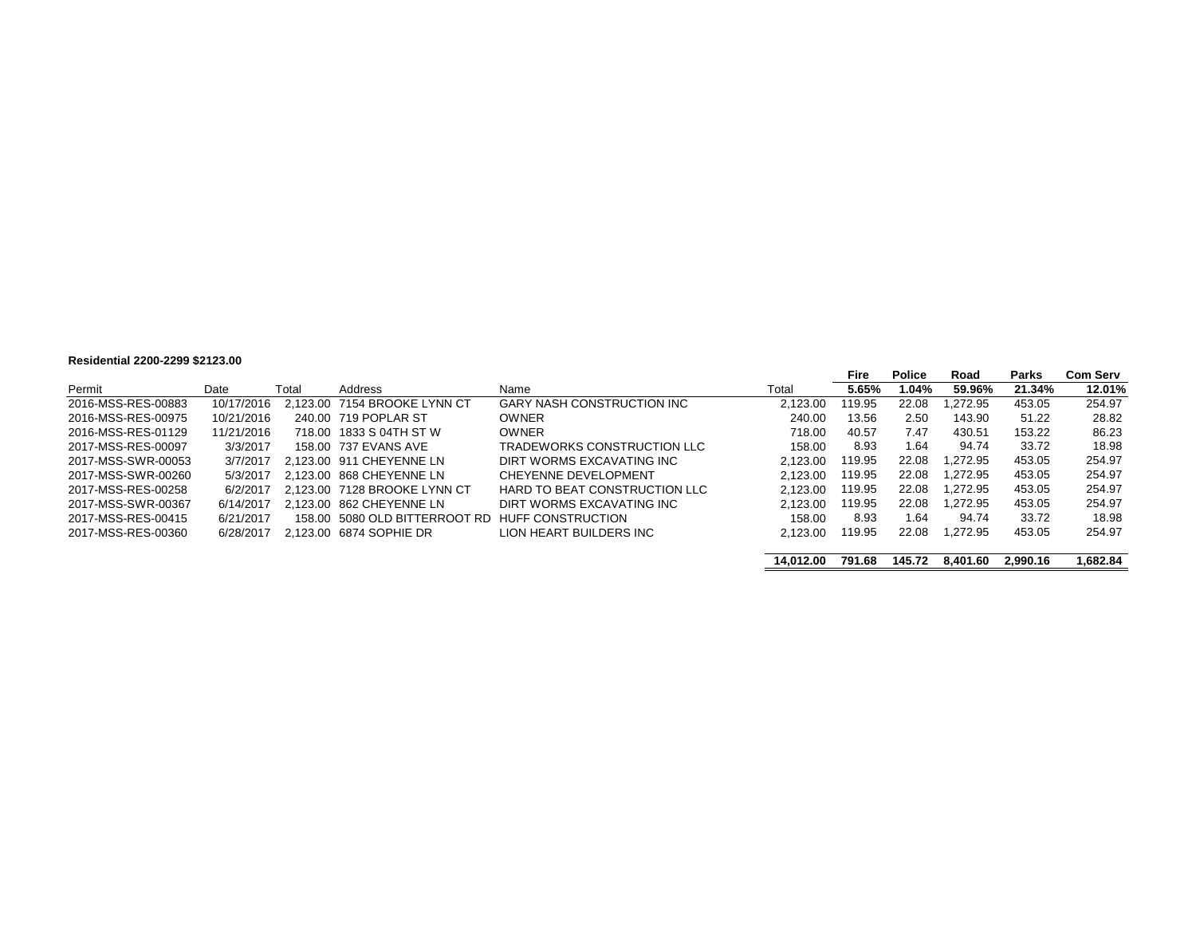**Residential 2200-2299 $2123.00**

| Permit | Date | Total | Address | Name | Total | Fire<br>5.65% | Police<br>1.04% | Road<br>59.96% | Parks<br>21.34% | Com Serv<br>12.01% |
|---|---|---|---|---|---|---|---|---|---|---|
| 2016-MSS-RES-00883 | 10/17/2016 | 2,123.00 | 7154 BROOKE LYNN CT | GARY NASH CONSTRUCTION INC | 2,123.00 | 119.95 | 22.08 | 1,272.95 | 453.05 | 254.97 |
| 2016-MSS-RES-00975 | 10/21/2016 | 240.00 | 719 POPLAR ST | OWNER | 240.00 | 13.56 | 2.50 | 143.90 | 51.22 | 28.82 |
| 2016-MSS-RES-01129 | 11/21/2016 | 718.00 | 1833 S 04TH ST W | OWNER | 718.00 | 40.57 | 7.47 | 430.51 | 153.22 | 86.23 |
| 2017-MSS-RES-00097 | 3/3/2017 | 158.00 | 737 EVANS AVE | TRADEWORKS CONSTRUCTION LLC | 158.00 | 8.93 | 1.64 | 94.74 | 33.72 | 18.98 |
| 2017-MSS-SWR-00053 | 3/7/2017 | 2,123.00 | 911 CHEYENNE LN | DIRT WORMS EXCAVATING INC | 2,123.00 | 119.95 | 22.08 | 1,272.95 | 453.05 | 254.97 |
| 2017-MSS-SWR-00260 | 5/3/2017 | 2,123.00 | 868 CHEYENNE LN | CHEYENNE DEVELOPMENT | 2,123.00 | 119.95 | 22.08 | 1,272.95 | 453.05 | 254.97 |
| 2017-MSS-RES-00258 | 6/2/2017 | 2,123.00 | 7128 BROOKE LYNN CT | HARD TO BEAT CONSTRUCTION LLC | 2,123.00 | 119.95 | 22.08 | 1,272.95 | 453.05 | 254.97 |
| 2017-MSS-SWR-00367 | 6/14/2017 | 2,123.00 | 862 CHEYENNE LN | DIRT WORMS EXCAVATING INC | 2,123.00 | 119.95 | 22.08 | 1,272.95 | 453.05 | 254.97 |
| 2017-MSS-RES-00415 | 6/21/2017 | 158.00 | 5080 OLD BITTERROOT RD | HUFF CONSTRUCTION | 158.00 | 8.93 | 1.64 | 94.74 | 33.72 | 18.98 |
| 2017-MSS-RES-00360 | 6/28/2017 | 2,123.00 | 6874 SOPHIE DR | LION HEART BUILDERS INC | 2,123.00 | 119.95 | 22.08 | 1,272.95 | 453.05 | 254.97 |
| | | | | | **14,012.00** | **791.68** | **145.72** | **8,401.60** | **2,990.16** | **1,682.84** |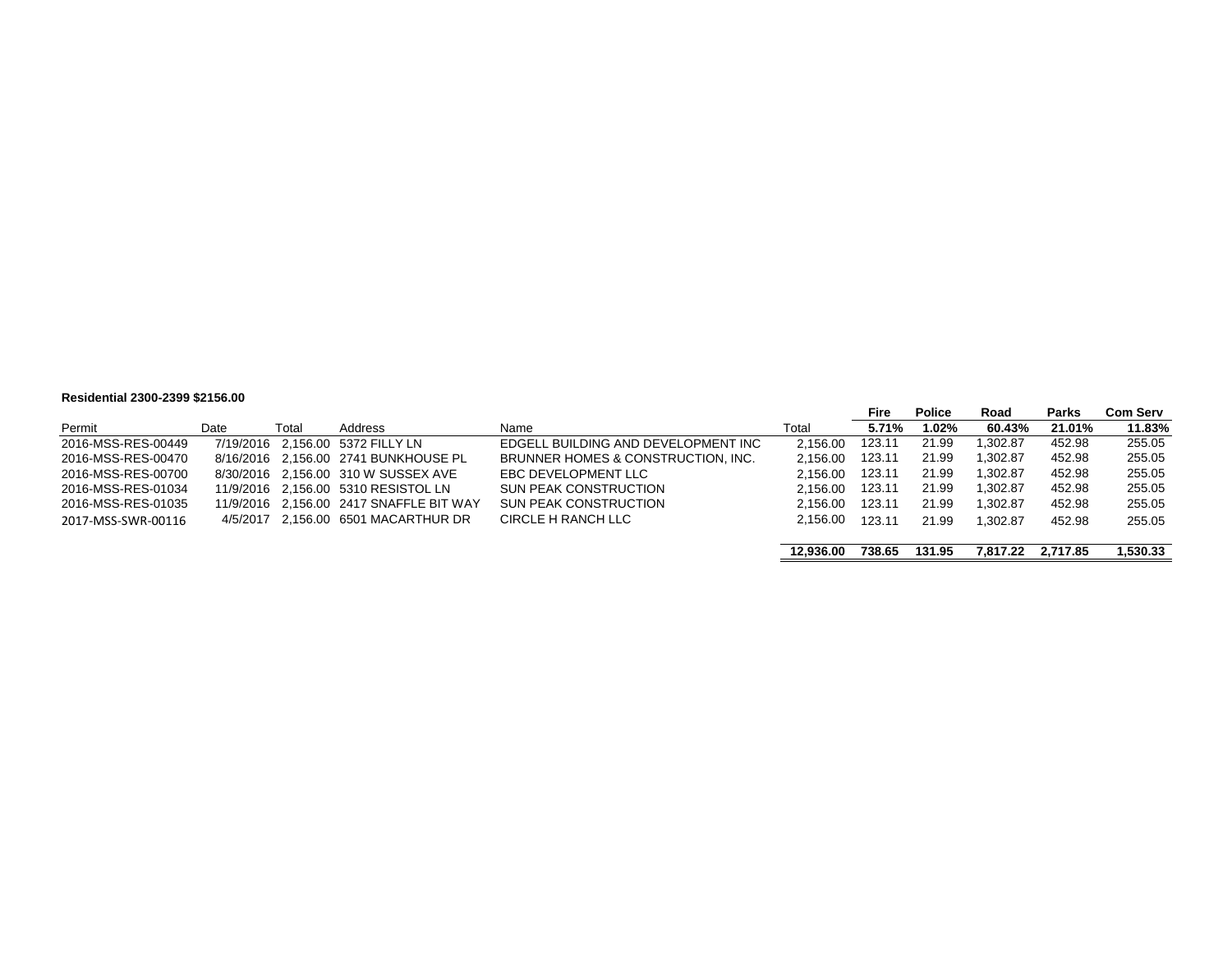**Residential 2300-2399 $2156.00**

| Permit | Date | Total | Address | Name | Total | Fire | Police | Road | Parks | Com Serv |
|---|---|---|---|---|---|---|---|---|---|---|
| | | | | | | **5.71%** | **1.02%** | **60.43%** | **21.01%** | **11.83%** |
| 2016-MSS-RES-00449 | 7/19/2016 | 2,156.00 | 5372 FILLY LN | EDGELL BUILDING AND DEVELOPMENT INC | 2,156.00 | 123.11 | 21.99 | 1,302.87 | 452.98 | 255.05 |
| 2016-MSS-RES-00470 | 8/16/2016 | 2,156.00 | 2741 BUNKHOUSE PL | BRUNNER HOMES & CONSTRUCTION, INC. | 2,156.00 | 123.11 | 21.99 | 1,302.87 | 452.98 | 255.05 |
| 2016-MSS-RES-00700 | 8/30/2016 | 2,156.00 | 310 W SUSSEX AVE | EBC DEVELOPMENT LLC | 2,156.00 | 123.11 | 21.99 | 1,302.87 | 452.98 | 255.05 |
| 2016-MSS-RES-01034 | 11/9/2016 | 2,156.00 | 5310 RESISTOL LN | SUN PEAK CONSTRUCTION | 2,156.00 | 123.11 | 21.99 | 1,302.87 | 452.98 | 255.05 |
| 2016-MSS-RES-01035 | 11/9/2016 | 2,156.00 | 2417 SNAFFLE BIT WAY | SUN PEAK CONSTRUCTION | 2,156.00 | 123.11 | 21.99 | 1,302.87 | 452.98 | 255.05 |
| 2017-MSS-SWR-00116 | 4/5/2017 | 2,156.00 | 6501 MACARTHUR DR | CIRCLE H RANCH LLC | 2,156.00 | 123.11 | 21.99 | 1,302.87 | 452.98 | 255.05 |
| | | | | | **12,936.00** | **738.65** | **131.95** | **7,817.22** | **2,717.85** | **1,530.33** |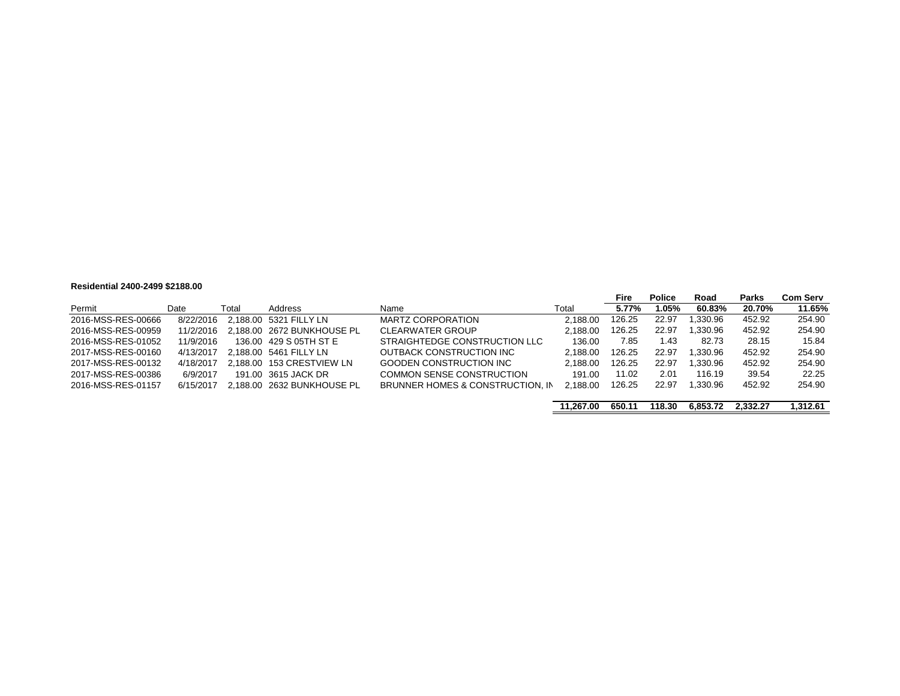**Residential 2400-2499 $2188.00**

| Permit | Date | Total | Address | Name | Total | Fire<br>5.77% | Police<br>1.05% | Road<br>60.83% | Parks<br>20.70% | Com Serv<br>11.65% |
|---|---|---|---|---|---|---|---|---|---|---|
| 2016-MSS-RES-00666 | 8/22/2016 | 2,188.00 | 5321 FILLY LN | MARTZ CORPORATION | 2,188.00 | 126.25 | 22.97 | 1,330.96 | 452.92 | 254.90 |
| 2016-MSS-RES-00959 | 11/2/2016 | 2,188.00 | 2672 BUNKHOUSE PL | CLEARWATER GROUP | 2,188.00 | 126.25 | 22.97 | 1,330.96 | 452.92 | 254.90 |
| 2016-MSS-RES-01052 | 11/9/2016 | 136.00 | 429 S 05TH ST E | STRAIGHTEDGE CONSTRUCTION LLC | 136.00 | 7.85 | 1.43 | 82.73 | 28.15 | 15.84 |
| 2017-MSS-RES-00160 | 4/13/2017 | 2,188.00 | 5461 FILLY LN | OUTBACK CONSTRUCTION INC | 2,188.00 | 126.25 | 22.97 | 1,330.96 | 452.92 | 254.90 |
| 2017-MSS-RES-00132 | 4/18/2017 | 2,188.00 | 153 CRESTVIEW LN | GOODEN CONSTRUCTION INC | 2,188.00 | 126.25 | 22.97 | 1,330.96 | 452.92 | 254.90 |
| 2017-MSS-RES-00386 | 6/9/2017 | 191.00 | 3615 JACK DR | COMMON SENSE CONSTRUCTION | 191.00 | 11.02 | 2.01 | 116.19 | 39.54 | 22.25 |
| 2016-MSS-RES-01157 | 6/15/2017 | 2,188.00 | 2632 BUNKHOUSE PL | BRUNNER HOMES & CONSTRUCTION, IN | 2,188.00 | 126.25 | 22.97 | 1,330.96 | 452.92 | 254.90 |
| | | | | | **11,267.00** | **650.11** | **118.30** | **6,853.72** | **2,332.27** | **1,312.61** |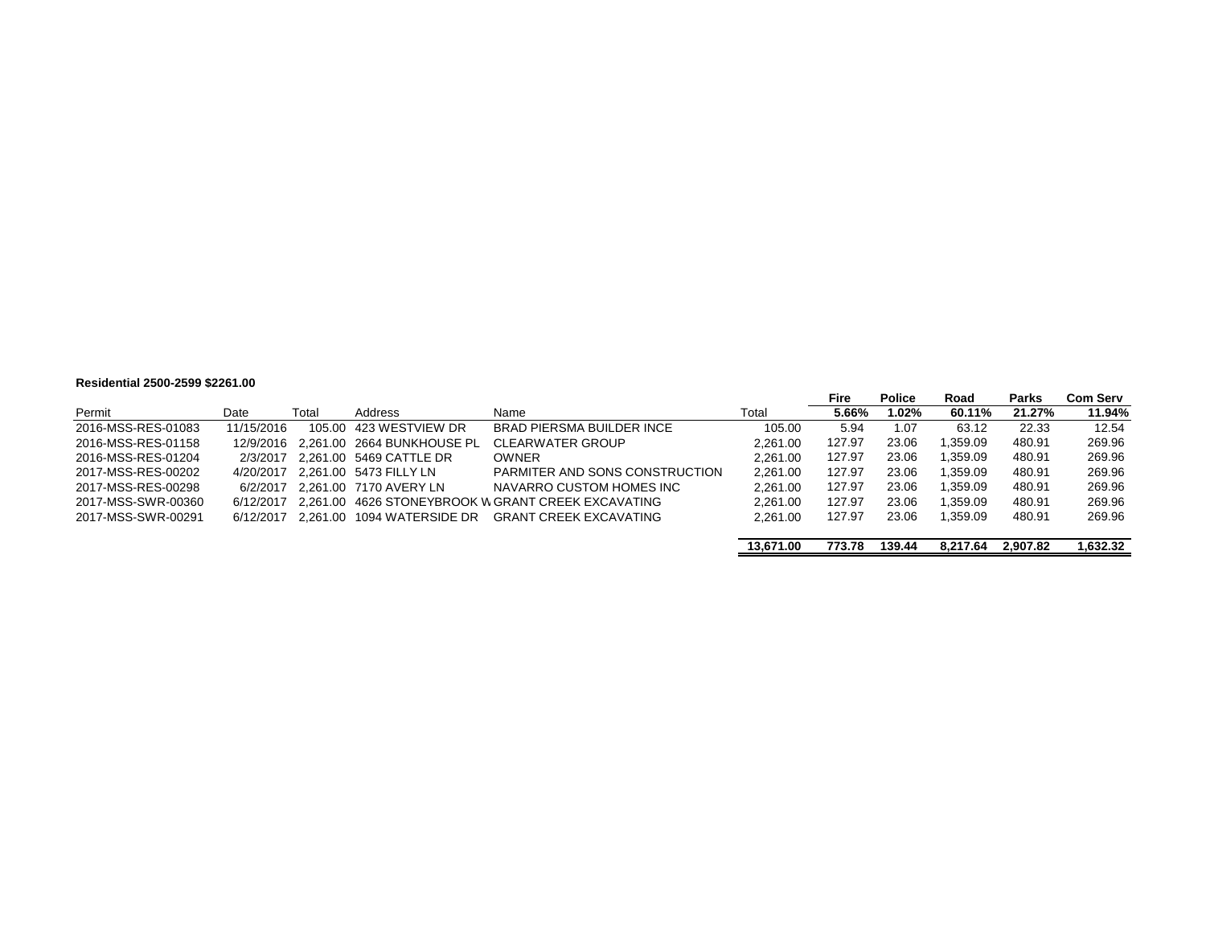**Residential 2500-2599 $2261.00**

| Permit | Date | Total | Address | Name | Total | Fire<br>5.66% | Police<br>1.02% | Road<br>60.11% | Parks<br>21.27% | Com Serv<br>11.94% |
|---|---|---|---|---|---|---|---|---|---|---|
| 2016-MSS-RES-01083 | 11/15/2016 | 105.00 | 423 WESTVIEW DR | BRAD PIERSMA BUILDER INCE | 105.00 | 5.94 | 1.07 | 63.12 | 22.33 | 12.54 |
| 2016-MSS-RES-01158 | 12/9/2016 | 2,261.00 | 2664 BUNKHOUSE PL | CLEARWATER GROUP | 2,261.00 | 127.97 | 23.06 | 1,359.09 | 480.91 | 269.96 |
| 2016-MSS-RES-01204 | 2/3/2017 | 2,261.00 | 5469 CATTLE DR | OWNER | 2,261.00 | 127.97 | 23.06 | 1,359.09 | 480.91 | 269.96 |
| 2017-MSS-RES-00202 | 4/20/2017 | 2,261.00 | 5473 FILLY LN | PARMITER AND SONS CONSTRUCTION | 2,261.00 | 127.97 | 23.06 | 1,359.09 | 480.91 | 269.96 |
| 2017-MSS-RES-00298 | 6/2/2017 | 2,261.00 | 7170 AVERY LN | NAVARRO CUSTOM HOMES INC | 2,261.00 | 127.97 | 23.06 | 1,359.09 | 480.91 | 269.96 |
| 2017-MSS-SWR-00360 | 6/12/2017 | 2,261.00 | 4626 STONEYBROOK W | GRANT CREEK EXCAVATING | 2,261.00 | 127.97 | 23.06 | 1,359.09 | 480.91 | 269.96 |
| 2017-MSS-SWR-00291 | 6/12/2017 | 2,261.00 | 1094 WATERSIDE DR | GRANT CREEK EXCAVATING | 2,261.00 | 127.97 | 23.06 | 1,359.09 | 480.91 | 269.96 |
| | | | | | **13,671.00** | **773.78** | **139.44** | **8,217.64** | **2,907.82** | **1,632.32** |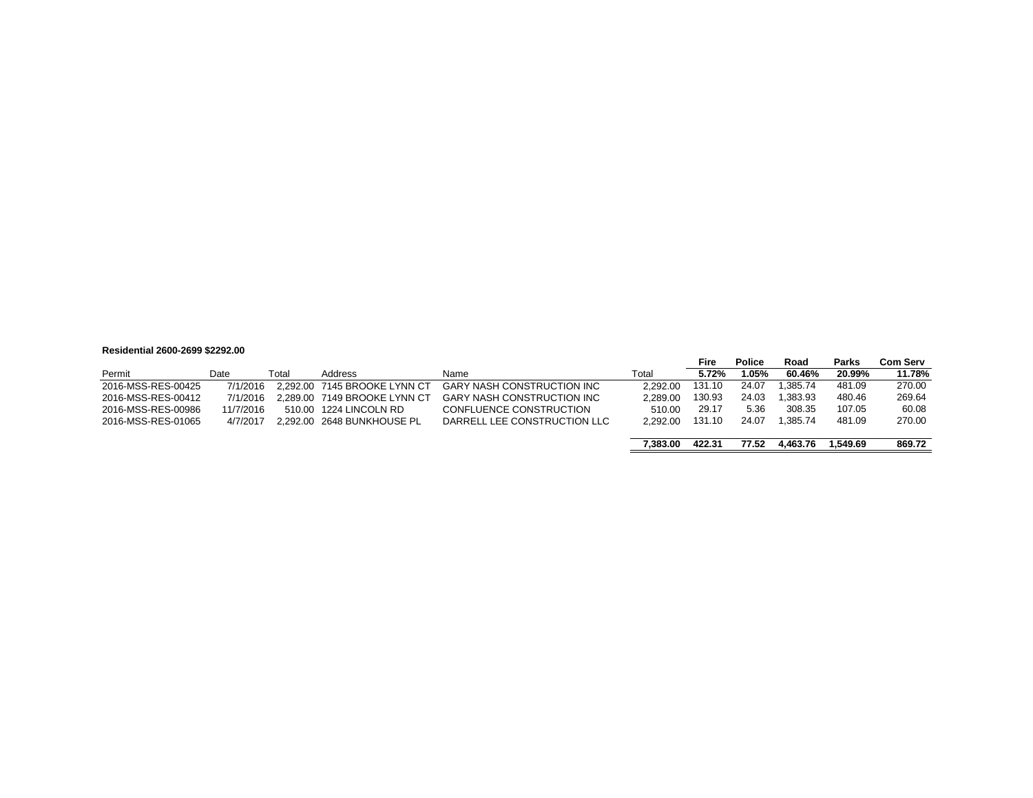**Residential 2600-2699 $2292.00**

| Permit | Date | Total | Address | Name | Total | Fire<br>5.72% | Police<br>1.05% | Road<br>60.46% | Parks<br>20.99% | Com Serv<br>11.78% |
|---|---|---|---|---|---|---|---|---|---|---|
| 2016-MSS-RES-00425 | 7/1/2016 | 2,292.00 | 7145 BROOKE LYNN CT | GARY NASH CONSTRUCTION INC | 2,292.00 | 131.10 | 24.07 | 1,385.74 | 481.09 | 270.00 |
| 2016-MSS-RES-00412 | 7/1/2016 | 2,289.00 | 7149 BROOKE LYNN CT | GARY NASH CONSTRUCTION INC | 2,289.00 | 130.93 | 24.03 | 1,383.93 | 480.46 | 269.64 |
| 2016-MSS-RES-00986 | 11/7/2016 | 510.00 | 1224 LINCOLN RD | CONFLUENCE CONSTRUCTION | 510.00 | 29.17 | 5.36 | 308.35 | 107.05 | 60.08 |
| 2016-MSS-RES-01065 | 4/7/2017 | 2,292.00 | 2648 BUNKHOUSE PL | DARRELL LEE CONSTRUCTION LLC | 2,292.00 | 131.10 | 24.07 | 1,385.74 | 481.09 | 270.00 |
| | | | | | **7,383.00** | **422.31** | **77.52** | **4,463.76** | **1,549.69** | **869.72** |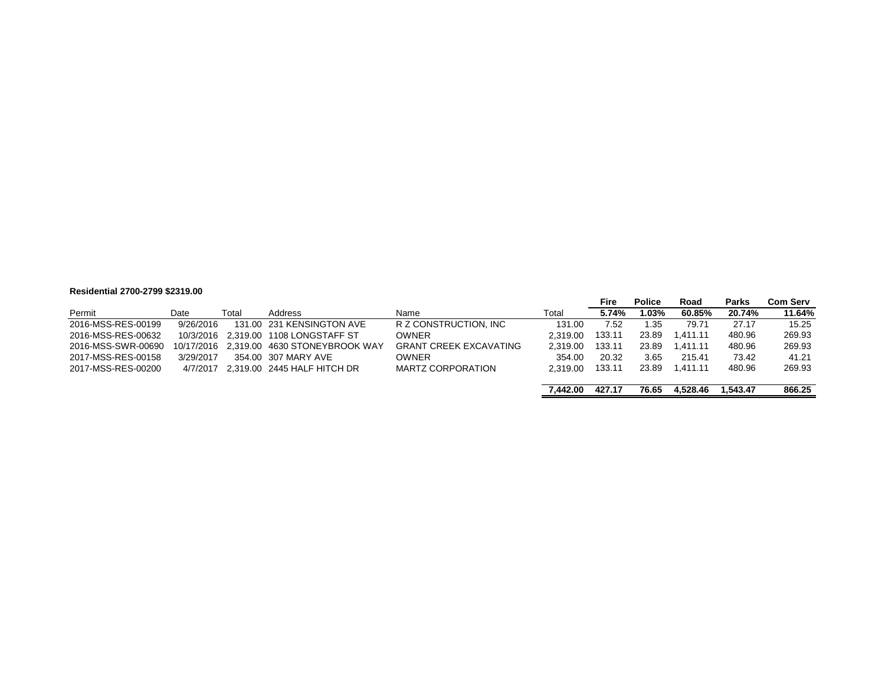**Residential 2700-2799 $2319.00**

| Permit | Date | Total | Address | Name | Total | Fire 5.74% | Police 1.03% | Road 60.85% | Parks 20.74% | Com Serv 11.64% |
|---|---|---|---|---|---|---|---|---|---|---|
| 2016-MSS-RES-00199 | 9/26/2016 | 131.00 | 231 KENSINGTON AVE | R Z CONSTRUCTION, INC | 131.00 | 7.52 | 1.35 | 79.71 | 27.17 | 15.25 |
| 2016-MSS-RES-00632 | 10/3/2016 | 2,319.00 | 1108 LONGSTAFF ST | OWNER | 2,319.00 | 133.11 | 23.89 | 1,411.11 | 480.96 | 269.93 |
| 2016-MSS-SWR-00690 | 10/17/2016 | 2,319.00 | 4630 STONEYBROOK WAY | GRANT CREEK EXCAVATING | 2,319.00 | 133.11 | 23.89 | 1,411.11 | 480.96 | 269.93 |
| 2017-MSS-RES-00158 | 3/29/2017 | 354.00 | 307 MARY AVE | OWNER | 354.00 | 20.32 | 3.65 | 215.41 | 73.42 | 41.21 |
| 2017-MSS-RES-00200 | 4/7/2017 | 2,319.00 | 2445 HALF HITCH DR | MARTZ CORPORATION | 2,319.00 | 133.11 | 23.89 | 1,411.11 | 480.96 | 269.93 |
| | | | | | **7,442.00** | **427.17** | **76.65** | **4,528.46** | **1,543.47** | **866.25** |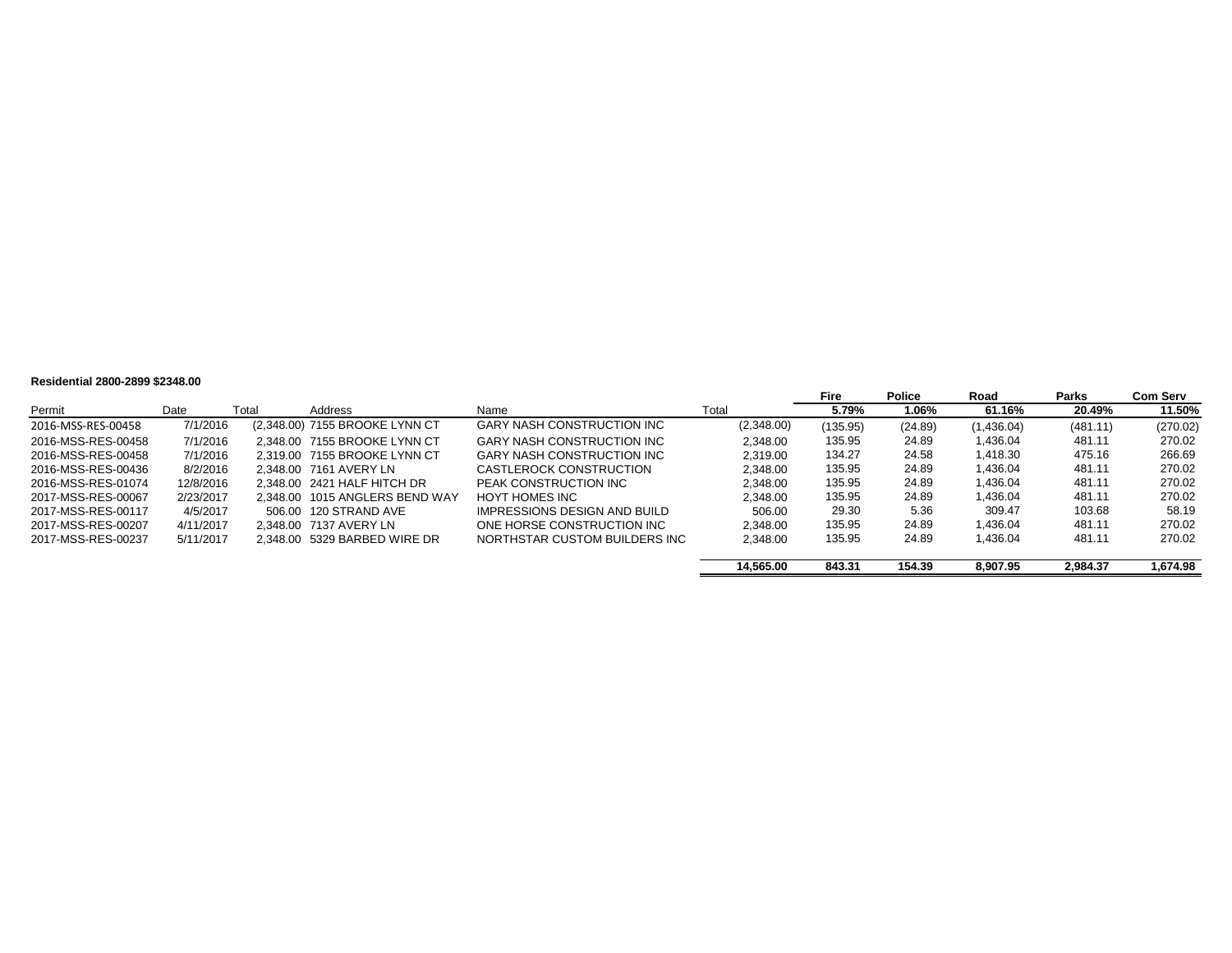**Residential 2800-2899 $2348.00**

| Permit | Date | Total | Address | Name | Total | Fire<br>5.79% | Police<br>1.06% | Road<br>61.16% | Parks<br>20.49% | Com Serv<br>11.50% |
|---|---|---|---|---|---|---|---|---|---|---|
| 2016-MSS-RES-00458 | 7/1/2016 | (2,348.00) | 7155 BROOKE LYNN CT | GARY NASH CONSTRUCTION INC | (2,348.00) | (135.95) | (24.89) | (1,436.04) | (481.11) | (270.02) |
| 2016-MSS-RES-00458 | 7/1/2016 | 2,348.00 | 7155 BROOKE LYNN CT | GARY NASH CONSTRUCTION INC | 2,348.00 | 135.95 | 24.89 | 1,436.04 | 481.11 | 270.02 |
| 2016-MSS-RES-00458 | 7/1/2016 | 2,319.00 | 7155 BROOKE LYNN CT | GARY NASH CONSTRUCTION INC | 2,319.00 | 134.27 | 24.58 | 1,418.30 | 475.16 | 266.69 |
| 2016-MSS-RES-00436 | 8/2/2016 | 2,348.00 | 7161 AVERY LN | CASTLEROCK CONSTRUCTION | 2,348.00 | 135.95 | 24.89 | 1,436.04 | 481.11 | 270.02 |
| 2016-MSS-RES-01074 | 12/8/2016 | 2,348.00 | 2421 HALF HITCH DR | PEAK CONSTRUCTION INC | 2,348.00 | 135.95 | 24.89 | 1,436.04 | 481.11 | 270.02 |
| 2017-MSS-RES-00067 | 2/23/2017 | 2,348.00 | 1015 ANGLERS BEND WAY | HOYT HOMES INC | 2,348.00 | 135.95 | 24.89 | 1,436.04 | 481.11 | 270.02 |
| 2017-MSS-RES-00117 | 4/5/2017 | 506.00 | 120 STRAND AVE | IMPRESSIONS DESIGN AND BUILD | 506.00 | 29.30 | 5.36 | 309.47 | 103.68 | 58.19 |
| 2017-MSS-RES-00207 | 4/11/2017 | 2,348.00 | 7137 AVERY LN | ONE HORSE CONSTRUCTION INC | 2,348.00 | 135.95 | 24.89 | 1,436.04 | 481.11 | 270.02 |
| 2017-MSS-RES-00237 | 5/11/2017 | 2,348.00 | 5329 BARBED WIRE DR | NORTHSTAR CUSTOM BUILDERS INC | 2,348.00 | 135.95 | 24.89 | 1,436.04 | 481.11 | 270.02 |
| | | | | | **14,565.00** | **843.31** | **154.39** | **8,907.95** | **2,984.37** | **1,674.98** |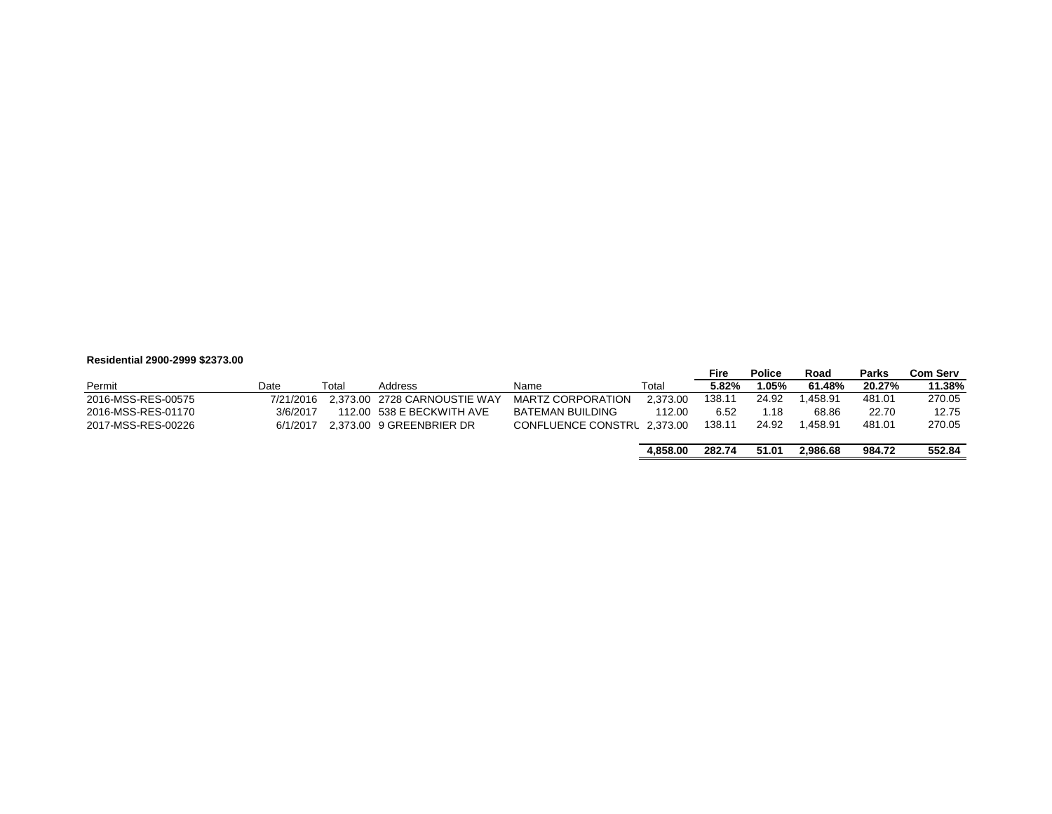**Residential 2900-2999 $2373.00**

| Permit | Date | Total | Address | Name | Total | Fire | Police | Road | Parks | Com Serv |
|---|---|---|---|---|---|---|---|---|---|---|
| | | | | | | 5.82% | 1.05% | 61.48% | 20.27% | 11.38% |
| 2016-MSS-RES-00575 | 7/21/2016 | 2,373.00 | 2728 CARNOUSTIE WAY | MARTZ CORPORATION | 2,373.00 | 138.11 | 24.92 | 1,458.91 | 481.01 | 270.05 |
| 2016-MSS-RES-01170 | 3/6/2017 | 112.00 | 538 E BECKWITH AVE | BATEMAN BUILDING | 112.00 | 6.52 | 1.18 | 68.86 | 22.70 | 12.75 |
| 2017-MSS-RES-00226 | 6/1/2017 | 2,373.00 | 9 GREENBRIER DR | CONFLUENCE CONSTRU | 2,373.00 | 138.11 | 24.92 | 1,458.91 | 481.01 | 270.05 |
| | | | | | **4,858.00** | **282.74** | **51.01** | **2,986.68** | **984.72** | **552.84** |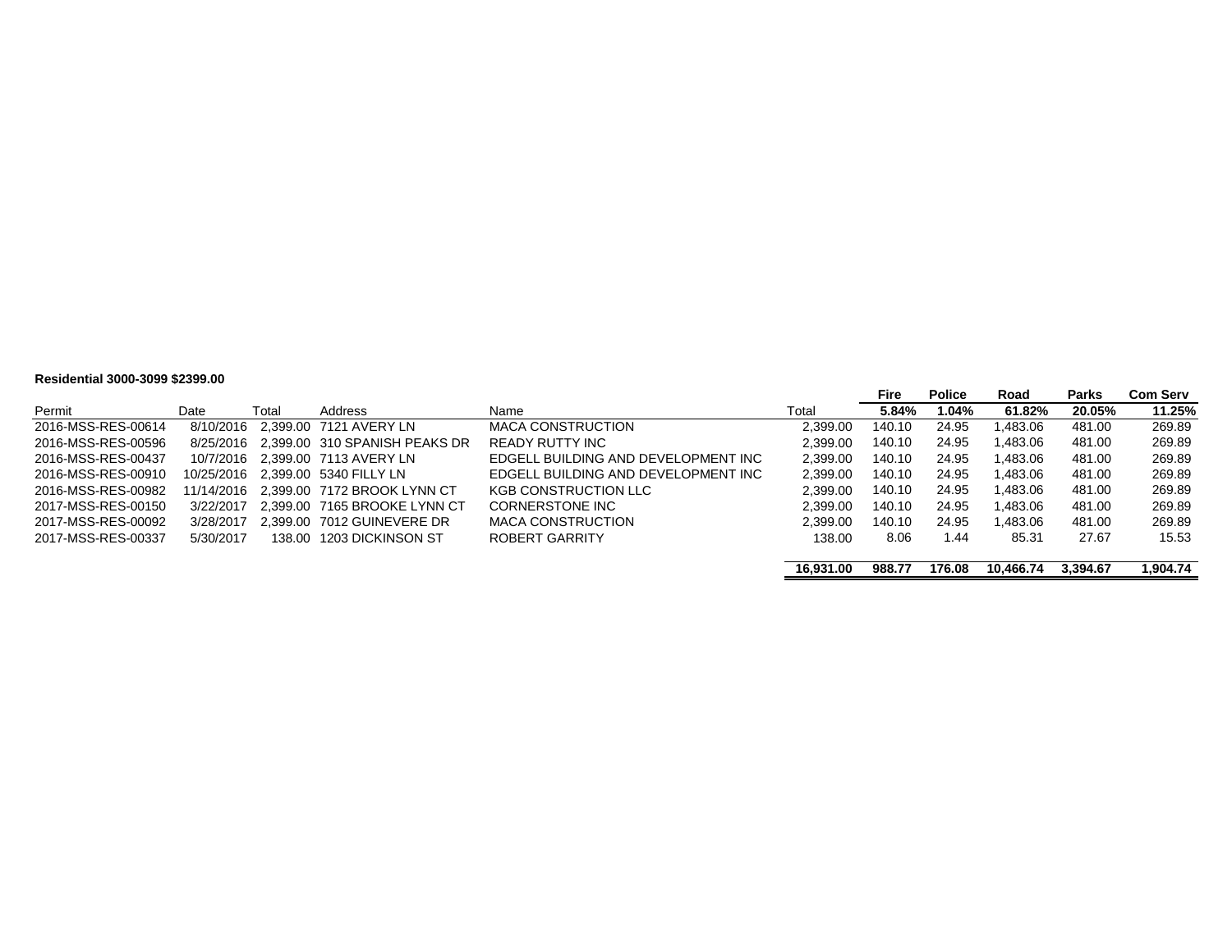**Residential 3000-3099 $2399.00**

| Permit | Date | Total | Address | Name | Total | Fire | Police | Road | Parks | Com Serv |
|---|---|---|---|---|---|---|---|---|---|---|
| | | | | | | **5.84%** | **1.04%** | **61.82%** | **20.05%** | **11.25%** |
| 2016-MSS-RES-00614 | 8/10/2016 | 2,399.00 | 7121 AVERY LN | MACA CONSTRUCTION | 2,399.00 | 140.10 | 24.95 | 1,483.06 | 481.00 | 269.89 |
| 2016-MSS-RES-00596 | 8/25/2016 | 2,399.00 | 310 SPANISH PEAKS DR | READY RUTTY INC | 2,399.00 | 140.10 | 24.95 | 1,483.06 | 481.00 | 269.89 |
| 2016-MSS-RES-00437 | 10/7/2016 | 2,399.00 | 7113 AVERY LN | EDGELL BUILDING AND DEVELOPMENT INC | 2,399.00 | 140.10 | 24.95 | 1,483.06 | 481.00 | 269.89 |
| 2016-MSS-RES-00910 | 10/25/2016 | 2,399.00 | 5340 FILLY LN | EDGELL BUILDING AND DEVELOPMENT INC | 2,399.00 | 140.10 | 24.95 | 1,483.06 | 481.00 | 269.89 |
| 2016-MSS-RES-00982 | 11/14/2016 | 2,399.00 | 7172 BROOK LYNN CT | KGB CONSTRUCTION LLC | 2,399.00 | 140.10 | 24.95 | 1,483.06 | 481.00 | 269.89 |
| 2017-MSS-RES-00150 | 3/22/2017 | 2,399.00 | 7165 BROOKE LYNN CT | CORNERSTONE INC | 2,399.00 | 140.10 | 24.95 | 1,483.06 | 481.00 | 269.89 |
| 2017-MSS-RES-00092 | 3/28/2017 | 2,399.00 | 7012 GUINEVERE DR | MACA CONSTRUCTION | 2,399.00 | 140.10 | 24.95 | 1,483.06 | 481.00 | 269.89 |
| 2017-MSS-RES-00337 | 5/30/2017 | 138.00 | 1203 DICKINSON ST | ROBERT GARRITY | 138.00 | 8.06 | 1.44 | 85.31 | 27.67 | 15.53 |
| | | | | | **16,931.00** | **988.77** | **176.08** | **10,466.74** | **3,394.67** | **1,904.74** |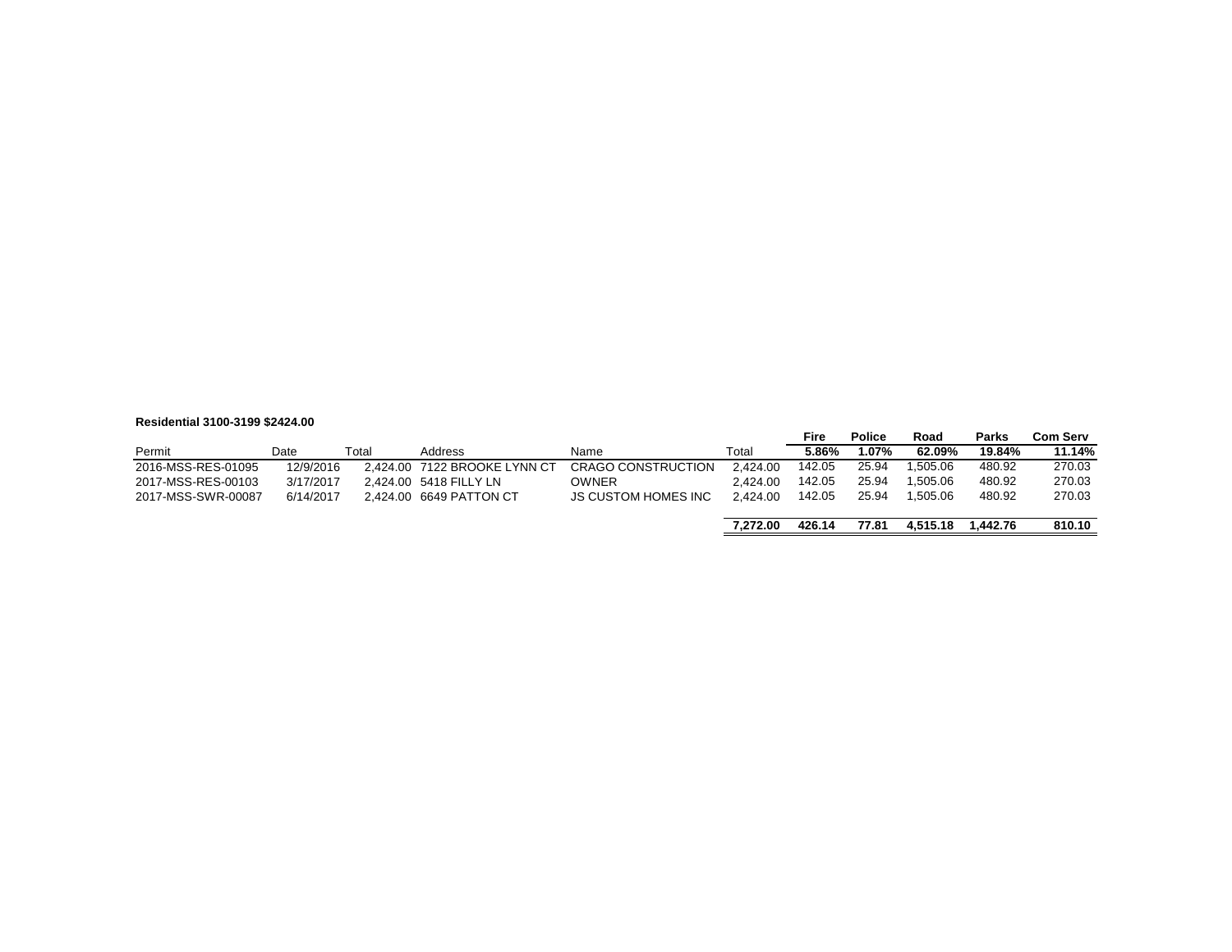**Residential 3100-3199 $2424.00**

| Permit | Date | Total | Address | Name | Total | Fire<br>5.86% | Police<br>1.07% | Road<br>62.09% | Parks<br>19.84% | Com Serv<br>11.14% |
|---|---|---|---|---|---|---|---|---|---|---|
| 2016-MSS-RES-01095 | 12/9/2016 | 2,424.00 | 7122 BROOKE LYNN CT | CRAGO CONSTRUCTION | 2,424.00 | 142.05 | 25.94 | 1,505.06 | 480.92 | 270.03 |
| 2017-MSS-RES-00103 | 3/17/2017 | 2,424.00 | 5418 FILLY LN | OWNER | 2,424.00 | 142.05 | 25.94 | 1,505.06 | 480.92 | 270.03 |
| 2017-MSS-SWR-00087 | 6/14/2017 | 2,424.00 | 6649 PATTON CT | JS CUSTOM HOMES INC | 2,424.00 | 142.05 | 25.94 | 1,505.06 | 480.92 | 270.03 |
| | | | | | **7,272.00** | **426.14** | **77.81** | **4,515.18** | **1,442.76** | **810.10** |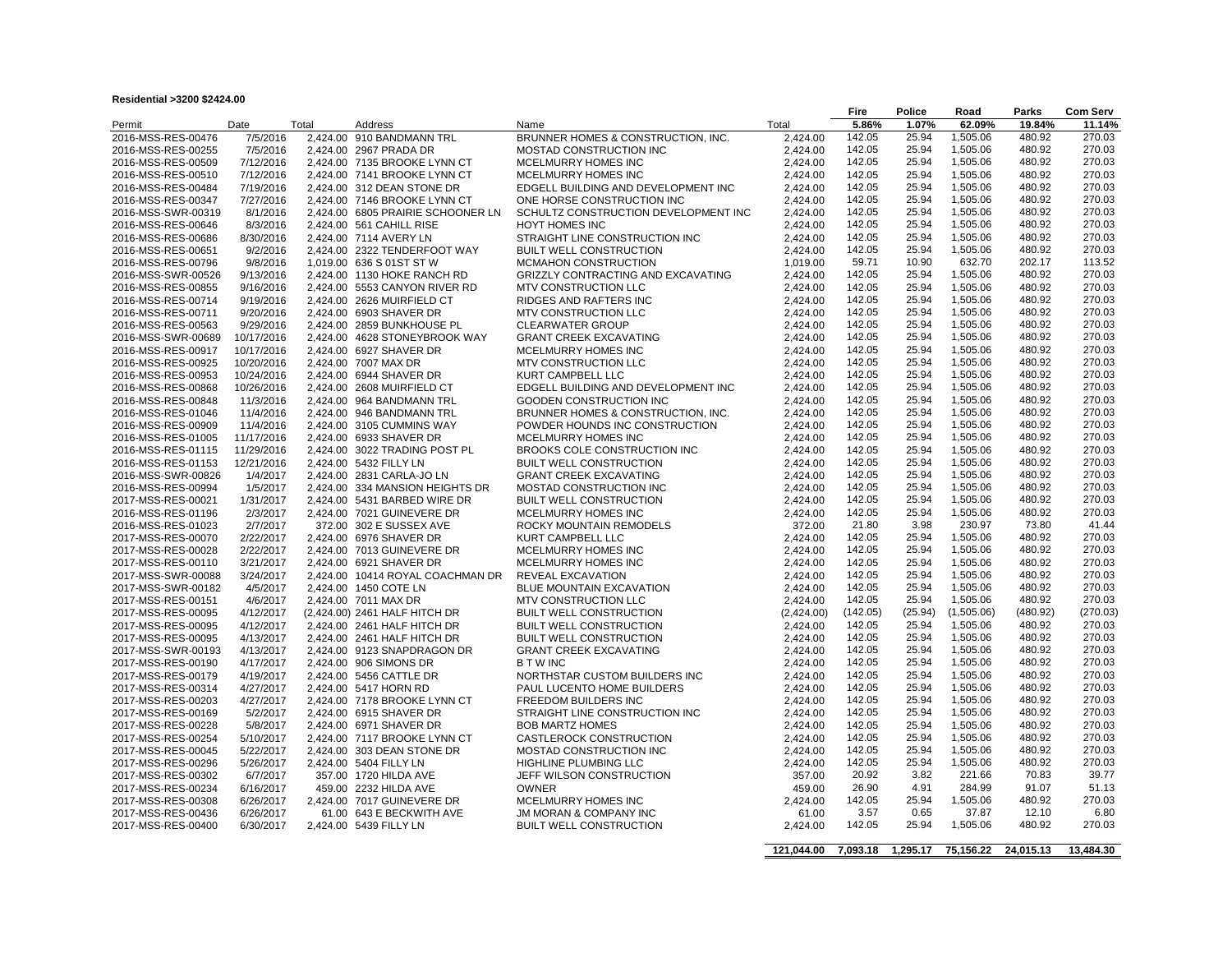**Residential >3200 $2424.00**

| Permit | Date | Total | Address | Name | Total | Fire 5.86% | Police 1.07% | Road 62.09% | Parks 19.84% | Com Serv 11.14% |
|---|---|---|---|---|---|---|---|---|---|---|
| 2016-MSS-RES-00476 | 7/5/2016 | 2,424.00 | 910 BANDMANN TRL | BRUNNER HOMES & CONSTRUCTION, INC. | 2,424.00 | 142.05 | 25.94 | 1,505.06 | 480.92 | 270.03 |
| 2016-MSS-RES-00255 | 7/5/2016 | 2,424.00 | 2967 PRADA DR | MOSTAD CONSTRUCTION INC | 2,424.00 | 142.05 | 25.94 | 1,505.06 | 480.92 | 270.03 |
| 2016-MSS-RES-00509 | 7/12/2016 | 2,424.00 | 7135 BROOKE LYNN CT | MCELMURRY HOMES INC | 2,424.00 | 142.05 | 25.94 | 1,505.06 | 480.92 | 270.03 |
| 2016-MSS-RES-00510 | 7/12/2016 | 2,424.00 | 7141 BROOKE LYNN CT | MCELMURRY HOMES INC | 2,424.00 | 142.05 | 25.94 | 1,505.06 | 480.92 | 270.03 |
| 2016-MSS-RES-00484 | 7/19/2016 | 2,424.00 | 312 DEAN STONE DR | EDGELL BUILDING AND DEVELOPMENT INC | 2,424.00 | 142.05 | 25.94 | 1,505.06 | 480.92 | 270.03 |
| 2016-MSS-RES-00347 | 7/27/2016 | 2,424.00 | 7146 BROOKE LYNN CT | ONE HORSE CONSTRUCTION INC | 2,424.00 | 142.05 | 25.94 | 1,505.06 | 480.92 | 270.03 |
| 2016-MSS-SWR-00319 | 8/1/2016 | 2,424.00 | 6805 PRAIRIE SCHOONER LN | SCHULTZ CONSTRUCTION DEVELOPMENT INC | 2,424.00 | 142.05 | 25.94 | 1,505.06 | 480.92 | 270.03 |
| 2016-MSS-RES-00646 | 8/3/2016 | 2,424.00 | 561 CAHILL RISE | HOYT HOMES INC | 2,424.00 | 142.05 | 25.94 | 1,505.06 | 480.92 | 270.03 |
| 2016-MSS-RES-00686 | 8/30/2016 | 2,424.00 | 7114 AVERY LN | STRAIGHT LINE CONSTRUCTION INC | 2,424.00 | 142.05 | 25.94 | 1,505.06 | 480.92 | 270.03 |
| 2016-MSS-RES-00651 | 9/2/2016 | 2,424.00 | 2322 TENDERFOOT WAY | BUILT WELL CONSTRUCTION | 2,424.00 | 142.05 | 25.94 | 1,505.06 | 480.92 | 270.03 |
| 2016-MSS-RES-00796 | 9/8/2016 | 1,019.00 | 636 S 01ST ST W | MCMAHON CONSTRUCTION | 1,019.00 | 59.71 | 10.90 | 632.70 | 202.17 | 113.52 |
| 2016-MSS-SWR-00526 | 9/13/2016 | 2,424.00 | 1130 HOKE RANCH RD | GRIZZLY CONTRACTING AND EXCAVATING | 2,424.00 | 142.05 | 25.94 | 1,505.06 | 480.92 | 270.03 |
| 2016-MSS-RES-00855 | 9/16/2016 | 2,424.00 | 5553 CANYON RIVER RD | MTV CONSTRUCTION LLC | 2,424.00 | 142.05 | 25.94 | 1,505.06 | 480.92 | 270.03 |
| 2016-MSS-RES-00714 | 9/19/2016 | 2,424.00 | 2626 MUIRFIELD CT | RIDGES AND RAFTERS INC | 2,424.00 | 142.05 | 25.94 | 1,505.06 | 480.92 | 270.03 |
| 2016-MSS-RES-00711 | 9/20/2016 | 2,424.00 | 6903 SHAVER DR | MTV CONSTRUCTION LLC | 2,424.00 | 142.05 | 25.94 | 1,505.06 | 480.92 | 270.03 |
| 2016-MSS-RES-00563 | 9/29/2016 | 2,424.00 | 2859 BUNKHOUSE PL | CLEARWATER GROUP | 2,424.00 | 142.05 | 25.94 | 1,505.06 | 480.92 | 270.03 |
| 2016-MSS-SWR-00689 | 10/17/2016 | 2,424.00 | 4628 STONEYBROOK WAY | GRANT CREEK EXCAVATING | 2,424.00 | 142.05 | 25.94 | 1,505.06 | 480.92 | 270.03 |
| 2016-MSS-RES-00917 | 10/17/2016 | 2,424.00 | 6927 SHAVER DR | MCELMURRY HOMES INC | 2,424.00 | 142.05 | 25.94 | 1,505.06 | 480.92 | 270.03 |
| 2016-MSS-RES-00925 | 10/20/2016 | 2,424.00 | 7007 MAX DR | MTV CONSTRUCTION LLC | 2,424.00 | 142.05 | 25.94 | 1,505.06 | 480.92 | 270.03 |
| 2016-MSS-RES-00953 | 10/24/2016 | 2,424.00 | 6944 SHAVER DR | KURT CAMPBELL LLC | 2,424.00 | 142.05 | 25.94 | 1,505.06 | 480.92 | 270.03 |
| 2016-MSS-RES-00868 | 10/26/2016 | 2,424.00 | 2608 MUIRFIELD CT | EDGELL BUILDING AND DEVELOPMENT INC | 2,424.00 | 142.05 | 25.94 | 1,505.06 | 480.92 | 270.03 |
| 2016-MSS-RES-00848 | 11/3/2016 | 2,424.00 | 964 BANDMANN TRL | GOODEN CONSTRUCTION INC | 2,424.00 | 142.05 | 25.94 | 1,505.06 | 480.92 | 270.03 |
| 2016-MSS-RES-01046 | 11/4/2016 | 2,424.00 | 946 BANDMANN TRL | BRUNNER HOMES & CONSTRUCTION, INC. | 2,424.00 | 142.05 | 25.94 | 1,505.06 | 480.92 | 270.03 |
| 2016-MSS-RES-00909 | 11/4/2016 | 2,424.00 | 3105 CUMMINS WAY | POWDER HOUNDS INC CONSTRUCTION | 2,424.00 | 142.05 | 25.94 | 1,505.06 | 480.92 | 270.03 |
| 2016-MSS-RES-01005 | 11/17/2016 | 2,424.00 | 6933 SHAVER DR | MCELMURRY HOMES INC | 2,424.00 | 142.05 | 25.94 | 1,505.06 | 480.92 | 270.03 |
| 2016-MSS-RES-01115 | 11/29/2016 | 2,424.00 | 3022 TRADING POST PL | BROOKS COLE CONSTRUCTION INC | 2,424.00 | 142.05 | 25.94 | 1,505.06 | 480.92 | 270.03 |
| 2016-MSS-RES-01153 | 12/21/2016 | 2,424.00 | 5432 FILLY LN | BUILT WELL CONSTRUCTION | 2,424.00 | 142.05 | 25.94 | 1,505.06 | 480.92 | 270.03 |
| 2016-MSS-SWR-00826 | 1/4/2017 | 2,424.00 | 2831 CARLA-JO LN | GRANT CREEK EXCAVATING | 2,424.00 | 142.05 | 25.94 | 1,505.06 | 480.92 | 270.03 |
| 2016-MSS-RES-00994 | 1/5/2017 | 2,424.00 | 334 MANSION HEIGHTS DR | MOSTAD CONSTRUCTION INC | 2,424.00 | 142.05 | 25.94 | 1,505.06 | 480.92 | 270.03 |
| 2017-MSS-RES-00021 | 1/31/2017 | 2,424.00 | 5431 BARBED WIRE DR | BUILT WELL CONSTRUCTION | 2,424.00 | 142.05 | 25.94 | 1,505.06 | 480.92 | 270.03 |
| 2016-MSS-RES-01196 | 2/3/2017 | 2,424.00 | 7021 GUINEVERE DR | MCELMURRY HOMES INC | 2,424.00 | 142.05 | 25.94 | 1,505.06 | 480.92 | 270.03 |
| 2016-MSS-RES-01023 | 2/7/2017 | 372.00 | 302 E SUSSEX AVE | ROCKY MOUNTAIN REMODELS | 372.00 | 21.80 | 3.98 | 230.97 | 73.80 | 41.44 |
| 2017-MSS-RES-00070 | 2/22/2017 | 2,424.00 | 6976 SHAVER DR | KURT CAMPBELL LLC | 2,424.00 | 142.05 | 25.94 | 1,505.06 | 480.92 | 270.03 |
| 2017-MSS-RES-00028 | 2/22/2017 | 2,424.00 | 7013 GUINEVERE DR | MCELMURRY HOMES INC | 2,424.00 | 142.05 | 25.94 | 1,505.06 | 480.92 | 270.03 |
| 2017-MSS-RES-00110 | 3/21/2017 | 2,424.00 | 6921 SHAVER DR | MCELMURRY HOMES INC | 2,424.00 | 142.05 | 25.94 | 1,505.06 | 480.92 | 270.03 |
| 2017-MSS-SWR-00088 | 3/24/2017 | 2,424.00 | 10414 ROYAL COACHMAN DR | REVEAL EXCAVATION | 2,424.00 | 142.05 | 25.94 | 1,505.06 | 480.92 | 270.03 |
| 2017-MSS-SWR-00182 | 4/5/2017 | 2,424.00 | 1450 COTE LN | BLUE MOUNTAIN EXCAVATION | 2,424.00 | 142.05 | 25.94 | 1,505.06 | 480.92 | 270.03 |
| 2017-MSS-RES-00151 | 4/6/2017 | 2,424.00 | 7011 MAX DR | MTV CONSTRUCTION LLC | 2,424.00 | 142.05 | 25.94 | 1,505.06 | 480.92 | 270.03 |
| 2017-MSS-RES-00095 | 4/12/2017 | (2,424.00) | 2461 HALF HITCH DR | BUILT WELL CONSTRUCTION | (2,424.00) | (142.05) | (25.94) | (1,505.06) | (480.92) | (270.03) |
| 2017-MSS-RES-00095 | 4/12/2017 | 2,424.00 | 2461 HALF HITCH DR | BUILT WELL CONSTRUCTION | 2,424.00 | 142.05 | 25.94 | 1,505.06 | 480.92 | 270.03 |
| 2017-MSS-RES-00095 | 4/13/2017 | 2,424.00 | 2461 HALF HITCH DR | BUILT WELL CONSTRUCTION | 2,424.00 | 142.05 | 25.94 | 1,505.06 | 480.92 | 270.03 |
| 2017-MSS-SWR-00193 | 4/13/2017 | 2,424.00 | 9123 SNAPDRAGON DR | GRANT CREEK EXCAVATING | 2,424.00 | 142.05 | 25.94 | 1,505.06 | 480.92 | 270.03 |
| 2017-MSS-RES-00190 | 4/17/2017 | 2,424.00 | 906 SIMONS DR | B T W INC | 2,424.00 | 142.05 | 25.94 | 1,505.06 | 480.92 | 270.03 |
| 2017-MSS-RES-00179 | 4/19/2017 | 2,424.00 | 5456 CATTLE DR | NORTHSTAR CUSTOM BUILDERS INC | 2,424.00 | 142.05 | 25.94 | 1,505.06 | 480.92 | 270.03 |
| 2017-MSS-RES-00314 | 4/27/2017 | 2,424.00 | 5417 HORN RD | PAUL LUCENTO HOME BUILDERS | 2,424.00 | 142.05 | 25.94 | 1,505.06 | 480.92 | 270.03 |
| 2017-MSS-RES-00203 | 4/27/2017 | 2,424.00 | 7178 BROOKE LYNN CT | FREEDOM BUILDERS INC | 2,424.00 | 142.05 | 25.94 | 1,505.06 | 480.92 | 270.03 |
| 2017-MSS-RES-00169 | 5/2/2017 | 2,424.00 | 6915 SHAVER DR | STRAIGHT LINE CONSTRUCTION INC | 2,424.00 | 142.05 | 25.94 | 1,505.06 | 480.92 | 270.03 |
| 2017-MSS-RES-00228 | 5/8/2017 | 2,424.00 | 6971 SHAVER DR | BOB MARTZ HOMES | 2,424.00 | 142.05 | 25.94 | 1,505.06 | 480.92 | 270.03 |
| 2017-MSS-RES-00254 | 5/10/2017 | 2,424.00 | 7117 BROOKE LYNN CT | CASTLEROCK CONSTRUCTION | 2,424.00 | 142.05 | 25.94 | 1,505.06 | 480.92 | 270.03 |
| 2017-MSS-RES-00045 | 5/22/2017 | 2,424.00 | 303 DEAN STONE DR | MOSTAD CONSTRUCTION INC | 2,424.00 | 142.05 | 25.94 | 1,505.06 | 480.92 | 270.03 |
| 2017-MSS-RES-00296 | 5/26/2017 | 2,424.00 | 5404 FILLY LN | HIGHLINE PLUMBING LLC | 2,424.00 | 142.05 | 25.94 | 1,505.06 | 480.92 | 270.03 |
| 2017-MSS-RES-00302 | 6/7/2017 | 357.00 | 1720 HILDA AVE | JEFF WILSON CONSTRUCTION | 357.00 | 20.92 | 3.82 | 221.66 | 70.83 | 39.77 |
| 2017-MSS-RES-00234 | 6/16/2017 | 459.00 | 2232 HILDA AVE | OWNER | 459.00 | 26.90 | 4.91 | 284.99 | 91.07 | 51.13 |
| 2017-MSS-RES-00308 | 6/26/2017 | 2,424.00 | 7017 GUINEVERE DR | MCELMURRY HOMES INC | 2,424.00 | 142.05 | 25.94 | 1,505.06 | 480.92 | 270.03 |
| 2017-MSS-RES-00436 | 6/26/2017 | 61.00 | 643 E BECKWITH AVE | JM MORAN & COMPANY INC | 61.00 | 3.57 | 0.65 | 37.87 | 12.10 | 6.80 |
| 2017-MSS-RES-00400 | 6/30/2017 | 2,424.00 | 5439 FILLY LN | BUILT WELL CONSTRUCTION | 2,424.00 | 142.05 | 25.94 | 1,505.06 | 480.92 | 270.03 |
| | | | | | **121,044.00** | **7,093.18** | **1,295.17** | **75,156.22** | **24,015.13** | **13,484.30** |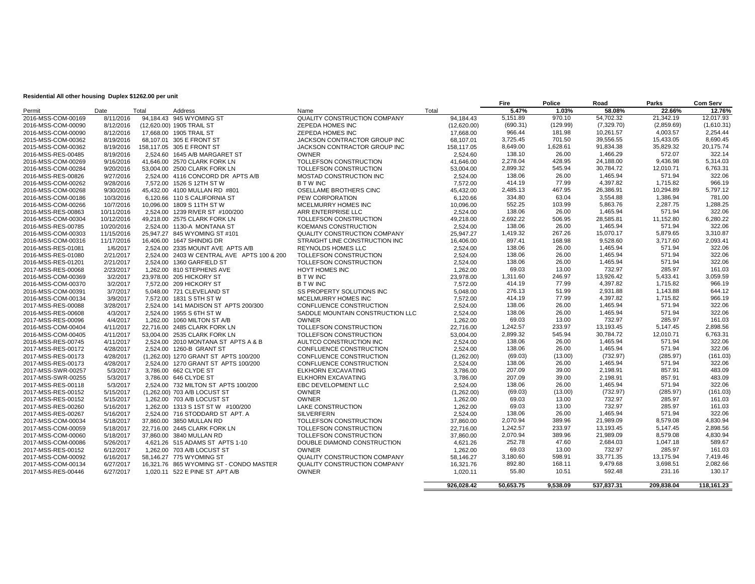**Residential All other housing Duplex $1262.00 per unit**

| Permit | Date | Total | Address | Name | Total | Fire 5.47% | Police 1.03% | Road 58.08% | Parks 22.66% | Com Serv 12.76% |
|---|---|---|---|---|---|---|---|---|---|---|
| 2016-MSS-COM-00169 | 8/11/2016 | 94,184.43 | 945 WYOMING ST | QUALITY CONSTRUCTION COMPANY | 94,184.43 | 5,151.89 | 970.10 | 54,702.32 | 21,342.19 | 12,017.93 |
| 2016-MSS-COM-00090 | 8/12/2016 | (12,620.00) | 1905 TRAIL ST | ZEPEDA HOMES INC | (12,620.00) | (690.31) | (129.99) | (7,329.70) | (2,859.69) | (1,610.31) |
| 2016-MSS-COM-00090 | 8/12/2016 | 17,668.00 | 1905 TRAIL ST | ZEPEDA HOMES INC | 17,668.00 | 966.44 | 181.98 | 10,261.57 | 4,003.57 | 2,254.44 |
| 2015-MSS-COM-00362 | 8/19/2016 | 68,107.01 | 305 E FRONT ST | JACKSON CONTRACTOR GROUP INC | 68,107.01 | 3,725.45 | 701.50 | 39,556.55 | 15,433.05 | 8,690.45 |
| 2015-MSS-COM-00362 | 8/19/2016 | 158,117.05 | 305 E FRONT ST | JACKSON CONTRACTOR GROUP INC | 158,117.05 | 8,649.00 | 1,628.61 | 91,834.38 | 35,829.32 | 20,175.74 |
| 2016-MSS-RES-00485 | 8/19/2016 | 2,524.60 | 1645 A/B MARGARET ST | OWNER | 2,524.60 | 138.10 | 26.00 | 1,466.29 | 572.07 | 322.14 |
| 2016-MSS-COM-00269 | 9/16/2016 | 41,646.00 | 2570 CLARK FORK LN | TOLLEFSON CONSTRUCTION | 41,646.00 | 2,278.04 | 428.95 | 24,188.00 | 9,436.98 | 5,314.03 |
| 2016-MSS-COM-00284 | 9/20/2016 | 53,004.00 | 2500 CLARK FORK LN | TOLLEFSON CONSTRUCTION | 53,004.00 | 2,899.32 | 545.94 | 30,784.72 | 12,010.71 | 6,763.31 |
| 2016-MSS-RES-00826 | 9/27/2016 | 2,524.00 | 4116 CONCORD DR APTS A/B | MOSTAD CONSTRUCTION INC | 2,524.00 | 138.06 | 26.00 | 1,465.94 | 571.94 | 322.06 |
| 2016-MSS-COM-00262 | 9/28/2016 | 7,572.00 | 1526 S 12TH ST W | B T W INC | 7,572.00 | 414.19 | 77.99 | 4,397.82 | 1,715.82 | 966.19 |
| 2016-MSS-COM-00268 | 9/30/2016 | 45,432.00 | 4100 MULLAN RD #801 | OSELLAME BROTHERS CINC | 45,432.00 | 2,485.13 | 467.95 | 26,386.91 | 10,294.89 | 5,797.12 |
| 2016-MSS-COM-00186 | 10/3/2016 | 6,120.66 | 110 S CALIFORNIA ST | PEW CORPORATION | 6,120.66 | 334.80 | 63.04 | 3,554.88 | 1,386.94 | 781.00 |
| 2016-MSS-COM-00266 | 10/7/2016 | 10,096.00 | 1809 S 11TH ST W | MCELMURRY HOMES INC | 10,096.00 | 552.25 | 103.99 | 5,863.76 | 2,287.75 | 1,288.25 |
| 2016-MSS-RES-00863 | 10/11/2016 | 2,524.00 | 1239 RIVER ST #100/200 | ARR ENTERPRISE LLC | 2,524.00 | 138.06 | 26.00 | 1,465.94 | 571.94 | 322.06 |
| 2016-MSS-COM-00304 | 10/12/2016 | 49,218.00 | 2575 CLARK FORK LN | TOLLEFSON CONSTRUCTION | 49,218.00 | 2,692.22 | 506.95 | 28,585.81 | 11,152.80 | 6,280.22 |
| 2016-MSS-RES-00785 | 10/20/2016 | 2,524.00 | 1130-A MONTANA ST | KOEMANS CONSTRUCTION | 2,524.00 | 138.06 | 26.00 | 1,465.94 | 571.94 | 322.06 |
| 2016-MSS-COM-00303 | 11/15/2016 | 25,947.27 | 845 WYOMING ST #101 | QUALITY CONSTRUCTION COMPANY | 25,947.27 | 1,419.32 | 267.26 | 15,070.17 | 5,879.65 | 3,310.87 |
| 2016-MSS-COM-00316 | 11/17/2016 | 16,406.00 | 1647 SHINDIG DR | STRAIGHT LINE CONSTRUCTION INC | 16,406.00 | 897.41 | 168.98 | 9,528.60 | 3,717.60 | 2,093.41 |
| 2016-MSS-RES-01081 | 1/6/2017 | 2,524.00 | 2335 MOUNT AVE APTS A/B | REYNOLDS HOMES LLC | 2,524.00 | 138.06 | 26.00 | 1,465.94 | 571.94 | 322.06 |
| 2016-MSS-RES-01080 | 2/21/2017 | 2,524.00 | 2403 W CENTRAL AVE APTS 100 & 200 | TOLLEFSON CONSTRUCTION | 2,524.00 | 138.06 | 26.00 | 1,465.94 | 571.94 | 322.06 |
| 2016-MSS-RES-01201 | 2/21/2017 | 2,524.00 | 1360 GARFIELD ST | TOLLEFSON CONSTRUCTION | 2,524.00 | 138.06 | 26.00 | 1,465.94 | 571.94 | 322.06 |
| 2017-MSS-RES-00068 | 2/23/2017 | 1,262.00 | 810 STEPHENS AVE | HOYT HOMES INC | 1,262.00 | 69.03 | 13.00 | 732.97 | 285.97 | 161.03 |
| 2016-MSS-COM-00369 | 3/2/2017 | 23,978.00 | 205 HICKORY ST | B T W INC | 23,978.00 | 1,311.60 | 246.97 | 13,926.42 | 5,433.41 | 3,059.59 |
| 2016-MSS-COM-00370 | 3/2/2017 | 7,572.00 | 209 HICKORY ST | B T W INC | 7,572.00 | 414.19 | 77.99 | 4,397.82 | 1,715.82 | 966.19 |
| 2016-MSS-COM-00391 | 3/7/2017 | 5,048.00 | 721 CLEVELAND ST | SS PROPERTY SOLUTIONS INC | 5,048.00 | 276.13 | 51.99 | 2,931.88 | 1,143.88 | 644.12 |
| 2016-MSS-COM-00134 | 3/9/2017 | 7,572.00 | 1831 S 5TH ST W | MCELMURRY HOMES INC | 7,572.00 | 414.19 | 77.99 | 4,397.82 | 1,715.82 | 966.19 |
| 2017-MSS-RES-00088 | 3/28/2017 | 2,524.00 | 141 MADISON ST APTS 200/300 | CONFLUENCE CONSTRUCTION | 2,524.00 | 138.06 | 26.00 | 1,465.94 | 571.94 | 322.06 |
| 2016-MSS-RES-00608 | 4/3/2017 | 2,524.00 | 1955 S 6TH ST W | SADDLE MOUNTAIN CONSTRUCTION LLC | 2,524.00 | 138.06 | 26.00 | 1,465.94 | 571.94 | 322.06 |
| 2017-MSS-RES-00096 | 4/4/2017 | 1,262.00 | 1060 MILTON ST A/B | OWNER | 1,262.00 | 69.03 | 13.00 | 732.97 | 285.97 | 161.03 |
| 2016-MSS-COM-00404 | 4/11/2017 | 22,716.00 | 2485 CLARK FORK LN | TOLLEFSON CONSTRUCTION | 22,716.00 | 1,242.57 | 233.97 | 13,193.45 | 5,147.45 | 2,898.56 |
| 2016-MSS-COM-00405 | 4/11/2017 | 53,004.00 | 2535 CLARK FORK LN | TOLLEFSON CONSTRUCTION | 53,004.00 | 2,899.32 | 545.94 | 30,784.72 | 12,010.71 | 6,763.31 |
| 2016-MSS-RES-00745 | 4/11/2017 | 2,524.00 | 2010 MONTANA ST APTS A & B | AULTCO CONSTRUCTION INC | 2,524.00 | 138.06 | 26.00 | 1,465.94 | 571.94 | 322.06 |
| 2017-MSS-RES-00172 | 4/28/2017 | 2,524.00 | 1260-B GRANT ST | CONFLUENCE CONSTRUCTION | 2,524.00 | 138.06 | 26.00 | 1,465.94 | 571.94 | 322.06 |
| 2017-MSS-RES-00173 | 4/28/2017 | (1,262.00) | 1270 GRANT ST APTS 100/200 | CONFLUENCE CONSTRUCTION | (1,262.00) | (69.03) | (13.00) | (732.97) | (285.97) | (161.03) |
| 2017-MSS-RES-00173 | 4/28/2017 | 2,524.00 | 1270 GRANT ST APTS 100/200 | CONFLUENCE CONSTRUCTION | 2,524.00 | 138.06 | 26.00 | 1,465.94 | 571.94 | 322.06 |
| 2017-MSS-SWR-00257 | 5/3/2017 | 3,786.00 | 662 CLYDE ST | ELKHORN EXCAVATING | 3,786.00 | 207.09 | 39.00 | 2,198.91 | 857.91 | 483.09 |
| 2017-MSS-SWR-00255 | 5/3/2017 | 3,786.00 | 646 CLYDE ST | ELKHORN EXCAVATING | 3,786.00 | 207.09 | 39.00 | 2,198.91 | 857.91 | 483.09 |
| 2017-MSS-RES-00118 | 5/3/2017 | 2,524.00 | 732 MILTON ST APTS 100/200 | EBC DEVELOPMENT LLC | 2,524.00 | 138.06 | 26.00 | 1,465.94 | 571.94 | 322.06 |
| 2017-MSS-RES-00152 | 5/15/2017 | (1,262.00) | 703 A/B LOCUST ST | OWNER | (1,262.00) | (69.03) | (13.00) | (732.97) | (285.97) | (161.03) |
| 2017-MSS-RES-00152 | 5/15/2017 | 1,262.00 | 703 A/B LOCUST ST | OWNER | 1,262.00 | 69.03 | 13.00 | 732.97 | 285.97 | 161.03 |
| 2017-MSS-RES-00260 | 5/16/2017 | 1,262.00 | 1313 S 1ST ST W #100/200 | LAKE CONSTRUCTION | 1,262.00 | 69.03 | 13.00 | 732.97 | 285.97 | 161.03 |
| 2017-MSS-RES-00267 | 5/16/2017 | 2,524.00 | 716 STODDARD ST APT. A | SILVERFERN | 2,524.00 | 138.06 | 26.00 | 1,465.94 | 571.94 | 322.06 |
| 2017-MSS-COM-00034 | 5/18/2017 | 37,860.00 | 3850 MULLAN RD | TOLLEFSON CONSTRUCTION | 37,860.00 | 2,070.94 | 389.96 | 21,989.09 | 8,579.08 | 4,830.94 |
| 2017-MSS-COM-00059 | 5/18/2017 | 22,716.00 | 2445 CLARK FORK LN | TOLLEFSON CONSTRUCTION | 22,716.00 | 1,242.57 | 233.97 | 13,193.45 | 5,147.45 | 2,898.56 |
| 2017-MSS-COM-00060 | 5/18/2017 | 37,860.00 | 3840 MULLAN RD | TOLLEFSON CONSTRUCTION | 37,860.00 | 2,070.94 | 389.96 | 21,989.09 | 8,579.08 | 4,830.94 |
| 2017-MSS-COM-00086 | 5/26/2017 | 4,621.26 | 515 ADAMS ST APTS 1-10 | DOUBLE DIAMOND CONSTRUCTION | 4,621.26 | 252.78 | 47.60 | 2,684.03 | 1,047.18 | 589.67 |
| 2017-MSS-RES-00152 | 6/12/2017 | 1,262.00 | 703 A/B LOCUST ST | OWNER | 1,262.00 | 69.03 | 13.00 | 732.97 | 285.97 | 161.03 |
| 2017-MSS-COM-00092 | 6/16/2017 | 58,146.27 | 775 WYOMING ST | QUALITY CONSTRUCTION COMPANY | 58,146.27 | 3,180.60 | 598.91 | 33,771.35 | 13,175.94 | 7,419.46 |
| 2017-MSS-COM-00134 | 6/27/2017 | 16,321.76 | 865 WYOMING ST - CONDO MASTER | QUALITY CONSTRUCTION COMPANY | 16,321.76 | 892.80 | 168.11 | 9,479.68 | 3,698.51 | 2,082.66 |
| 2017-MSS-RES-00446 | 6/27/2017 | 1,020.11 | 522 E PINE ST APT A/B | OWNER | 1,020.11 | 55.80 | 10.51 | 592.48 | 231.16 | 130.17 |
| | | | | | **926,028.42** | **50,653.75** | **9,538.09** | **537,837.31** | **209,838.04** | **118,161.23** |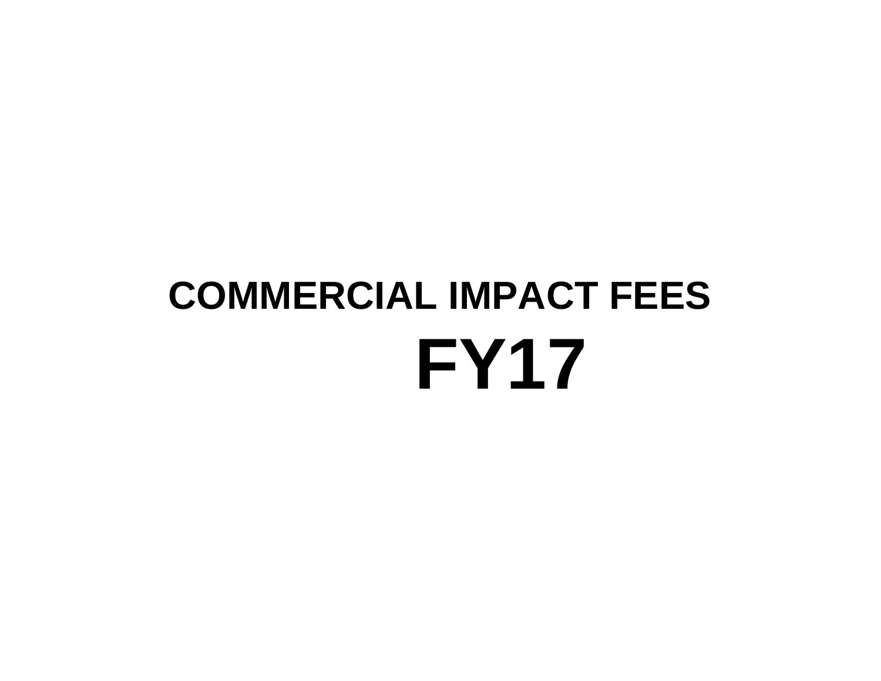# COMMERCIAL IMPACT FEES

# FY17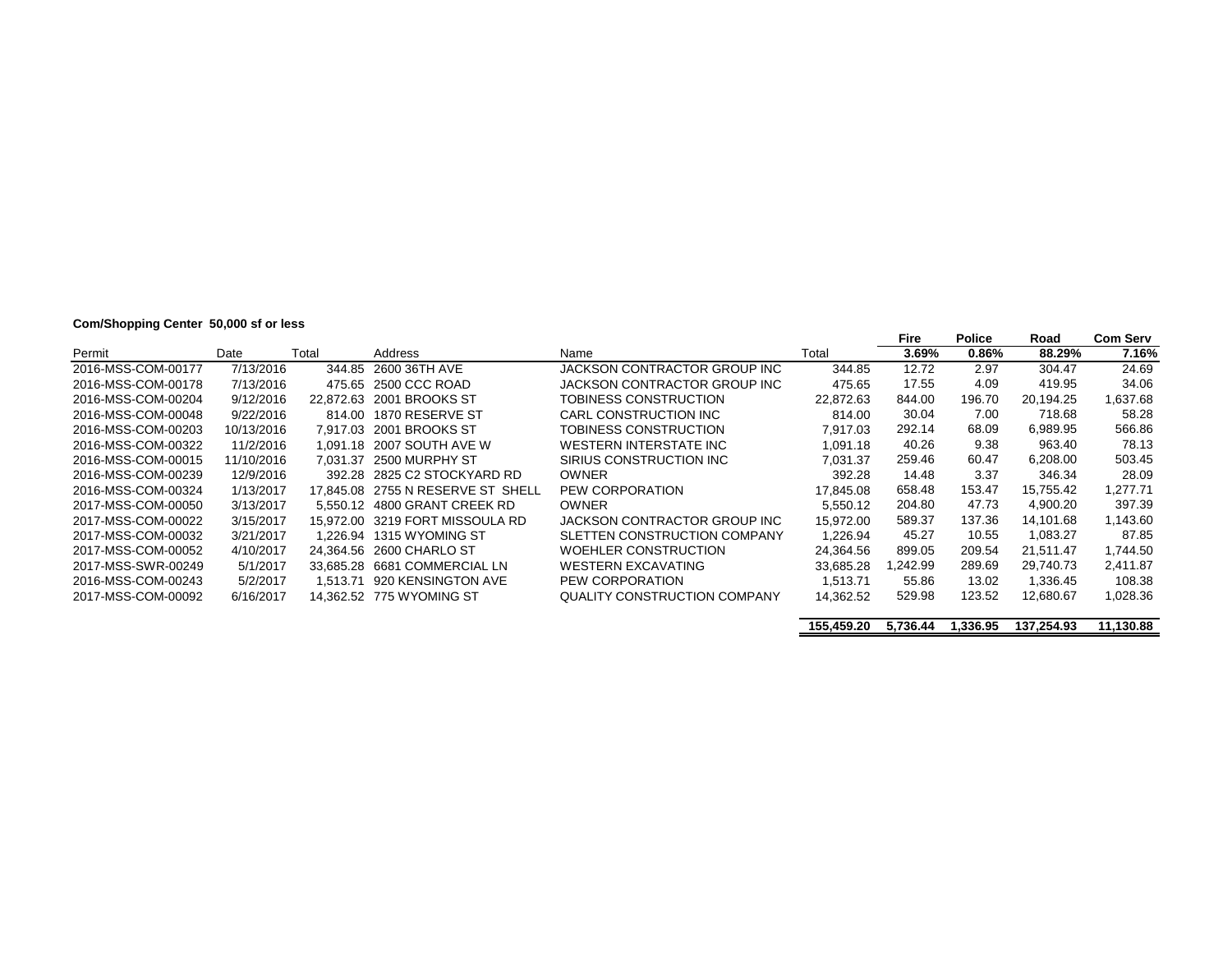**Com/Shopping Center 50,000 sf or less**

| Permit | Date | Total | Address | Name | Total | Fire 3.69% | Police 0.86% | Road 88.29% | Com Serv 7.16% |
|---|---|---|---|---|---|---|---|---|---|
| 2016-MSS-COM-00177 | 7/13/2016 | 344.85 | 2600 36TH AVE | JACKSON CONTRACTOR GROUP INC | 344.85 | 12.72 | 2.97 | 304.47 | 24.69 |
| 2016-MSS-COM-00178 | 7/13/2016 | 475.65 | 2500 CCC ROAD | JACKSON CONTRACTOR GROUP INC | 475.65 | 17.55 | 4.09 | 419.95 | 34.06 |
| 2016-MSS-COM-00204 | 9/12/2016 | 22,872.63 | 2001 BROOKS ST | TOBINESS CONSTRUCTION | 22,872.63 | 844.00 | 196.70 | 20,194.25 | 1,637.68 |
| 2016-MSS-COM-00048 | 9/22/2016 | 814.00 | 1870 RESERVE ST | CARL CONSTRUCTION INC | 814.00 | 30.04 | 7.00 | 718.68 | 58.28 |
| 2016-MSS-COM-00203 | 10/13/2016 | 7,917.03 | 2001 BROOKS ST | TOBINESS CONSTRUCTION | 7,917.03 | 292.14 | 68.09 | 6,989.95 | 566.86 |
| 2016-MSS-COM-00322 | 11/2/2016 | 1,091.18 | 2007 SOUTH AVE W | WESTERN INTERSTATE INC | 1,091.18 | 40.26 | 9.38 | 963.40 | 78.13 |
| 2016-MSS-COM-00015 | 11/10/2016 | 7,031.37 | 2500 MURPHY ST | SIRIUS CONSTRUCTION INC | 7,031.37 | 259.46 | 60.47 | 6,208.00 | 503.45 |
| 2016-MSS-COM-00239 | 12/9/2016 | 392.28 | 2825 C2 STOCKYARD RD | OWNER | 392.28 | 14.48 | 3.37 | 346.34 | 28.09 |
| 2016-MSS-COM-00324 | 1/13/2017 | 17,845.08 | 2755 N RESERVE ST SHELL | PEW CORPORATION | 17,845.08 | 658.48 | 153.47 | 15,755.42 | 1,277.71 |
| 2017-MSS-COM-00050 | 3/13/2017 | 5,550.12 | 4800 GRANT CREEK RD | OWNER | 5,550.12 | 204.80 | 47.73 | 4,900.20 | 397.39 |
| 2017-MSS-COM-00022 | 3/15/2017 | 15,972.00 | 3219 FORT MISSOULA RD | JACKSON CONTRACTOR GROUP INC | 15,972.00 | 589.37 | 137.36 | 14,101.68 | 1,143.60 |
| 2017-MSS-COM-00032 | 3/21/2017 | 1,226.94 | 1315 WYOMING ST | SLETTEN CONSTRUCTION COMPANY | 1,226.94 | 45.27 | 10.55 | 1,083.27 | 87.85 |
| 2017-MSS-COM-00052 | 4/10/2017 | 24,364.56 | 2600 CHARLO ST | WOEHLER CONSTRUCTION | 24,364.56 | 899.05 | 209.54 | 21,511.47 | 1,744.50 |
| 2017-MSS-SWR-00249 | 5/1/2017 | 33,685.28 | 6681 COMMERCIAL LN | WESTERN EXCAVATING | 33,685.28 | 1,242.99 | 289.69 | 29,740.73 | 2,411.87 |
| 2016-MSS-COM-00243 | 5/2/2017 | 1,513.71 | 920 KENSINGTON AVE | PEW CORPORATION | 1,513.71 | 55.86 | 13.02 | 1,336.45 | 108.38 |
| 2017-MSS-COM-00092 | 6/16/2017 | 14,362.52 | 775 WYOMING ST | QUALITY CONSTRUCTION COMPANY | 14,362.52 | 529.98 | 123.52 | 12,680.67 | 1,028.36 |
| | | | | | **155,459.20** | **5,736.44** | **1,336.95** | **137,254.93** | **11,130.88** |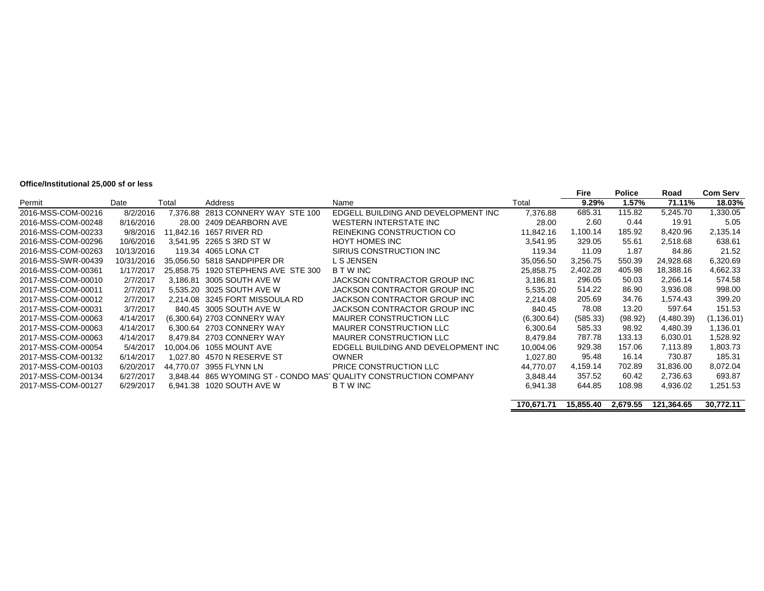**Office/Institutional 25,000 sf or less**

| Permit | Date | Total | Address | Name | Total | Fire | Police | Road | Com Serv |
|---|---|---|---|---|---|---|---|---|---|
| | | | | | | **9.29%** | **1.57%** | **71.11%** | **18.03%** |
| 2016-MSS-COM-00216 | 8/2/2016 | 7,376.88 | 2813 CONNERY WAY STE 100 | EDGELL BUILDING AND DEVELOPMENT INC | 7,376.88 | 685.31 | 115.82 | 5,245.70 | 1,330.05 |
| 2016-MSS-COM-00248 | 8/16/2016 | 28.00 | 2409 DEARBORN AVE | WESTERN INTERSTATE INC | 28.00 | 2.60 | 0.44 | 19.91 | 5.05 |
| 2016-MSS-COM-00233 | 9/8/2016 | 11,842.16 | 1657 RIVER RD | REINEKING CONSTRUCTION CO | 11,842.16 | 1,100.14 | 185.92 | 8,420.96 | 2,135.14 |
| 2016-MSS-COM-00296 | 10/6/2016 | 3,541.95 | 2265 S 3RD ST W | HOYT HOMES INC | 3,541.95 | 329.05 | 55.61 | 2,518.68 | 638.61 |
| 2016-MSS-COM-00263 | 10/13/2016 | 119.34 | 4065 LONA CT | SIRIUS CONSTRUCTION INC | 119.34 | 11.09 | 1.87 | 84.86 | 21.52 |
| 2016-MSS-SWR-00439 | 10/31/2016 | 35,056.50 | 5818 SANDPIPER DR | L S JENSEN | 35,056.50 | 3,256.75 | 550.39 | 24,928.68 | 6,320.69 |
| 2016-MSS-COM-00361 | 1/17/2017 | 25,858.75 | 1920 STEPHENS AVE STE 300 | B T W INC | 25,858.75 | 2,402.28 | 405.98 | 18,388.16 | 4,662.33 |
| 2017-MSS-COM-00010 | 2/7/2017 | 3,186.81 | 3005 SOUTH AVE W | JACKSON CONTRACTOR GROUP INC | 3,186.81 | 296.05 | 50.03 | 2,266.14 | 574.58 |
| 2017-MSS-COM-00011 | 2/7/2017 | 5,535.20 | 3025 SOUTH AVE W | JACKSON CONTRACTOR GROUP INC | 5,535.20 | 514.22 | 86.90 | 3,936.08 | 998.00 |
| 2017-MSS-COM-00012 | 2/7/2017 | 2,214.08 | 3245 FORT MISSOULA RD | JACKSON CONTRACTOR GROUP INC | 2,214.08 | 205.69 | 34.76 | 1,574.43 | 399.20 |
| 2017-MSS-COM-00031 | 3/7/2017 | 840.45 | 3005 SOUTH AVE W | JACKSON CONTRACTOR GROUP INC | 840.45 | 78.08 | 13.20 | 597.64 | 151.53 |
| 2017-MSS-COM-00063 | 4/14/2017 | (6,300.64) | 2703 CONNERY WAY | MAURER CONSTRUCTION LLC | (6,300.64) | (585.33) | (98.92) | (4,480.39) | (1,136.01) |
| 2017-MSS-COM-00063 | 4/14/2017 | 6,300.64 | 2703 CONNERY WAY | MAURER CONSTRUCTION LLC | 6,300.64 | 585.33 | 98.92 | 4,480.39 | 1,136.01 |
| 2017-MSS-COM-00063 | 4/14/2017 | 8,479.84 | 2703 CONNERY WAY | MAURER CONSTRUCTION LLC | 8,479.84 | 787.78 | 133.13 | 6,030.01 | 1,528.92 |
| 2017-MSS-COM-00054 | 5/4/2017 | 10,004.06 | 1055 MOUNT AVE | EDGELL BUILDING AND DEVELOPMENT INC | 10,004.06 | 929.38 | 157.06 | 7,113.89 | 1,803.73 |
| 2017-MSS-COM-00132 | 6/14/2017 | 1,027.80 | 4570 N RESERVE ST | OWNER | 1,027.80 | 95.48 | 16.14 | 730.87 | 185.31 |
| 2017-MSS-COM-00103 | 6/20/2017 | 44,770.07 | 3955 FLYNN LN | PRICE CONSTRUCTION LLC | 44,770.07 | 4,159.14 | 702.89 | 31,836.00 | 8,072.04 |
| 2017-MSS-COM-00134 | 6/27/2017 | 3,848.44 | 865 WYOMING ST - CONDO MAST | QUALITY CONSTRUCTION COMPANY | 3,848.44 | 357.52 | 60.42 | 2,736.63 | 693.87 |
| 2017-MSS-COM-00127 | 6/29/2017 | 6,941.38 | 1020 SOUTH AVE W | B T W INC | 6,941.38 | 644.85 | 108.98 | 4,936.02 | 1,251.53 |
| | | | | | **170,671.71** | **15,855.40** | **2,679.55** | **121,364.65** | **30,772.11** |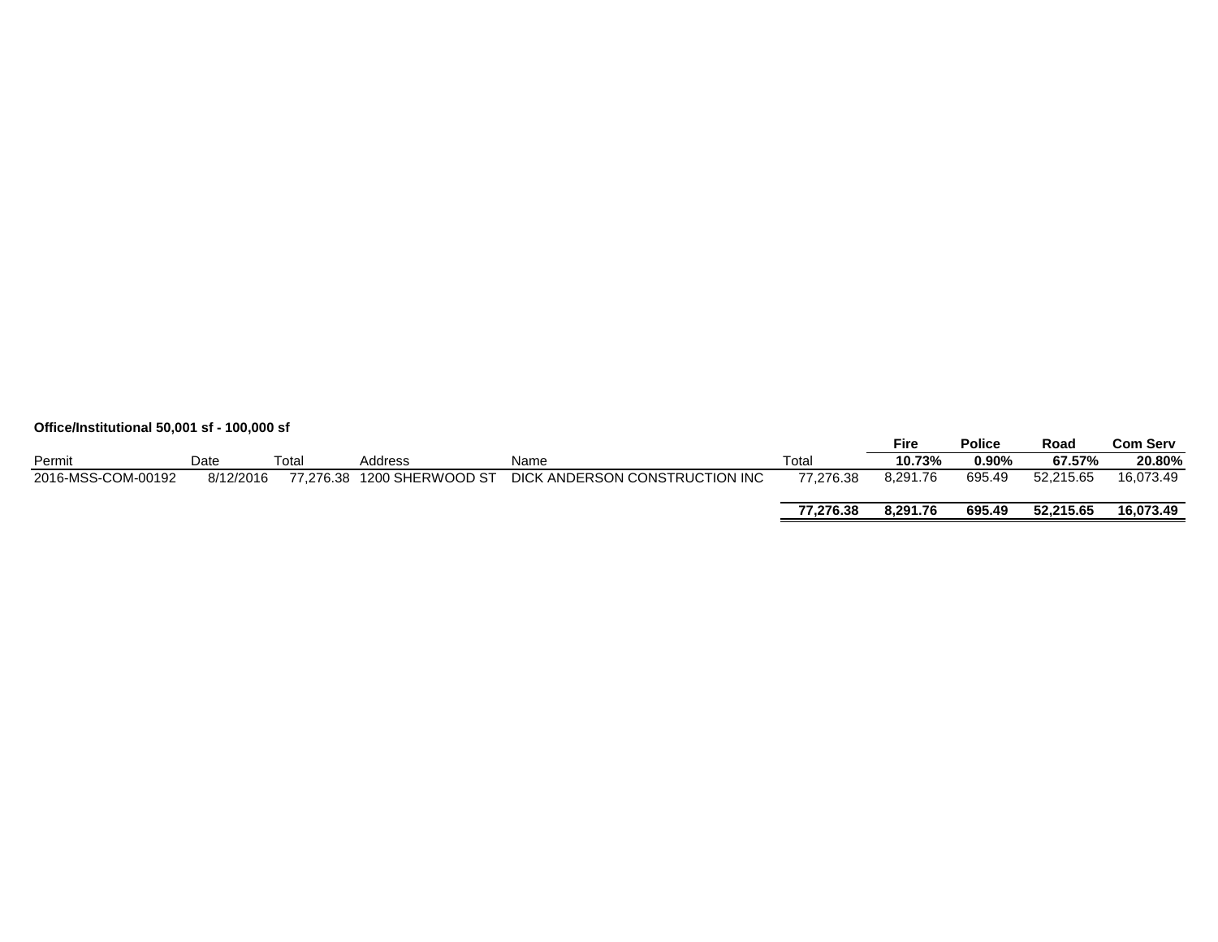**Office/Institutional 50,001 sf - 100,000 sf**

| Permit | Date | Total | Address | Name | Total | Fire | Police | Road | Com Serv |
|---|---|---|---|---|---|---|---|---|---|
| | | | | | | **10.73%** | **0.90%** | **67.57%** | **20.80%** |
| 2016-MSS-COM-00192 | 8/12/2016 | 77,276.38 | 1200 SHERWOOD ST | DICK ANDERSON CONSTRUCTION INC | 77,276.38 | 8,291.76 | 695.49 | 52,215.65 | 16,073.49 |
| | | | | | **77,276.38** | **8,291.76** | **695.49** | **52,215.65** | **16,073.49** |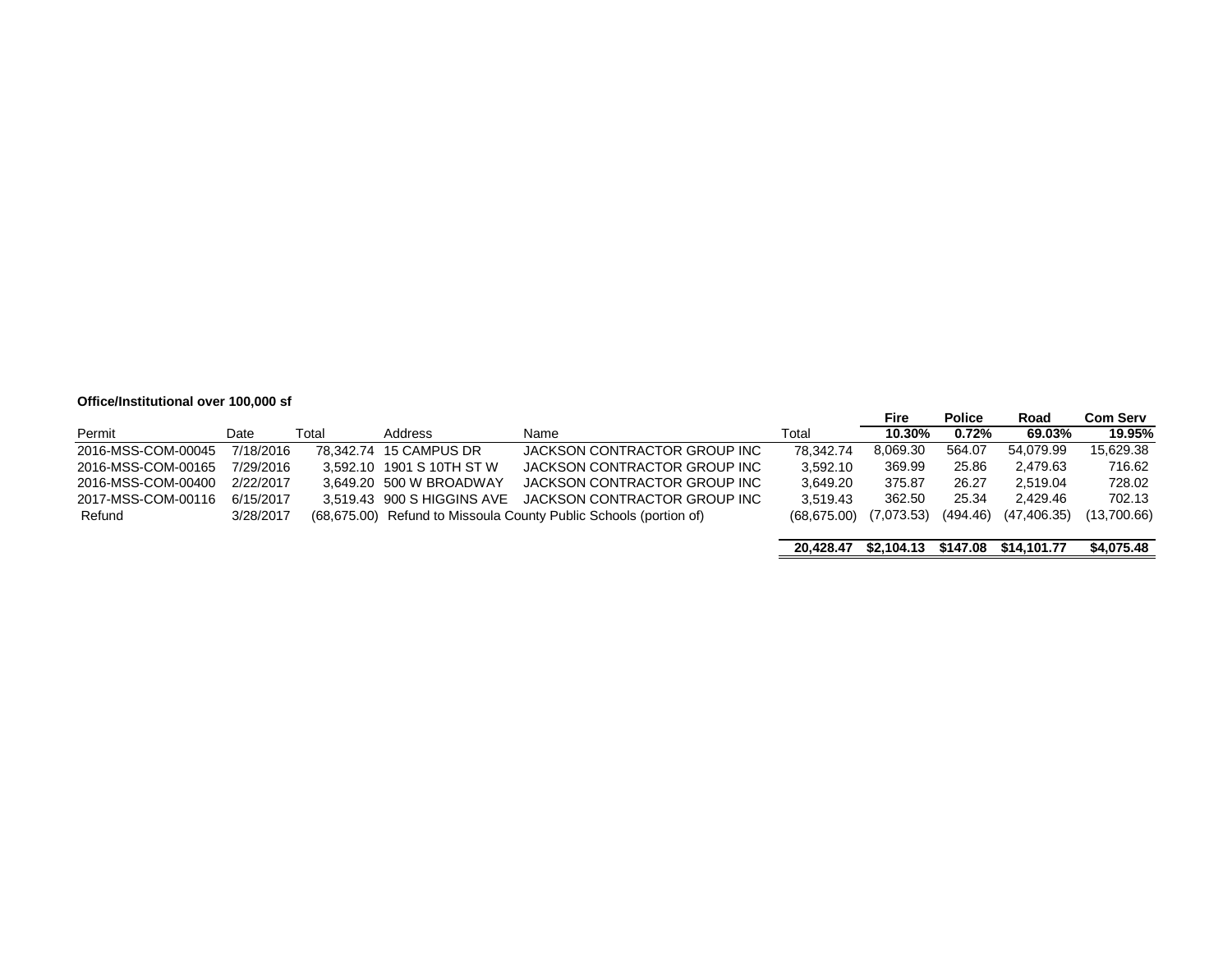**Office/Institutional over 100,000 sf**

| Permit | Date | Total | Address | Name | Total | Fire 10.30% | Police 0.72% | Road 69.03% | Com Serv 19.95% |
|---|---|---|---|---|---|---|---|---|---|
| 2016-MSS-COM-00045 | 7/18/2016 | 78,342.74 | 15 CAMPUS DR | JACKSON CONTRACTOR GROUP INC | 78,342.74 | 8,069.30 | 564.07 | 54,079.99 | 15,629.38 |
| 2016-MSS-COM-00165 | 7/29/2016 | 3,592.10 | 1901 S 10TH ST W | JACKSON CONTRACTOR GROUP INC | 3,592.10 | 369.99 | 25.86 | 2,479.63 | 716.62 |
| 2016-MSS-COM-00400 | 2/22/2017 | 3,649.20 | 500 W BROADWAY | JACKSON CONTRACTOR GROUP INC | 3,649.20 | 375.87 | 26.27 | 2,519.04 | 728.02 |
| 2017-MSS-COM-00116 | 6/15/2017 | 3,519.43 | 900 S HIGGINS AVE | JACKSON CONTRACTOR GROUP INC | 3,519.43 | 362.50 | 25.34 | 2,429.46 | 702.13 |
| Refund | 3/28/2017 | (68,675.00) | Refund to Missoula County Public Schools (portion of) | | (68,675.00) | (7,073.53) | (494.46) | (47,406.35) | (13,700.66) |
| | | | | | **20,428.47** | **$2,104.13** | **$147.08** | **$14,101.77** | **$4,075.48** |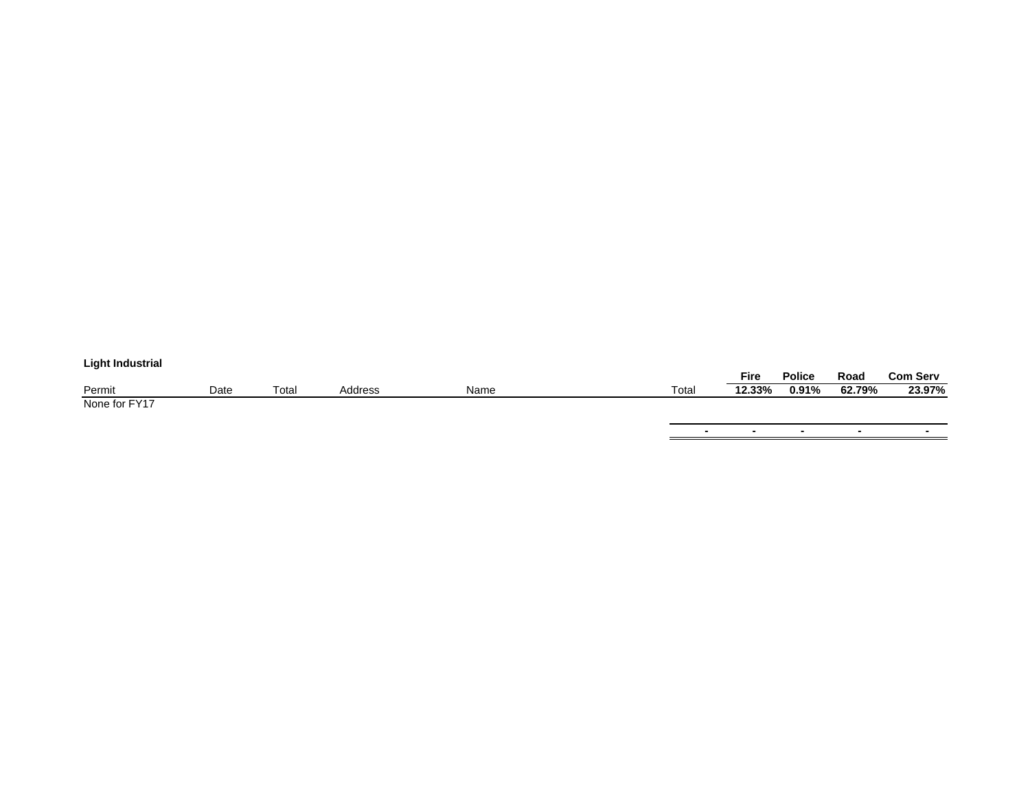**Light Industrial**

| Permit | Date | Total | Address | Name | Total | Fire<br>12.33% | Police<br>0.91% | Road<br>62.79% | Com Serv<br>23.97% |
|---|---|---|---|---|---|---|---|---|---|
| None for FY17 | | | | | | | | | |
| | | | | | - | - | - | - | - |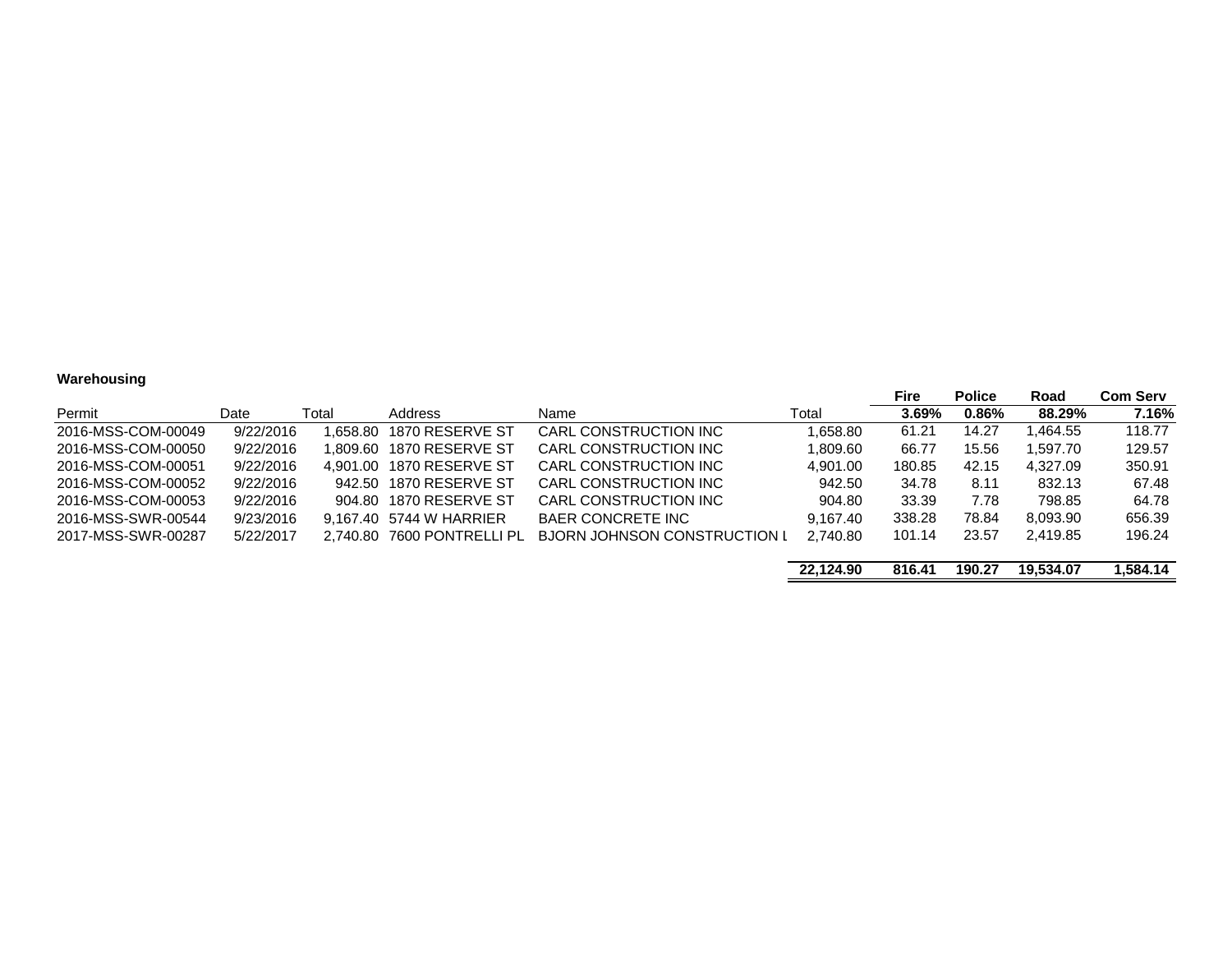**Warehousing**

| Permit | Date | Total | Address | Name | Total | Fire 3.69% | Police 0.86% | Road 88.29% | Com Serv 7.16% |
|---|---|---|---|---|---|---|---|---|---|
| 2016-MSS-COM-00049 | 9/22/2016 | 1,658.80 | 1870 RESERVE ST | CARL CONSTRUCTION INC | 1,658.80 | 61.21 | 14.27 | 1,464.55 | 118.77 |
| 2016-MSS-COM-00050 | 9/22/2016 | 1,809.60 | 1870 RESERVE ST | CARL CONSTRUCTION INC | 1,809.60 | 66.77 | 15.56 | 1,597.70 | 129.57 |
| 2016-MSS-COM-00051 | 9/22/2016 | 4,901.00 | 1870 RESERVE ST | CARL CONSTRUCTION INC | 4,901.00 | 180.85 | 42.15 | 4,327.09 | 350.91 |
| 2016-MSS-COM-00052 | 9/22/2016 | 942.50 | 1870 RESERVE ST | CARL CONSTRUCTION INC | 942.50 | 34.78 | 8.11 | 832.13 | 67.48 |
| 2016-MSS-COM-00053 | 9/22/2016 | 904.80 | 1870 RESERVE ST | CARL CONSTRUCTION INC | 904.80 | 33.39 | 7.78 | 798.85 | 64.78 |
| 2016-MSS-SWR-00544 | 9/23/2016 | 9,167.40 | 5744 W HARRIER | BAER CONCRETE INC | 9,167.40 | 338.28 | 78.84 | 8,093.90 | 656.39 |
| 2017-MSS-SWR-00287 | 5/22/2017 | 2,740.80 | 7600 PONTRELLI PL | BJORN JOHNSON CONSTRUCTION L | 2,740.80 | 101.14 | 23.57 | 2,419.85 | 196.24 |
| | | | | | **22,124.90** | **816.41** | **190.27** | **19,534.07** | **1,584.14** |